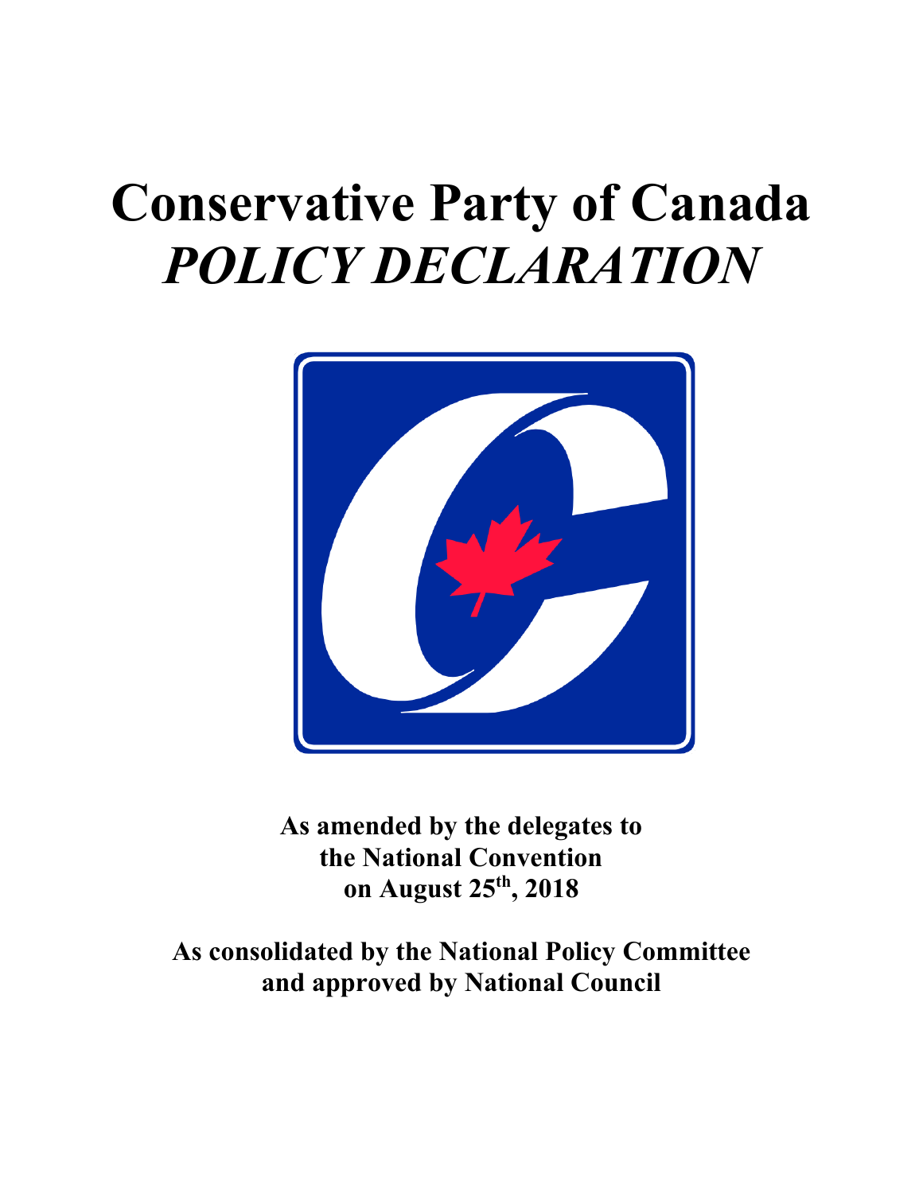# Conservative Party of Canada
# *POLICY DECLARATION*

**As amended by the delegates to the National Convention on August 25th, 2018**

**As consolidated by the National Policy Committee and approved by National Council**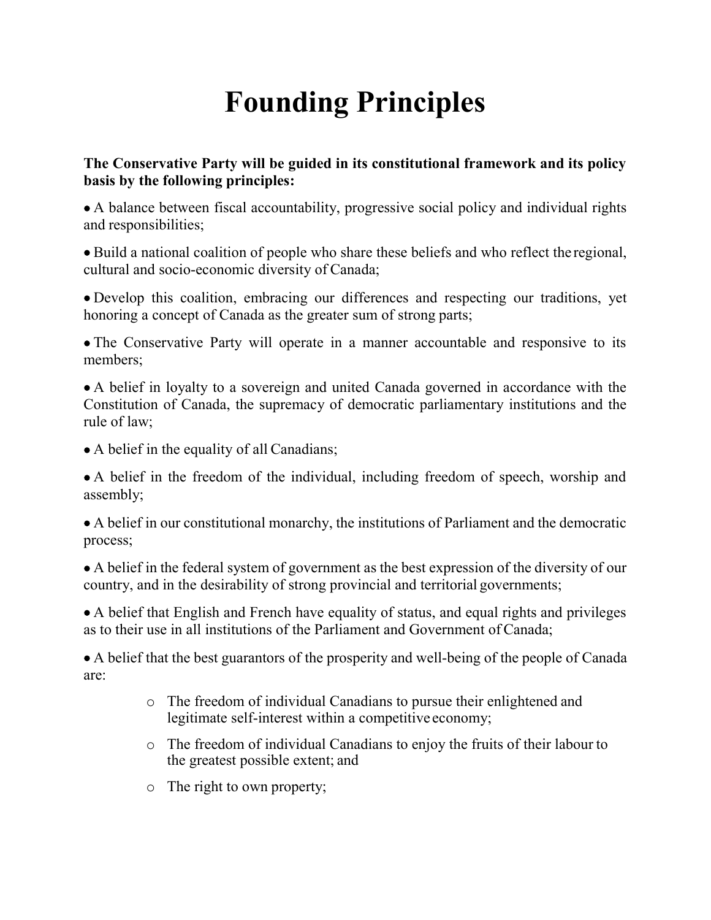# Founding Principles

**The Conservative Party will be guided in its constitutional framework and its policy basis by the following principles:**

- A balance between fiscal accountability, progressive social policy and individual rights and responsibilities;
- Build a national coalition of people who share these beliefs and who reflect the regional, cultural and socio-economic diversity of Canada;
- Develop this coalition, embracing our differences and respecting our traditions, yet honoring a concept of Canada as the greater sum of strong parts;
- The Conservative Party will operate in a manner accountable and responsive to its members;
- A belief in loyalty to a sovereign and united Canada governed in accordance with the Constitution of Canada, the supremacy of democratic parliamentary institutions and the rule of law;
- A belief in the equality of all Canadians;
- A belief in the freedom of the individual, including freedom of speech, worship and assembly;
- A belief in our constitutional monarchy, the institutions of Parliament and the democratic process;
- A belief in the federal system of government as the best expression of the diversity of our country, and in the desirability of strong provincial and territorial governments;
- A belief that English and French have equality of status, and equal rights and privileges as to their use in all institutions of the Parliament and Government of Canada;
- A belief that the best guarantors of the prosperity and well-being of the people of Canada are:
    - The freedom of individual Canadians to pursue their enlightened and legitimate self-interest within a competitive economy;
    - The freedom of individual Canadians to enjoy the fruits of their labour to the greatest possible extent; and
    - The right to own property;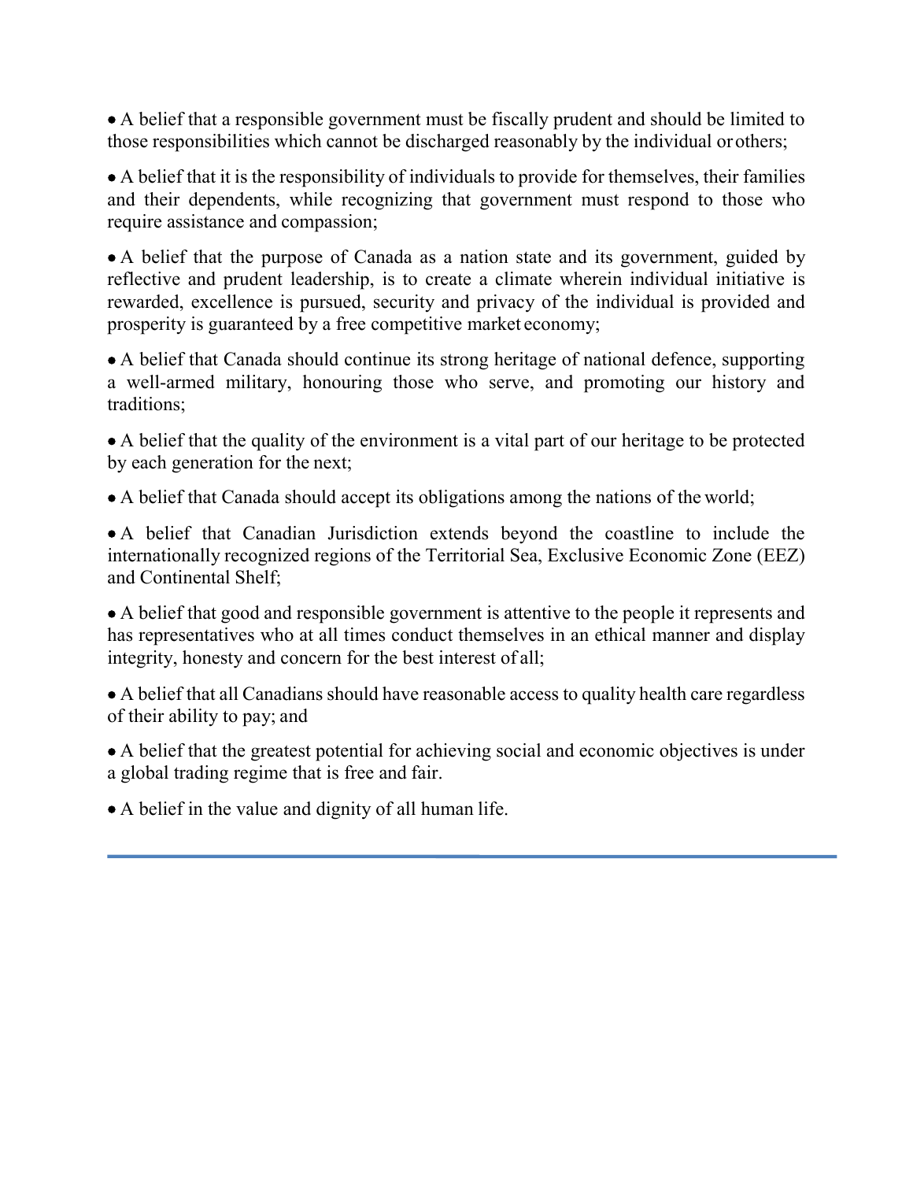- A belief that a responsible government must be fiscally prudent and should be limited to those responsibilities which cannot be discharged reasonably by the individual or others;

- A belief that it is the responsibility of individuals to provide for themselves, their families and their dependents, while recognizing that government must respond to those who require assistance and compassion;

- A belief that the purpose of Canada as a nation state and its government, guided by reflective and prudent leadership, is to create a climate wherein individual initiative is rewarded, excellence is pursued, security and privacy of the individual is provided and prosperity is guaranteed by a free competitive market economy;

- A belief that Canada should continue its strong heritage of national defence, supporting a well-armed military, honouring those who serve, and promoting our history and traditions;

- A belief that the quality of the environment is a vital part of our heritage to be protected by each generation for the next;

- A belief that Canada should accept its obligations among the nations of the world;

- A belief that Canadian Jurisdiction extends beyond the coastline to include the internationally recognized regions of the Territorial Sea, Exclusive Economic Zone (EEZ) and Continental Shelf;

- A belief that good and responsible government is attentive to the people it represents and has representatives who at all times conduct themselves in an ethical manner and display integrity, honesty and concern for the best interest of all;

- A belief that all Canadians should have reasonable access to quality health care regardless of their ability to pay; and

- A belief that the greatest potential for achieving social and economic objectives is under a global trading regime that is free and fair.

- A belief in the value and dignity of all human life.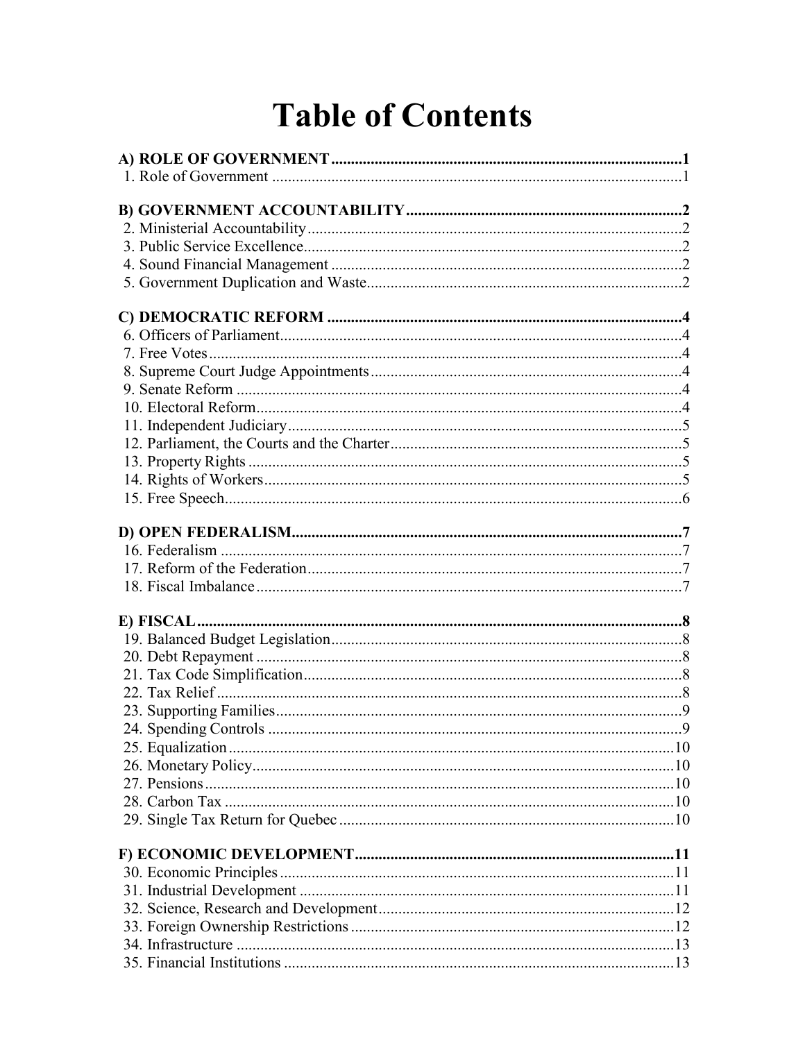# Table of Contents

**A) ROLE OF GOVERNMENT** .......... **1**
1. Role of Government .......... 1

**B) GOVERNMENT ACCOUNTABILITY** .......... **2**
2. Ministerial Accountability .......... 2
3. Public Service Excellence .......... 2
4. Sound Financial Management .......... 2
5. Government Duplication and Waste .......... 2

**C) DEMOCRATIC REFORM** .......... **4**
6. Officers of Parliament .......... 4
7. Free Votes .......... 4
8. Supreme Court Judge Appointments .......... 4
9. Senate Reform .......... 4
10. Electoral Reform .......... 4
11. Independent Judiciary .......... 5
12. Parliament, the Courts and the Charter .......... 5
13. Property Rights .......... 5
14. Rights of Workers .......... 5
15. Free Speech .......... 6

**D) OPEN FEDERALISM** .......... **7**
16. Federalism .......... 7
17. Reform of the Federation .......... 7
18. Fiscal Imbalance .......... 7

**E) FISCAL** .......... **8**
19. Balanced Budget Legislation .......... 8
20. Debt Repayment .......... 8
21. Tax Code Simplification .......... 8
22. Tax Relief .......... 8
23. Supporting Families .......... 9
24. Spending Controls .......... 9
25. Equalization .......... 10
26. Monetary Policy .......... 10
27. Pensions .......... 10
28. Carbon Tax .......... 10
29. Single Tax Return for Quebec .......... 10

**F) ECONOMIC DEVELOPMENT** .......... **11**
30. Economic Principles .......... 11
31. Industrial Development .......... 11
32. Science, Research and Development .......... 12
33. Foreign Ownership Restrictions .......... 12
34. Infrastructure .......... 13
35. Financial Institutions .......... 13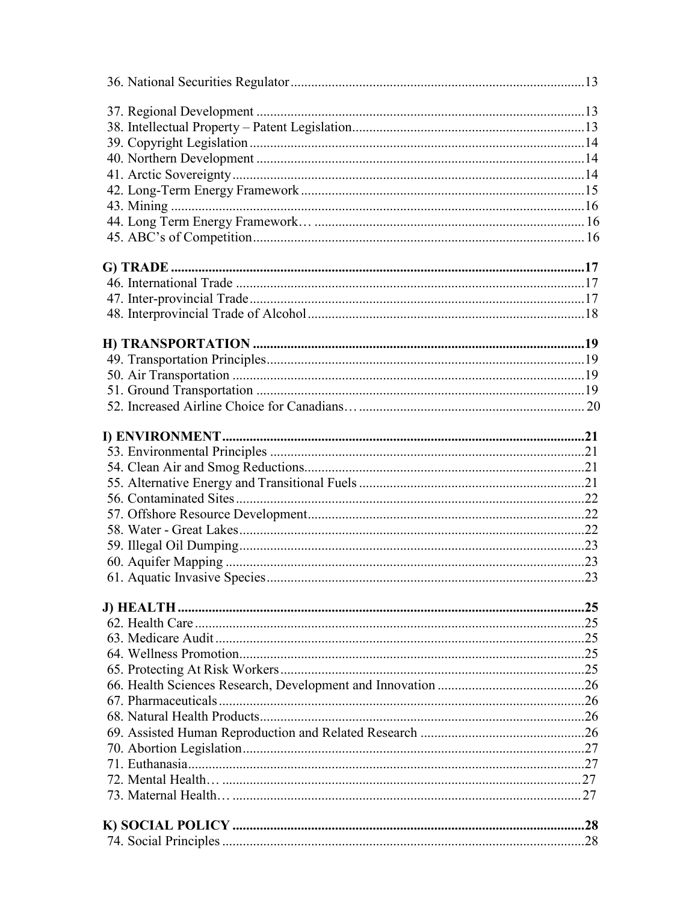36. National Securities Regulator....13

37. Regional Development....13
38. Intellectual Property – Patent Legislation....13
39. Copyright Legislation....14
40. Northern Development....14
41. Arctic Sovereignty....14
42. Long-Term Energy Framework....15
43. Mining....16
44. Long Term Energy Framework…....16
45. ABC's of Competition....16

**G) TRADE....17**
46. International Trade....17
47. Inter-provincial Trade....17
48. Interprovincial Trade of Alcohol....18

**H) TRANSPORTATION....19**
49. Transportation Principles....19
50. Air Transportation....19
51. Ground Transportation....19
52. Increased Airline Choice for Canadians…....20

**I) ENVIRONMENT....21**
53. Environmental Principles....21
54. Clean Air and Smog Reductions....21
55. Alternative Energy and Transitional Fuels....21
56. Contaminated Sites....22
57. Offshore Resource Development....22
58. Water - Great Lakes....22
59. Illegal Oil Dumping....23
60. Aquifer Mapping....23
61. Aquatic Invasive Species....23

**J) HEALTH....25**
62. Health Care....25
63. Medicare Audit....25
64. Wellness Promotion....25
65. Protecting At Risk Workers....25
66. Health Sciences Research, Development and Innovation....26
67. Pharmaceuticals....26
68. Natural Health Products....26
69. Assisted Human Reproduction and Related Research....26
70. Abortion Legislation....27
71. Euthanasia....27
72. Mental Health…....27
73. Maternal Health…....27

**K) SOCIAL POLICY....28**
74. Social Principles....28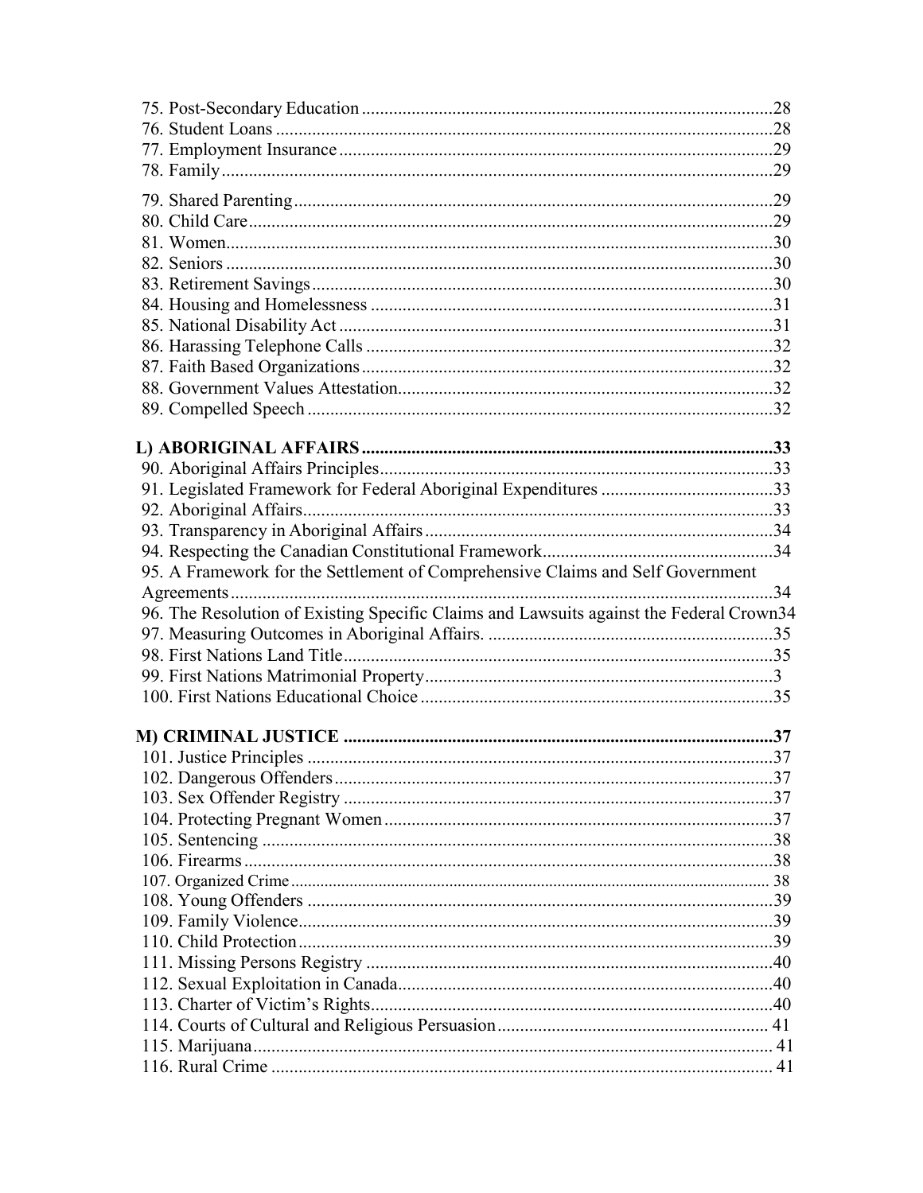75. Post-Secondary Education ..........28
76. Student Loans ..........28
77. Employment Insurance ..........29
78. Family ..........29
79. Shared Parenting ..........29
80. Child Care ..........29
81. Women ..........30
82. Seniors ..........30
83. Retirement Savings ..........30
84. Housing and Homelessness ..........31
85. National Disability Act ..........31
86. Harassing Telephone Calls ..........32
87. Faith Based Organizations ..........32
88. Government Values Attestation ..........32
89. Compelled Speech ..........32

**L) ABORIGINAL AFFAIRS ..........33**

90. Aboriginal Affairs Principles ..........33
91. Legislated Framework for Federal Aboriginal Expenditures ..........33
92. Aboriginal Affairs ..........33
93. Transparency in Aboriginal Affairs ..........34
94. Respecting the Canadian Constitutional Framework ..........34
95. A Framework for the Settlement of Comprehensive Claims and Self Government Agreements ..........34
96. The Resolution of Existing Specific Claims and Lawsuits against the Federal Crown34
97. Measuring Outcomes in Aboriginal Affairs. ..........35
98. First Nations Land Title ..........35
99. First Nations Matrimonial Property ..........3
100. First Nations Educational Choice ..........35

**M) CRIMINAL JUSTICE ..........37**

101. Justice Principles ..........37
102. Dangerous Offenders ..........37
103. Sex Offender Registry ..........37
104. Protecting Pregnant Women ..........37
105. Sentencing ..........38
106. Firearms ..........38
107. Organized Crime ..........38
108. Young Offenders ..........39
109. Family Violence ..........39
110. Child Protection ..........39
111. Missing Persons Registry ..........40
112. Sexual Exploitation in Canada ..........40
113. Charter of Victim's Rights ..........40
114. Courts of Cultural and Religious Persuasion ..........41
115. Marijuana ..........41
116. Rural Crime ..........41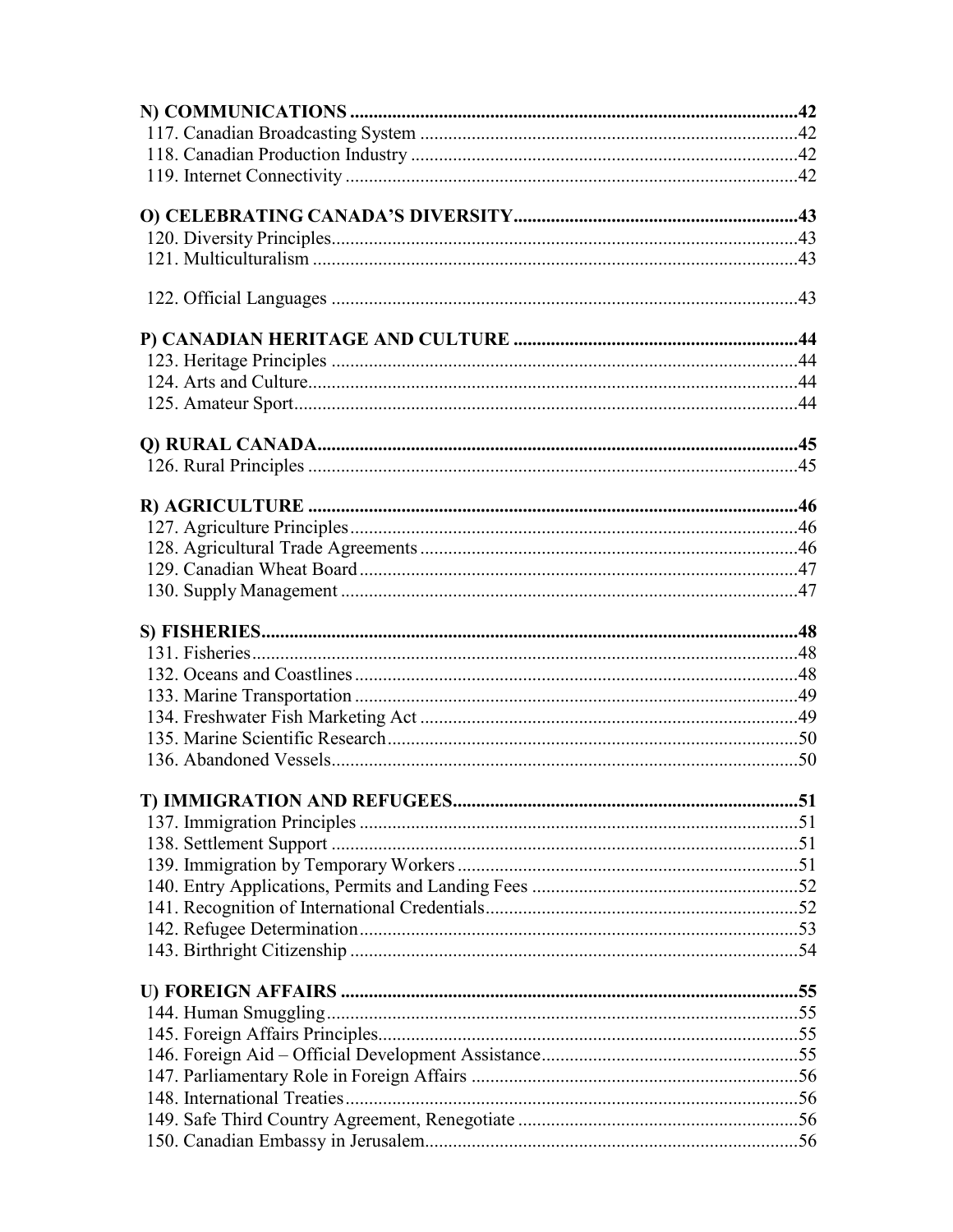**N) COMMUNICATIONS ............................................................................................42**
117. Canadian Broadcasting System ................................................................................42
118. Canadian Production Industry ..................................................................................42
119. Internet Connectivity ................................................................................................42

**O) CELEBRATING CANADA'S DIVERSITY............................................................43**
120. Diversity Principles..................................................................................................43
121. Multiculturalism .......................................................................................................43

122. Official Languages ...................................................................................................43

**P) CANADIAN HERITAGE AND CULTURE .............................................................44**
123. Heritage Principles ...................................................................................................44
124. Arts and Culture........................................................................................................44
125. Amateur Sport...........................................................................................................44

**Q) RURAL CANADA......................................................................................................45**
126. Rural Principles ........................................................................................................45

**R) AGRICULTURE ........................................................................................................46**
127. Agriculture Principles...............................................................................................46
128. Agricultural Trade Agreements ................................................................................46
129. Canadian Wheat Board .............................................................................................47
130. Supply Management .................................................................................................47

**S) FISHERIES..................................................................................................................48**
131. Fisheries....................................................................................................................48
132. Oceans and Coastlines ..............................................................................................48
133. Marine Transportation ..............................................................................................49
134. Freshwater Fish Marketing Act ................................................................................49
135. Marine Scientific Research.......................................................................................50
136. Abandoned Vessels...................................................................................................50

**T) IMMIGRATION AND REFUGEES..........................................................................51**
137. Immigration Principles .............................................................................................51
138. Settlement Support ....................................................................................................51
139. Immigration by Temporary Workers ........................................................................51
140. Entry Applications, Permits and Landing Fees .........................................................52
141. Recognition of International Credentials..................................................................52
142. Refugee Determination.............................................................................................53
143. Birthright Citizenship ...............................................................................................54

**U) FOREIGN AFFAIRS .................................................................................................55**
144. Human Smuggling....................................................................................................55
145. Foreign Affairs Principles.........................................................................................55
146. Foreign Aid – Official Development Assistance.......................................................55
147. Parliamentary Role in Foreign Affairs .....................................................................56
148. International Treaties................................................................................................56
149. Safe Third Country Agreement, Renegotiate ...........................................................56
150. Canadian Embassy in Jerusalem...............................................................................56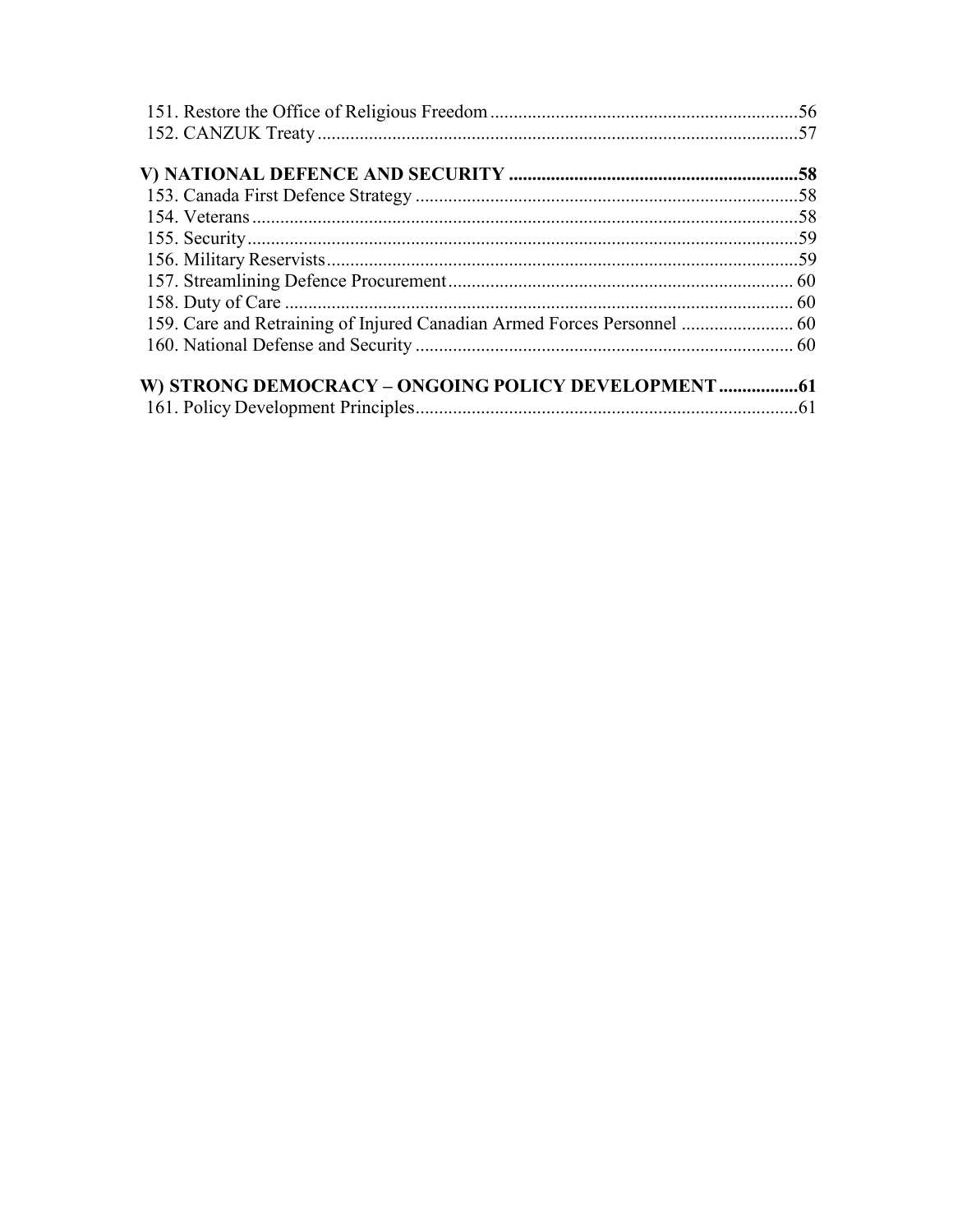151. Restore the Office of Religious Freedom ........................................................................56
152. CANZUK Treaty ..............................................................................................................57

**V) NATIONAL DEFENCE AND SECURITY .............................................................58**

153. Canada First Defence Strategy .........................................................................................58
154. Veterans ............................................................................................................................58
155. Security .............................................................................................................................59
156. Military Reservists ............................................................................................................59
157. Streamlining Defence Procurement ................................................................................. 60
158. Duty of Care .................................................................................................................... 60
159. Care and Retraining of Injured Canadian Armed Forces Personnel ............................... 60
160. National Defense and Security ........................................................................................ 60

**W) STRONG DEMOCRACY – ONGOING POLICY DEVELOPMENT ...................61**

161. Policy Development Principles .........................................................................................61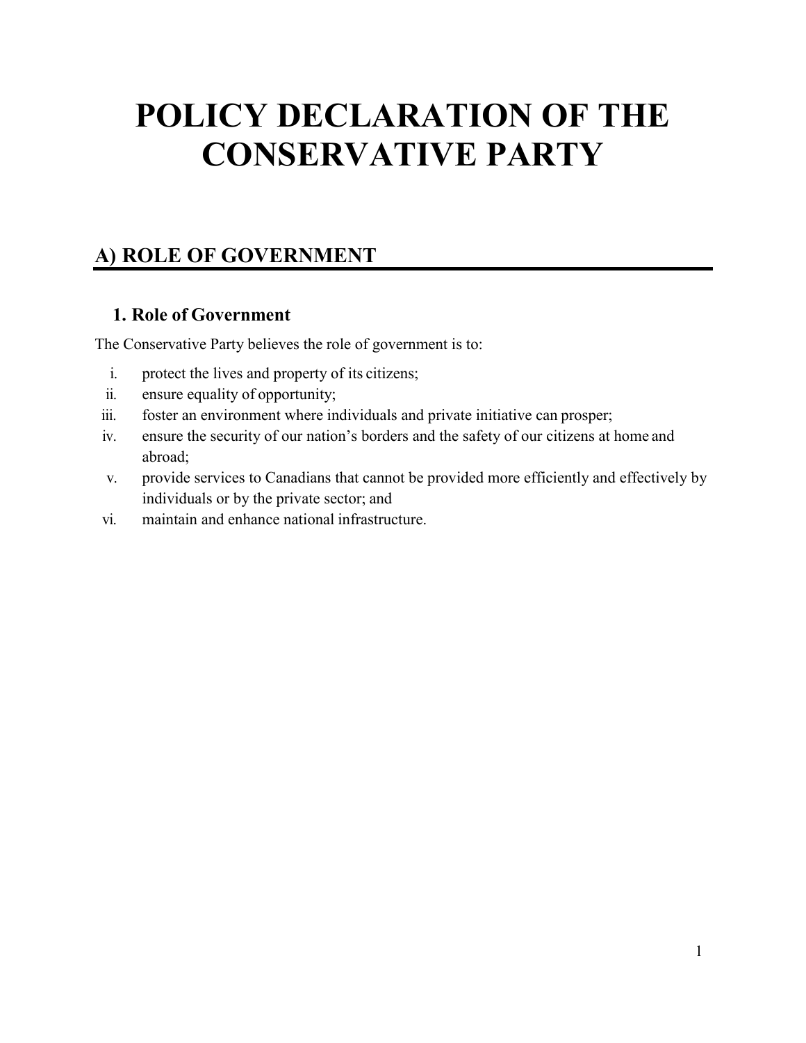# POLICY DECLARATION OF THE CONSERVATIVE PARTY

## A) ROLE OF GOVERNMENT

### 1. Role of Government

The Conservative Party believes the role of government is to:

i. protect the lives and property of its citizens;
ii. ensure equality of opportunity;
iii. foster an environment where individuals and private initiative can prosper;
iv. ensure the security of our nation's borders and the safety of our citizens at home and abroad;
v. provide services to Canadians that cannot be provided more efficiently and effectively by individuals or by the private sector; and
vi. maintain and enhance national infrastructure.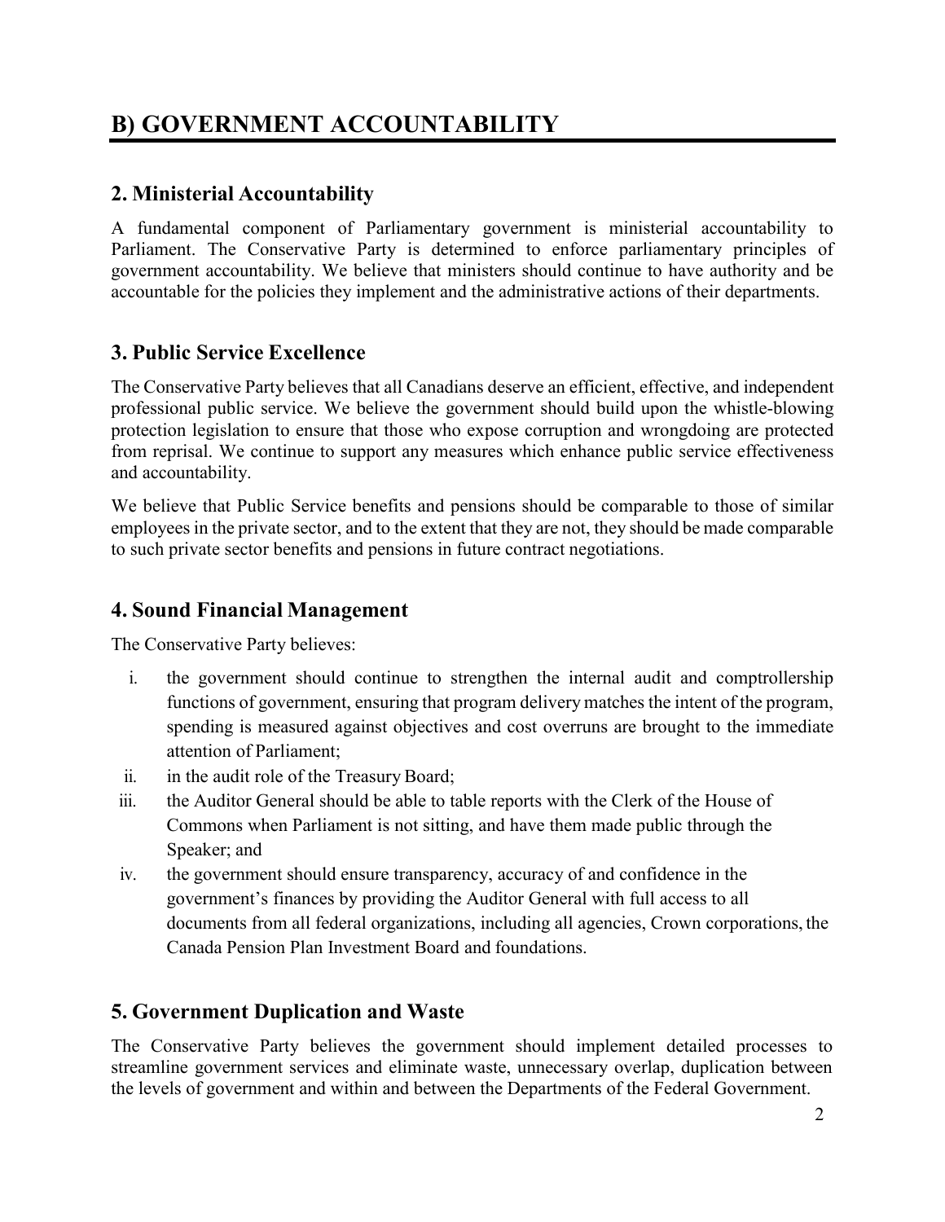# B) GOVERNMENT ACCOUNTABILITY

## 2. Ministerial Accountability

A fundamental component of Parliamentary government is ministerial accountability to Parliament. The Conservative Party is determined to enforce parliamentary principles of government accountability. We believe that ministers should continue to have authority and be accountable for the policies they implement and the administrative actions of their departments.

## 3. Public Service Excellence

The Conservative Party believes that all Canadians deserve an efficient, effective, and independent professional public service. We believe the government should build upon the whistle-blowing protection legislation to ensure that those who expose corruption and wrongdoing are protected from reprisal. We continue to support any measures which enhance public service effectiveness and accountability.

We believe that Public Service benefits and pensions should be comparable to those of similar employees in the private sector, and to the extent that they are not, they should be made comparable to such private sector benefits and pensions in future contract negotiations.

## 4. Sound Financial Management

The Conservative Party believes:

i. the government should continue to strengthen the internal audit and comptrollership functions of government, ensuring that program delivery matches the intent of the program, spending is measured against objectives and cost overruns are brought to the immediate attention of Parliament;
ii. in the audit role of the Treasury Board;
iii. the Auditor General should be able to table reports with the Clerk of the House of Commons when Parliament is not sitting, and have them made public through the Speaker; and
iv. the government should ensure transparency, accuracy of and confidence in the government's finances by providing the Auditor General with full access to all documents from all federal organizations, including all agencies, Crown corporations, the Canada Pension Plan Investment Board and foundations.

## 5. Government Duplication and Waste

The Conservative Party believes the government should implement detailed processes to streamline government services and eliminate waste, unnecessary overlap, duplication between the levels of government and within and between the Departments of the Federal Government.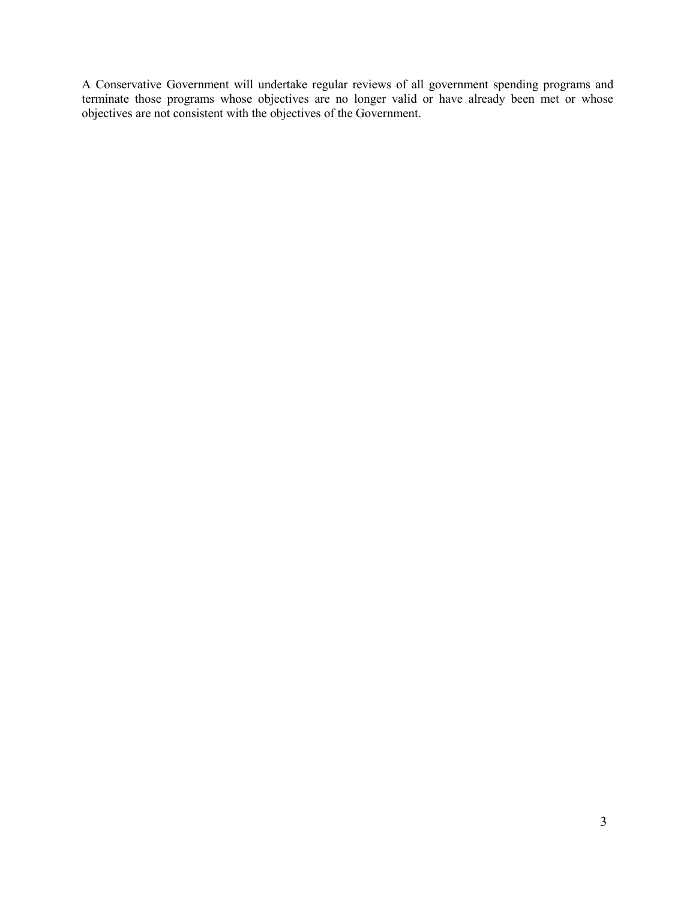A Conservative Government will undertake regular reviews of all government spending programs and terminate those programs whose objectives are no longer valid or have already been met or whose objectives are not consistent with the objectives of the Government.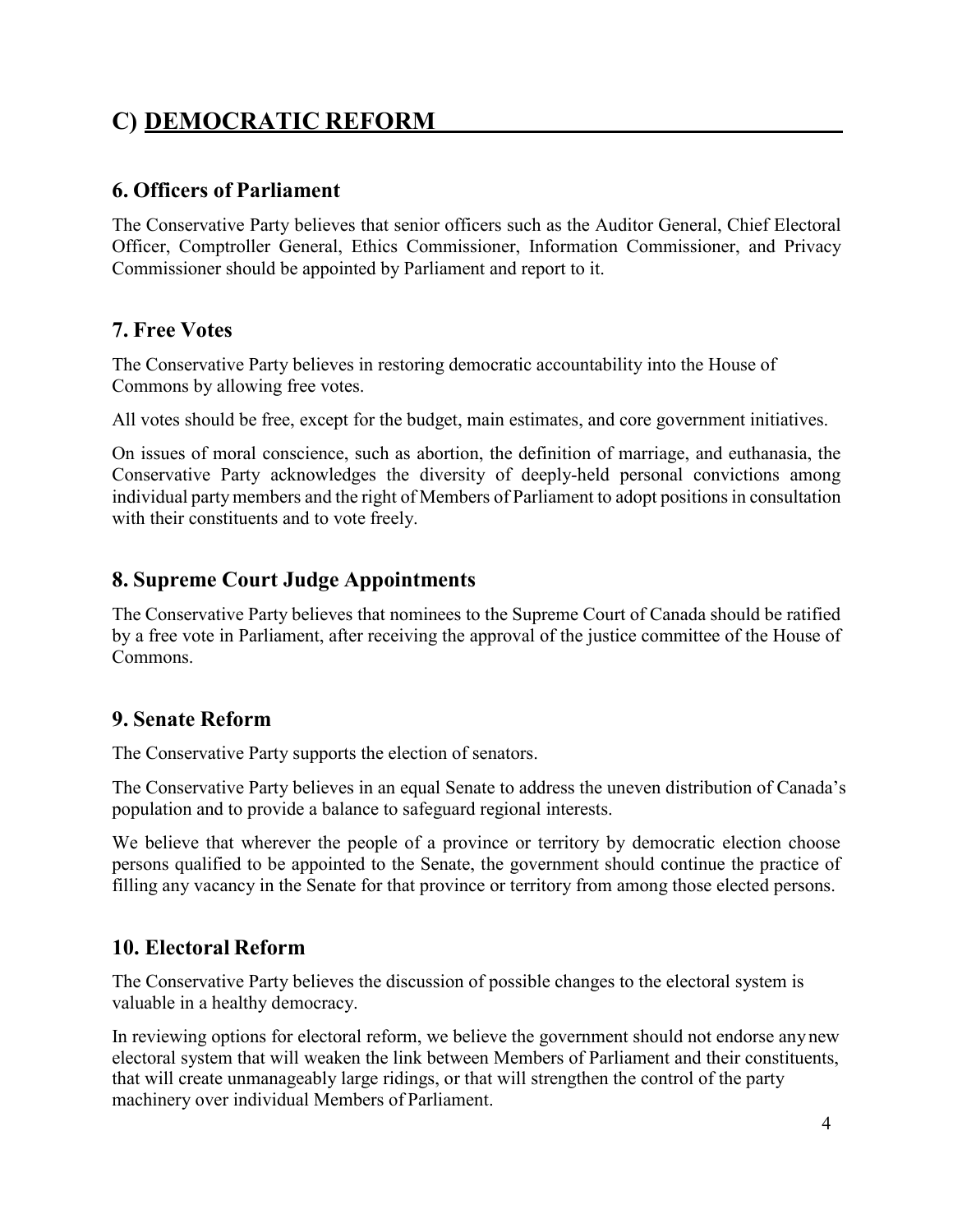## C) DEMOCRATIC REFORM

### 6. Officers of Parliament

The Conservative Party believes that senior officers such as the Auditor General, Chief Electoral Officer, Comptroller General, Ethics Commissioner, Information Commissioner, and Privacy Commissioner should be appointed by Parliament and report to it.

### 7. Free Votes

The Conservative Party believes in restoring democratic accountability into the House of Commons by allowing free votes.

All votes should be free, except for the budget, main estimates, and core government initiatives.

On issues of moral conscience, such as abortion, the definition of marriage, and euthanasia, the Conservative Party acknowledges the diversity of deeply-held personal convictions among individual party members and the right of Members of Parliament to adopt positions in consultation with their constituents and to vote freely.

### 8. Supreme Court Judge Appointments

The Conservative Party believes that nominees to the Supreme Court of Canada should be ratified by a free vote in Parliament, after receiving the approval of the justice committee of the House of Commons.

### 9. Senate Reform

The Conservative Party supports the election of senators.

The Conservative Party believes in an equal Senate to address the uneven distribution of Canada's population and to provide a balance to safeguard regional interests.

We believe that wherever the people of a province or territory by democratic election choose persons qualified to be appointed to the Senate, the government should continue the practice of filling any vacancy in the Senate for that province or territory from among those elected persons.

### 10. Electoral Reform

The Conservative Party believes the discussion of possible changes to the electoral system is valuable in a healthy democracy.

In reviewing options for electoral reform, we believe the government should not endorse any new electoral system that will weaken the link between Members of Parliament and their constituents, that will create unmanageably large ridings, or that will strengthen the control of the party machinery over individual Members of Parliament.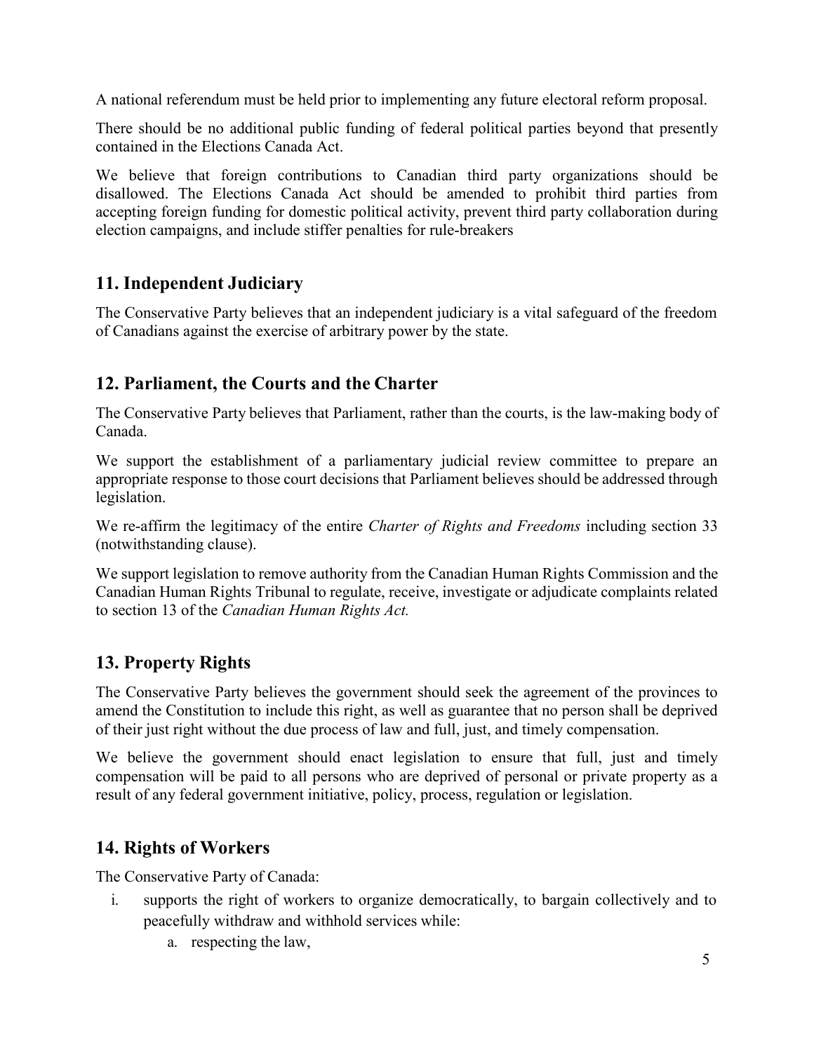A national referendum must be held prior to implementing any future electoral reform proposal.

There should be no additional public funding of federal political parties beyond that presently contained in the Elections Canada Act.

We believe that foreign contributions to Canadian third party organizations should be disallowed. The Elections Canada Act should be amended to prohibit third parties from accepting foreign funding for domestic political activity, prevent third party collaboration during election campaigns, and include stiffer penalties for rule-breakers

## 11. Independent Judiciary

The Conservative Party believes that an independent judiciary is a vital safeguard of the freedom of Canadians against the exercise of arbitrary power by the state.

## 12. Parliament, the Courts and the Charter

The Conservative Party believes that Parliament, rather than the courts, is the law-making body of Canada.

We support the establishment of a parliamentary judicial review committee to prepare an appropriate response to those court decisions that Parliament believes should be addressed through legislation.

We re-affirm the legitimacy of the entire *Charter of Rights and Freedoms* including section 33 (notwithstanding clause).

We support legislation to remove authority from the Canadian Human Rights Commission and the Canadian Human Rights Tribunal to regulate, receive, investigate or adjudicate complaints related to section 13 of the *Canadian Human Rights Act.*

## 13. Property Rights

The Conservative Party believes the government should seek the agreement of the provinces to amend the Constitution to include this right, as well as guarantee that no person shall be deprived of their just right without the due process of law and full, just, and timely compensation.

We believe the government should enact legislation to ensure that full, just and timely compensation will be paid to all persons who are deprived of personal or private property as a result of any federal government initiative, policy, process, regulation or legislation.

## 14. Rights of Workers

The Conservative Party of Canada:

i. supports the right of workers to organize democratically, to bargain collectively and to peacefully withdraw and withhold services while:
   a. respecting the law,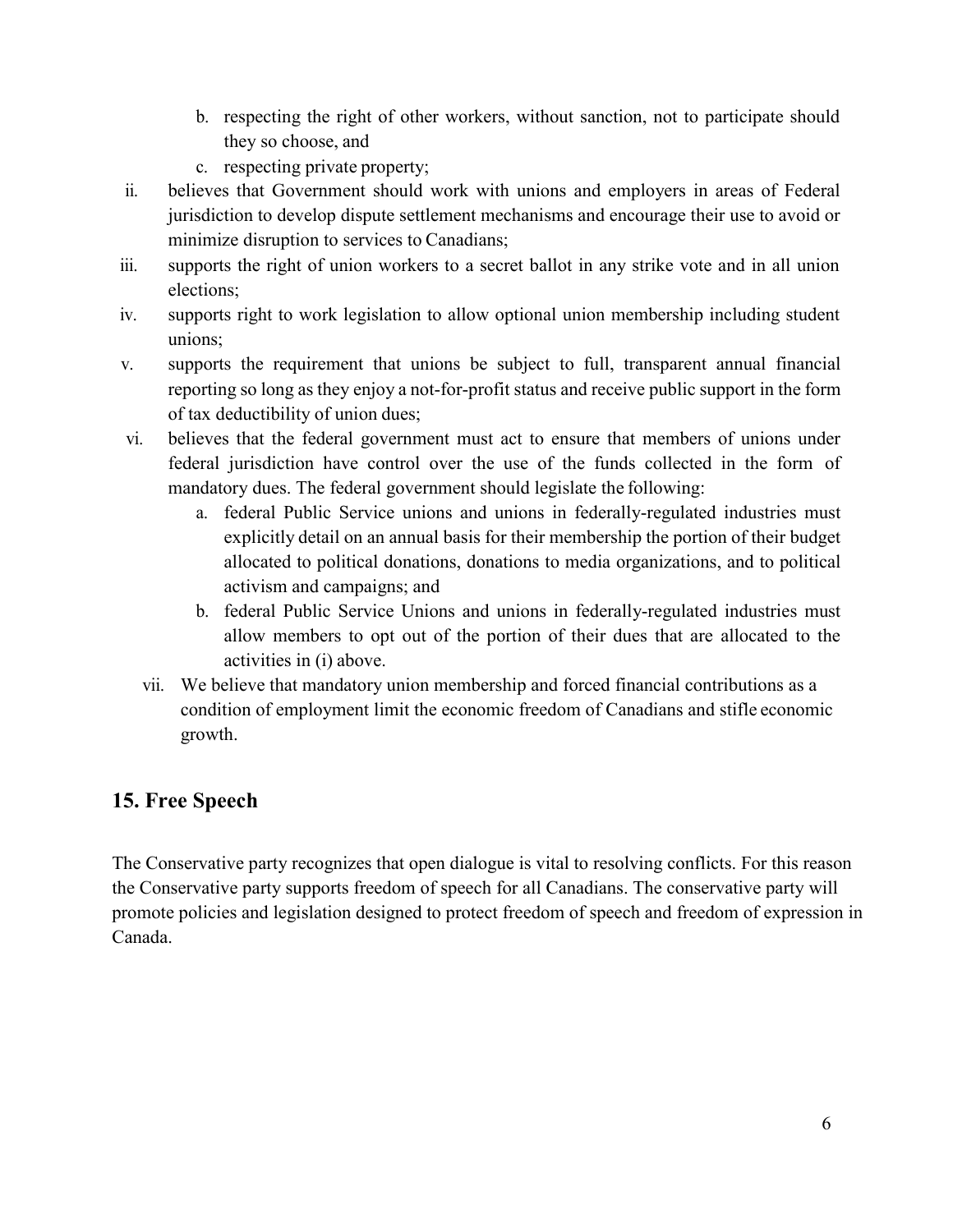b. respecting the right of other workers, without sanction, not to participate should they so choose, and
   c. respecting private property;

ii. believes that Government should work with unions and employers in areas of Federal jurisdiction to develop dispute settlement mechanisms and encourage their use to avoid or minimize disruption to services to Canadians;

iii. supports the right of union workers to a secret ballot in any strike vote and in all union elections;

iv. supports right to work legislation to allow optional union membership including student unions;

v. supports the requirement that unions be subject to full, transparent annual financial reporting so long as they enjoy a not-for-profit status and receive public support in the form of tax deductibility of union dues;

vi. believes that the federal government must act to ensure that members of unions under federal jurisdiction have control over the use of the funds collected in the form of mandatory dues. The federal government should legislate the following:
   a. federal Public Service unions and unions in federally-regulated industries must explicitly detail on an annual basis for their membership the portion of their budget allocated to political donations, donations to media organizations, and to political activism and campaigns; and
   b. federal Public Service Unions and unions in federally-regulated industries must allow members to opt out of the portion of their dues that are allocated to the activities in (i) above.

vii. We believe that mandatory union membership and forced financial contributions as a condition of employment limit the economic freedom of Canadians and stifle economic growth.

## 15. Free Speech

The Conservative party recognizes that open dialogue is vital to resolving conflicts. For this reason the Conservative party supports freedom of speech for all Canadians. The conservative party will promote policies and legislation designed to protect freedom of speech and freedom of expression in Canada.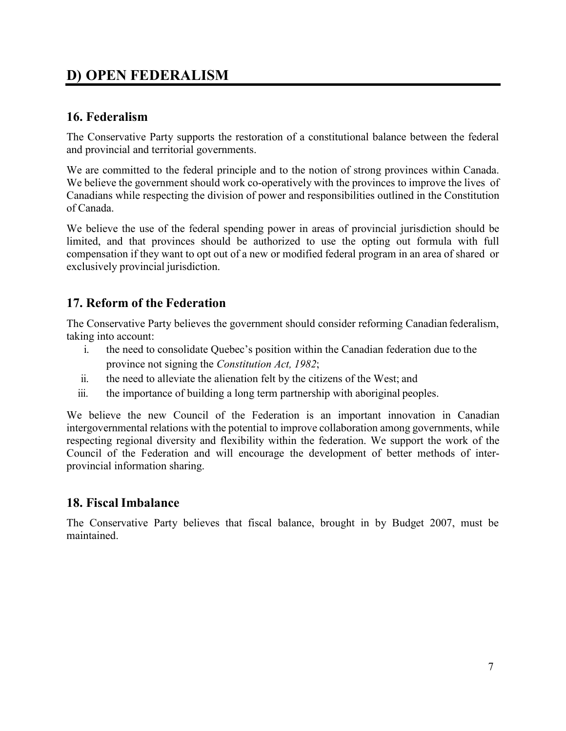## D) OPEN FEDERALISM

### 16. Federalism

The Conservative Party supports the restoration of a constitutional balance between the federal and provincial and territorial governments.

We are committed to the federal principle and to the notion of strong provinces within Canada. We believe the government should work co-operatively with the provinces to improve the lives of Canadians while respecting the division of power and responsibilities outlined in the Constitution of Canada.

We believe the use of the federal spending power in areas of provincial jurisdiction should be limited, and that provinces should be authorized to use the opting out formula with full compensation if they want to opt out of a new or modified federal program in an area of shared or exclusively provincial jurisdiction.

### 17. Reform of the Federation

The Conservative Party believes the government should consider reforming Canadian federalism, taking into account:

i. the need to consolidate Quebec's position within the Canadian federation due to the province not signing the *Constitution Act, 1982*;
ii. the need to alleviate the alienation felt by the citizens of the West; and
iii. the importance of building a long term partnership with aboriginal peoples.

We believe the new Council of the Federation is an important innovation in Canadian intergovernmental relations with the potential to improve collaboration among governments, while respecting regional diversity and flexibility within the federation. We support the work of the Council of the Federation and will encourage the development of better methods of inter-provincial information sharing.

### 18. Fiscal Imbalance

The Conservative Party believes that fiscal balance, brought in by Budget 2007, must be maintained.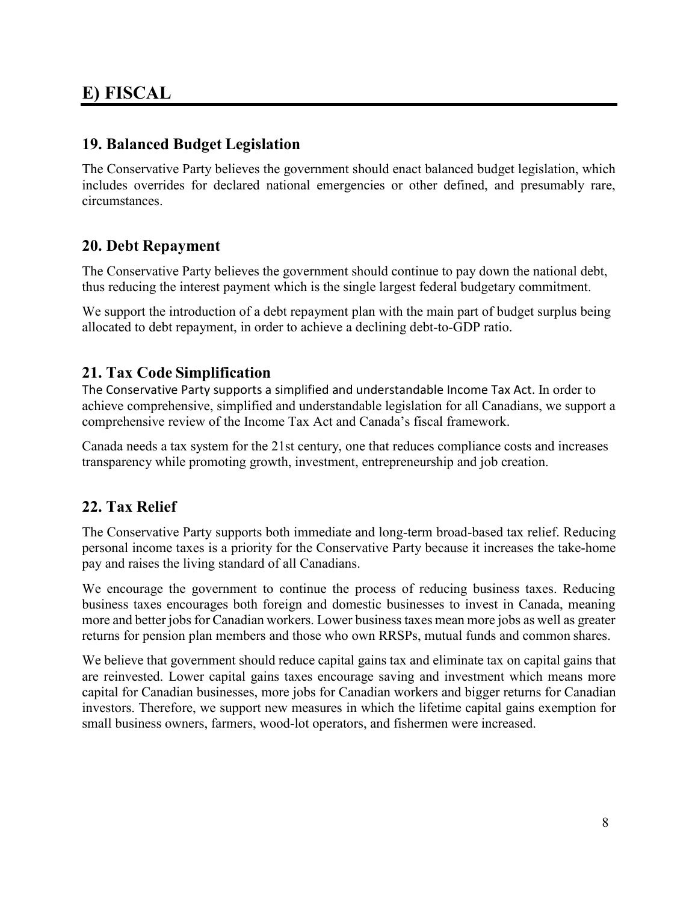## E) FISCAL

### 19. Balanced Budget Legislation

The Conservative Party believes the government should enact balanced budget legislation, which includes overrides for declared national emergencies or other defined, and presumably rare, circumstances.

### 20. Debt Repayment

The Conservative Party believes the government should continue to pay down the national debt, thus reducing the interest payment which is the single largest federal budgetary commitment.

We support the introduction of a debt repayment plan with the main part of budget surplus being allocated to debt repayment, in order to achieve a declining debt-to-GDP ratio.

### 21. Tax Code Simplification

The Conservative Party supports a simplified and understandable Income Tax Act. In order to achieve comprehensive, simplified and understandable legislation for all Canadians, we support a comprehensive review of the Income Tax Act and Canada's fiscal framework.

Canada needs a tax system for the 21st century, one that reduces compliance costs and increases transparency while promoting growth, investment, entrepreneurship and job creation.

### 22. Tax Relief

The Conservative Party supports both immediate and long-term broad-based tax relief. Reducing personal income taxes is a priority for the Conservative Party because it increases the take-home pay and raises the living standard of all Canadians.

We encourage the government to continue the process of reducing business taxes. Reducing business taxes encourages both foreign and domestic businesses to invest in Canada, meaning more and better jobs for Canadian workers. Lower business taxes mean more jobs as well as greater returns for pension plan members and those who own RRSPs, mutual funds and common shares.

We believe that government should reduce capital gains tax and eliminate tax on capital gains that are reinvested. Lower capital gains taxes encourage saving and investment which means more capital for Canadian businesses, more jobs for Canadian workers and bigger returns for Canadian investors. Therefore, we support new measures in which the lifetime capital gains exemption for small business owners, farmers, wood-lot operators, and fishermen were increased.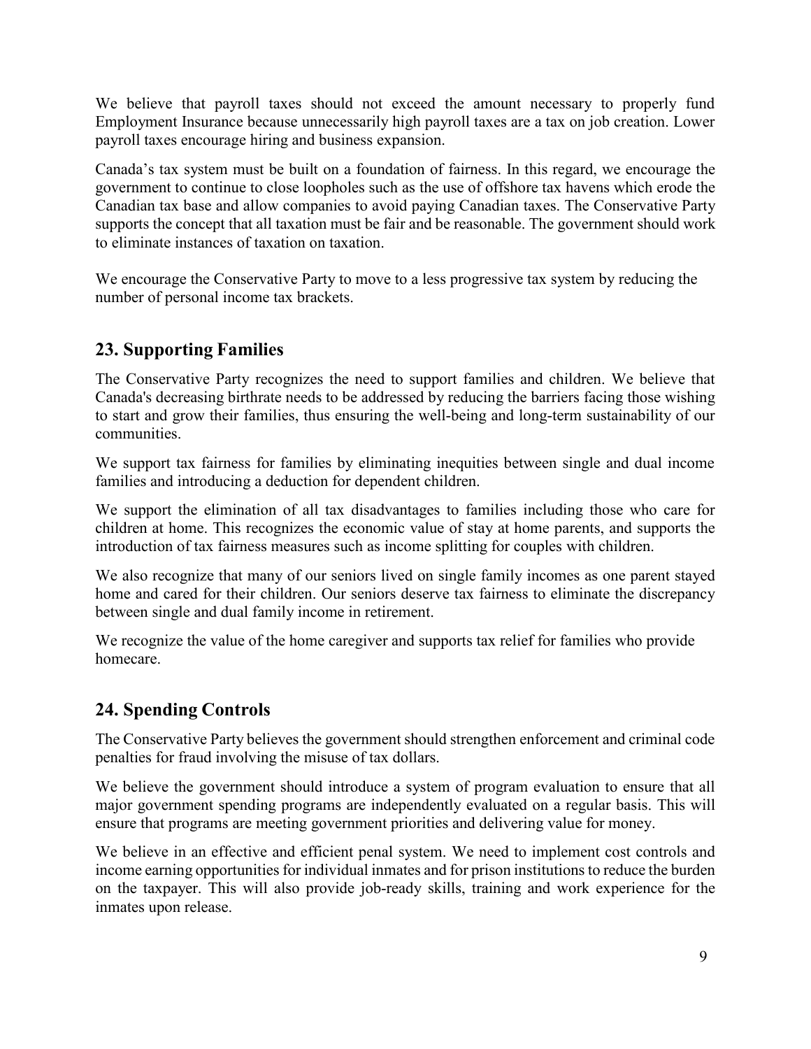We believe that payroll taxes should not exceed the amount necessary to properly fund Employment Insurance because unnecessarily high payroll taxes are a tax on job creation. Lower payroll taxes encourage hiring and business expansion.

Canada's tax system must be built on a foundation of fairness. In this regard, we encourage the government to continue to close loopholes such as the use of offshore tax havens which erode the Canadian tax base and allow companies to avoid paying Canadian taxes. The Conservative Party supports the concept that all taxation must be fair and be reasonable. The government should work to eliminate instances of taxation on taxation.

We encourage the Conservative Party to move to a less progressive tax system by reducing the number of personal income tax brackets.

## 23. Supporting Families

The Conservative Party recognizes the need to support families and children. We believe that Canada's decreasing birthrate needs to be addressed by reducing the barriers facing those wishing to start and grow their families, thus ensuring the well-being and long-term sustainability of our communities.

We support tax fairness for families by eliminating inequities between single and dual income families and introducing a deduction for dependent children.

We support the elimination of all tax disadvantages to families including those who care for children at home. This recognizes the economic value of stay at home parents, and supports the introduction of tax fairness measures such as income splitting for couples with children.

We also recognize that many of our seniors lived on single family incomes as one parent stayed home and cared for their children. Our seniors deserve tax fairness to eliminate the discrepancy between single and dual family income in retirement.

We recognize the value of the home caregiver and supports tax relief for families who provide homecare.

## 24. Spending Controls

The Conservative Party believes the government should strengthen enforcement and criminal code penalties for fraud involving the misuse of tax dollars.

We believe the government should introduce a system of program evaluation to ensure that all major government spending programs are independently evaluated on a regular basis. This will ensure that programs are meeting government priorities and delivering value for money.

We believe in an effective and efficient penal system. We need to implement cost controls and income earning opportunities for individual inmates and for prison institutions to reduce the burden on the taxpayer. This will also provide job-ready skills, training and work experience for the inmates upon release.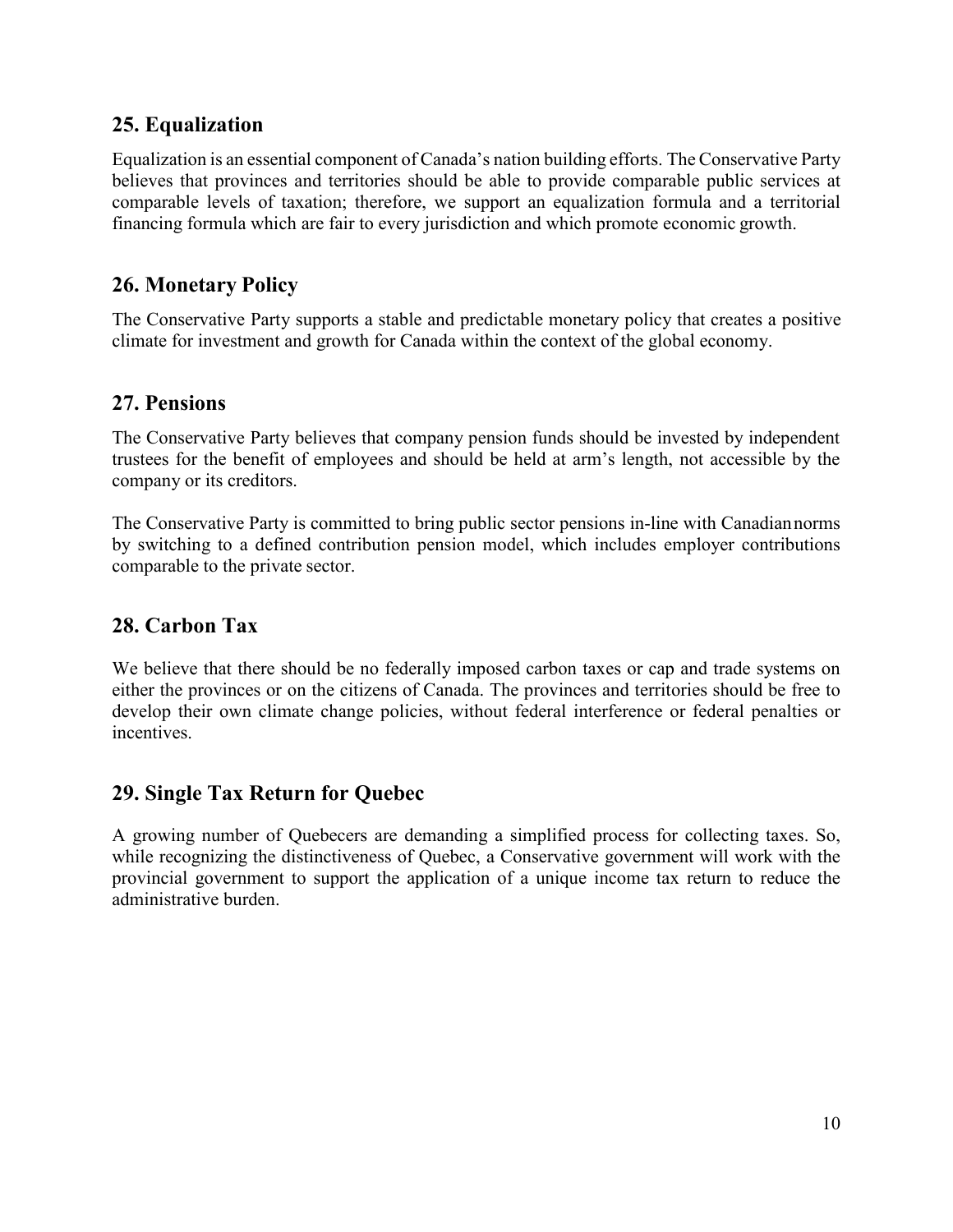## 25. Equalization

Equalization is an essential component of Canada's nation building efforts. The Conservative Party believes that provinces and territories should be able to provide comparable public services at comparable levels of taxation; therefore, we support an equalization formula and a territorial financing formula which are fair to every jurisdiction and which promote economic growth.

## 26. Monetary Policy

The Conservative Party supports a stable and predictable monetary policy that creates a positive climate for investment and growth for Canada within the context of the global economy.

## 27. Pensions

The Conservative Party believes that company pension funds should be invested by independent trustees for the benefit of employees and should be held at arm's length, not accessible by the company or its creditors.

The Conservative Party is committed to bring public sector pensions in-line with Canadian norms by switching to a defined contribution pension model, which includes employer contributions comparable to the private sector.

## 28. Carbon Tax

We believe that there should be no federally imposed carbon taxes or cap and trade systems on either the provinces or on the citizens of Canada. The provinces and territories should be free to develop their own climate change policies, without federal interference or federal penalties or incentives.

## 29. Single Tax Return for Quebec

A growing number of Quebecers are demanding a simplified process for collecting taxes. So, while recognizing the distinctiveness of Quebec, a Conservative government will work with the provincial government to support the application of a unique income tax return to reduce the administrative burden.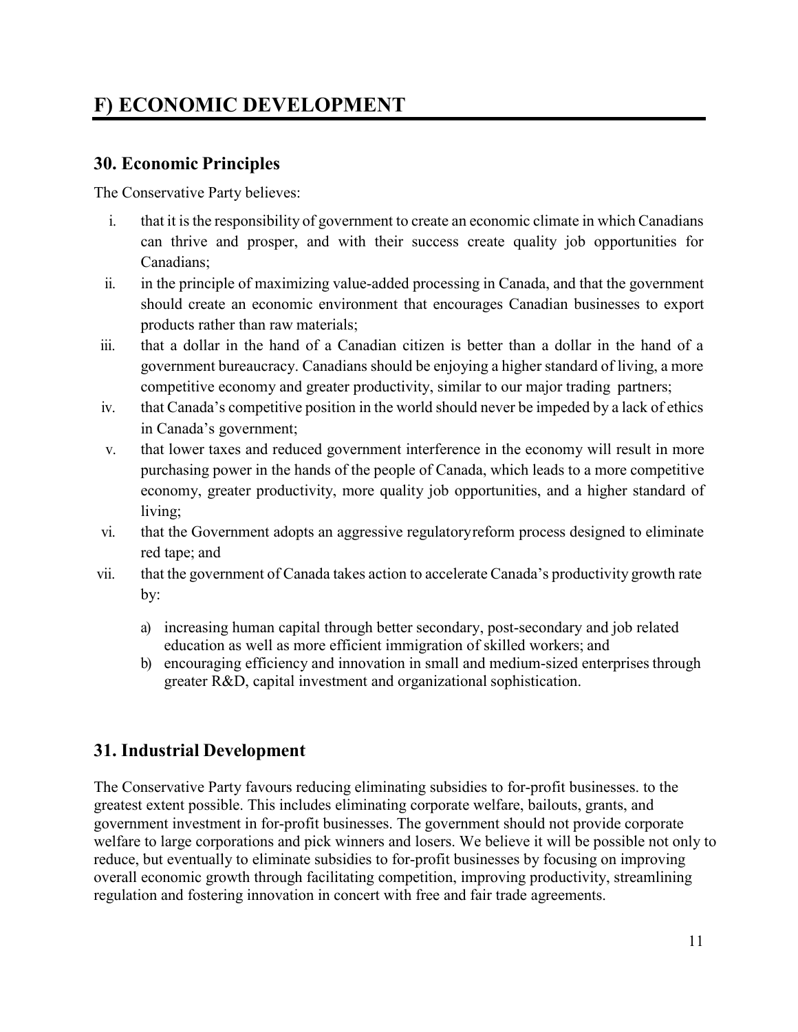# F) ECONOMIC DEVELOPMENT

## 30. Economic Principles

The Conservative Party believes:

i. that it is the responsibility of government to create an economic climate in which Canadians can thrive and prosper, and with their success create quality job opportunities for Canadians;
ii. in the principle of maximizing value-added processing in Canada, and that the government should create an economic environment that encourages Canadian businesses to export products rather than raw materials;
iii. that a dollar in the hand of a Canadian citizen is better than a dollar in the hand of a government bureaucracy. Canadians should be enjoying a higher standard of living, a more competitive economy and greater productivity, similar to our major trading partners;
iv. that Canada's competitive position in the world should never be impeded by a lack of ethics in Canada's government;
v. that lower taxes and reduced government interference in the economy will result in more purchasing power in the hands of the people of Canada, which leads to a more competitive economy, greater productivity, more quality job opportunities, and a higher standard of living;
vi. that the Government adopts an aggressive regulatoryreform process designed to eliminate red tape; and
vii. that the government of Canada takes action to accelerate Canada's productivity growth rate by:
    a) increasing human capital through better secondary, post-secondary and job related education as well as more efficient immigration of skilled workers; and
    b) encouraging efficiency and innovation in small and medium-sized enterprises through greater R&D, capital investment and organizational sophistication.

## 31. Industrial Development

The Conservative Party favours reducing eliminating subsidies to for-profit businesses. to the greatest extent possible. This includes eliminating corporate welfare, bailouts, grants, and government investment in for-profit businesses. The government should not provide corporate welfare to large corporations and pick winners and losers. We believe it will be possible not only to reduce, but eventually to eliminate subsidies to for-profit businesses by focusing on improving overall economic growth through facilitating competition, improving productivity, streamlining regulation and fostering innovation in concert with free and fair trade agreements.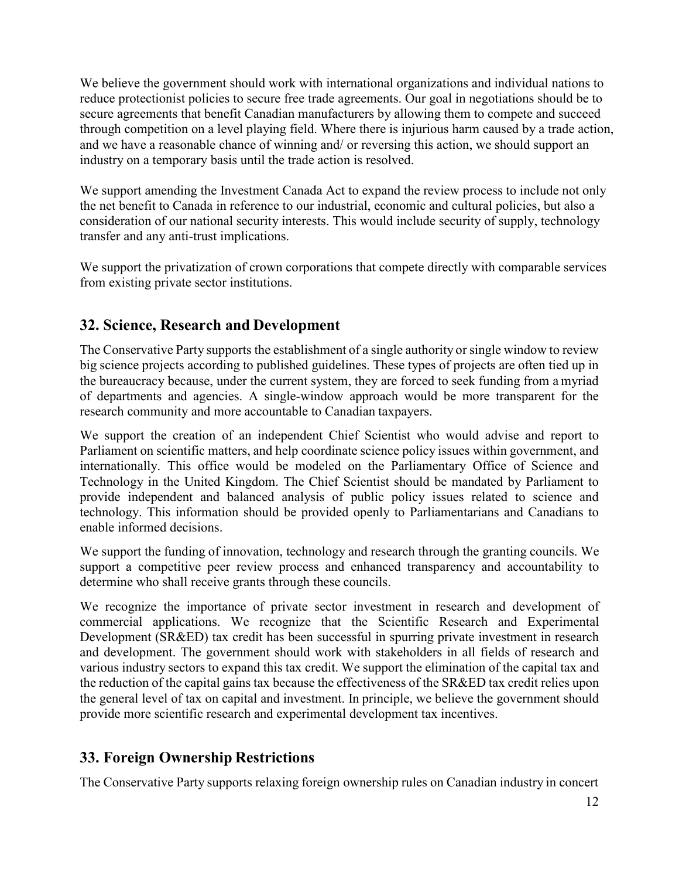We believe the government should work with international organizations and individual nations to reduce protectionist policies to secure free trade agreements. Our goal in negotiations should be to secure agreements that benefit Canadian manufacturers by allowing them to compete and succeed through competition on a level playing field. Where there is injurious harm caused by a trade action, and we have a reasonable chance of winning and/ or reversing this action, we should support an industry on a temporary basis until the trade action is resolved.

We support amending the Investment Canada Act to expand the review process to include not only the net benefit to Canada in reference to our industrial, economic and cultural policies, but also a consideration of our national security interests. This would include security of supply, technology transfer and any anti-trust implications.

We support the privatization of crown corporations that compete directly with comparable services from existing private sector institutions.

## 32. Science, Research and Development

The Conservative Party supports the establishment of a single authority or single window to review big science projects according to published guidelines. These types of projects are often tied up in the bureaucracy because, under the current system, they are forced to seek funding from a myriad of departments and agencies. A single-window approach would be more transparent for the research community and more accountable to Canadian taxpayers.

We support the creation of an independent Chief Scientist who would advise and report to Parliament on scientific matters, and help coordinate science policy issues within government, and internationally. This office would be modeled on the Parliamentary Office of Science and Technology in the United Kingdom. The Chief Scientist should be mandated by Parliament to provide independent and balanced analysis of public policy issues related to science and technology. This information should be provided openly to Parliamentarians and Canadians to enable informed decisions.

We support the funding of innovation, technology and research through the granting councils. We support a competitive peer review process and enhanced transparency and accountability to determine who shall receive grants through these councils.

We recognize the importance of private sector investment in research and development of commercial applications. We recognize that the Scientific Research and Experimental Development (SR&ED) tax credit has been successful in spurring private investment in research and development. The government should work with stakeholders in all fields of research and various industry sectors to expand this tax credit. We support the elimination of the capital tax and the reduction of the capital gains tax because the effectiveness of the SR&ED tax credit relies upon the general level of tax on capital and investment. In principle, we believe the government should provide more scientific research and experimental development tax incentives.

## 33. Foreign Ownership Restrictions

The Conservative Party supports relaxing foreign ownership rules on Canadian industry in concert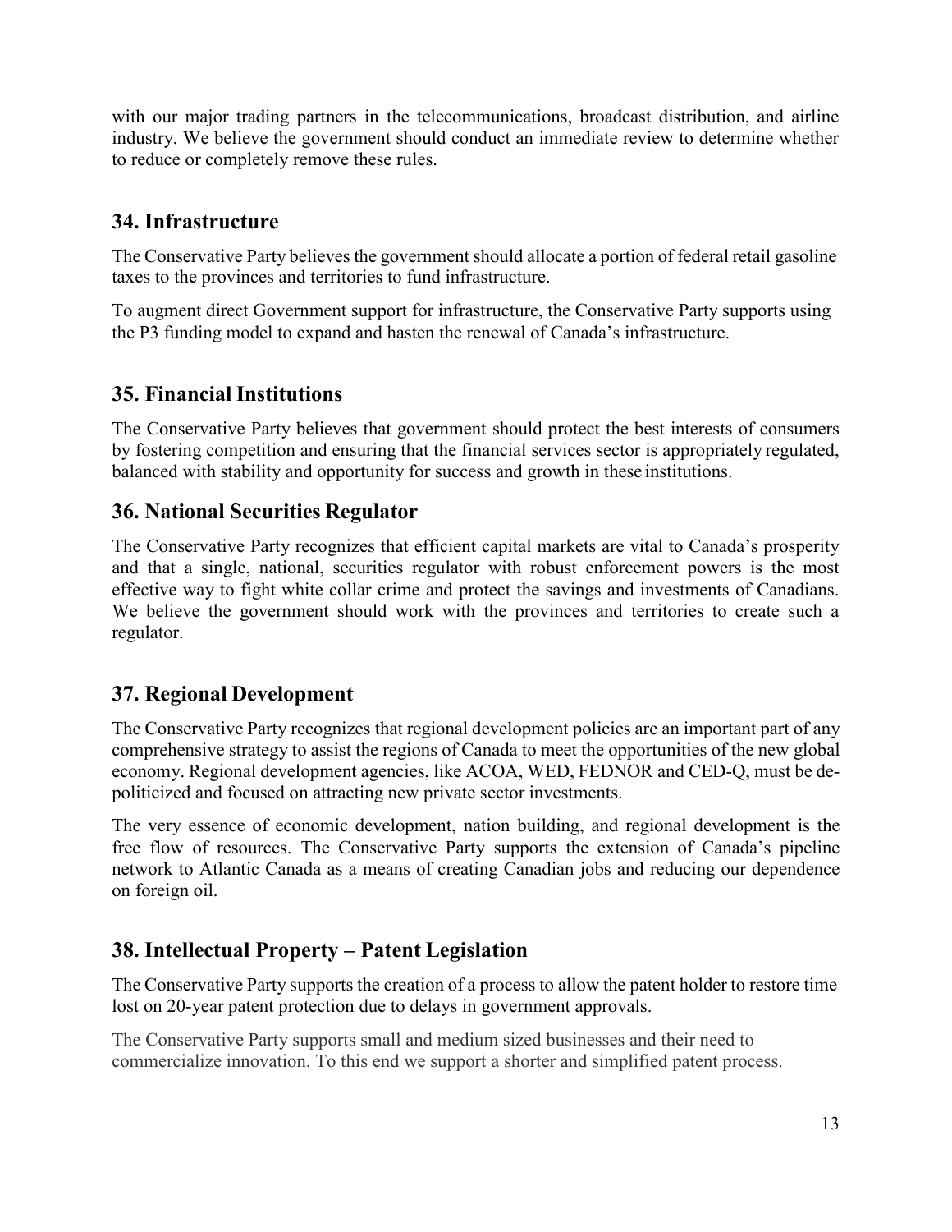with our major trading partners in the telecommunications, broadcast distribution, and airline industry. We believe the government should conduct an immediate review to determine whether to reduce or completely remove these rules.

## 34. Infrastructure

The Conservative Party believes the government should allocate a portion of federal retail gasoline taxes to the provinces and territories to fund infrastructure.

To augment direct Government support for infrastructure, the Conservative Party supports using the P3 funding model to expand and hasten the renewal of Canada's infrastructure.

## 35. Financial Institutions

The Conservative Party believes that government should protect the best interests of consumers by fostering competition and ensuring that the financial services sector is appropriately regulated, balanced with stability and opportunity for success and growth in these institutions.

## 36. National Securities Regulator

The Conservative Party recognizes that efficient capital markets are vital to Canada's prosperity and that a single, national, securities regulator with robust enforcement powers is the most effective way to fight white collar crime and protect the savings and investments of Canadians. We believe the government should work with the provinces and territories to create such a regulator.

## 37. Regional Development

The Conservative Party recognizes that regional development policies are an important part of any comprehensive strategy to assist the regions of Canada to meet the opportunities of the new global economy. Regional development agencies, like ACOA, WED, FEDNOR and CED-Q, must be de-politicized and focused on attracting new private sector investments.

The very essence of economic development, nation building, and regional development is the free flow of resources. The Conservative Party supports the extension of Canada's pipeline network to Atlantic Canada as a means of creating Canadian jobs and reducing our dependence on foreign oil.

## 38. Intellectual Property – Patent Legislation

The Conservative Party supports the creation of a process to allow the patent holder to restore time lost on 20-year patent protection due to delays in government approvals.

The Conservative Party supports small and medium sized businesses and their need to commercialize innovation. To this end we support a shorter and simplified patent process.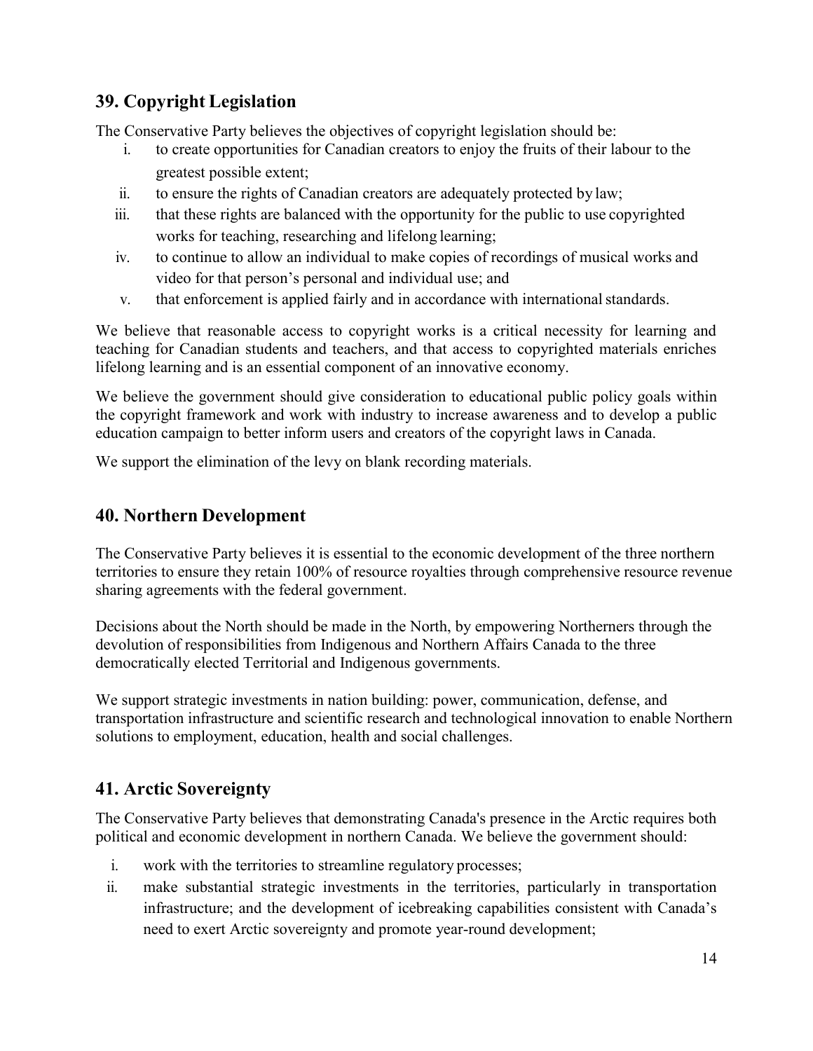## 39. Copyright Legislation

The Conservative Party believes the objectives of copyright legislation should be:

i. to create opportunities for Canadian creators to enjoy the fruits of their labour to the greatest possible extent;
ii. to ensure the rights of Canadian creators are adequately protected by law;
iii. that these rights are balanced with the opportunity for the public to use copyrighted works for teaching, researching and lifelong learning;
iv. to continue to allow an individual to make copies of recordings of musical works and video for that person's personal and individual use; and
v. that enforcement is applied fairly and in accordance with international standards.

We believe that reasonable access to copyright works is a critical necessity for learning and teaching for Canadian students and teachers, and that access to copyrighted materials enriches lifelong learning and is an essential component of an innovative economy.

We believe the government should give consideration to educational public policy goals within the copyright framework and work with industry to increase awareness and to develop a public education campaign to better inform users and creators of the copyright laws in Canada.

We support the elimination of the levy on blank recording materials.

## 40. Northern Development

The Conservative Party believes it is essential to the economic development of the three northern territories to ensure they retain 100% of resource royalties through comprehensive resource revenue sharing agreements with the federal government.

Decisions about the North should be made in the North, by empowering Northerners through the devolution of responsibilities from Indigenous and Northern Affairs Canada to the three democratically elected Territorial and Indigenous governments.

We support strategic investments in nation building: power, communication, defense, and transportation infrastructure and scientific research and technological innovation to enable Northern solutions to employment, education, health and social challenges.

## 41. Arctic Sovereignty

The Conservative Party believes that demonstrating Canada's presence in the Arctic requires both political and economic development in northern Canada. We believe the government should:

i. work with the territories to streamline regulatory processes;
ii. make substantial strategic investments in the territories, particularly in transportation infrastructure; and the development of icebreaking capabilities consistent with Canada's need to exert Arctic sovereignty and promote year-round development;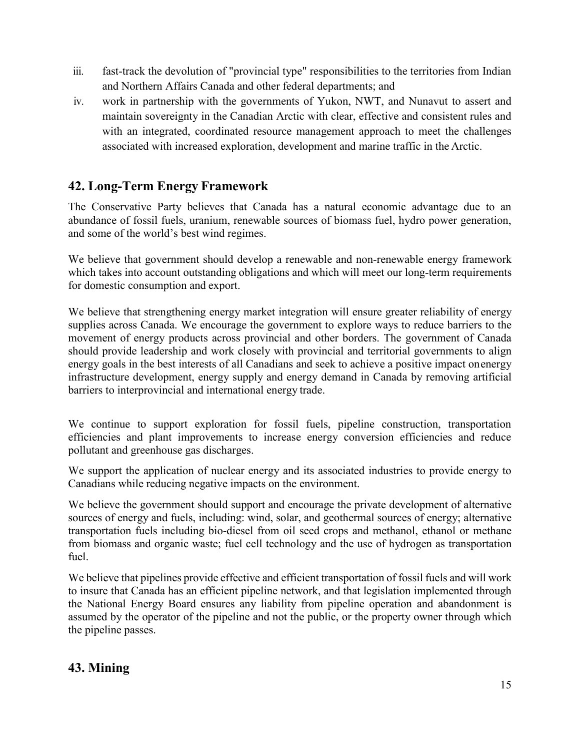iii. fast-track the devolution of "provincial type" responsibilities to the territories from Indian and Northern Affairs Canada and other federal departments; and
iv. work in partnership with the governments of Yukon, NWT, and Nunavut to assert and maintain sovereignty in the Canadian Arctic with clear, effective and consistent rules and with an integrated, coordinated resource management approach to meet the challenges associated with increased exploration, development and marine traffic in the Arctic.

## 42. Long-Term Energy Framework

The Conservative Party believes that Canada has a natural economic advantage due to an abundance of fossil fuels, uranium, renewable sources of biomass fuel, hydro power generation, and some of the world's best wind regimes.

We believe that government should develop a renewable and non-renewable energy framework which takes into account outstanding obligations and which will meet our long-term requirements for domestic consumption and export.

We believe that strengthening energy market integration will ensure greater reliability of energy supplies across Canada. We encourage the government to explore ways to reduce barriers to the movement of energy products across provincial and other borders. The government of Canada should provide leadership and work closely with provincial and territorial governments to align energy goals in the best interests of all Canadians and seek to achieve a positive impact onenergy infrastructure development, energy supply and energy demand in Canada by removing artificial barriers to interprovincial and international energy trade.

We continue to support exploration for fossil fuels, pipeline construction, transportation efficiencies and plant improvements to increase energy conversion efficiencies and reduce pollutant and greenhouse gas discharges.

We support the application of nuclear energy and its associated industries to provide energy to Canadians while reducing negative impacts on the environment.

We believe the government should support and encourage the private development of alternative sources of energy and fuels, including: wind, solar, and geothermal sources of energy; alternative transportation fuels including bio-diesel from oil seed crops and methanol, ethanol or methane from biomass and organic waste; fuel cell technology and the use of hydrogen as transportation fuel.

We believe that pipelines provide effective and efficient transportation of fossil fuels and will work to insure that Canada has an efficient pipeline network, and that legislation implemented through the National Energy Board ensures any liability from pipeline operation and abandonment is assumed by the operator of the pipeline and not the public, or the property owner through which the pipeline passes.

## 43. Mining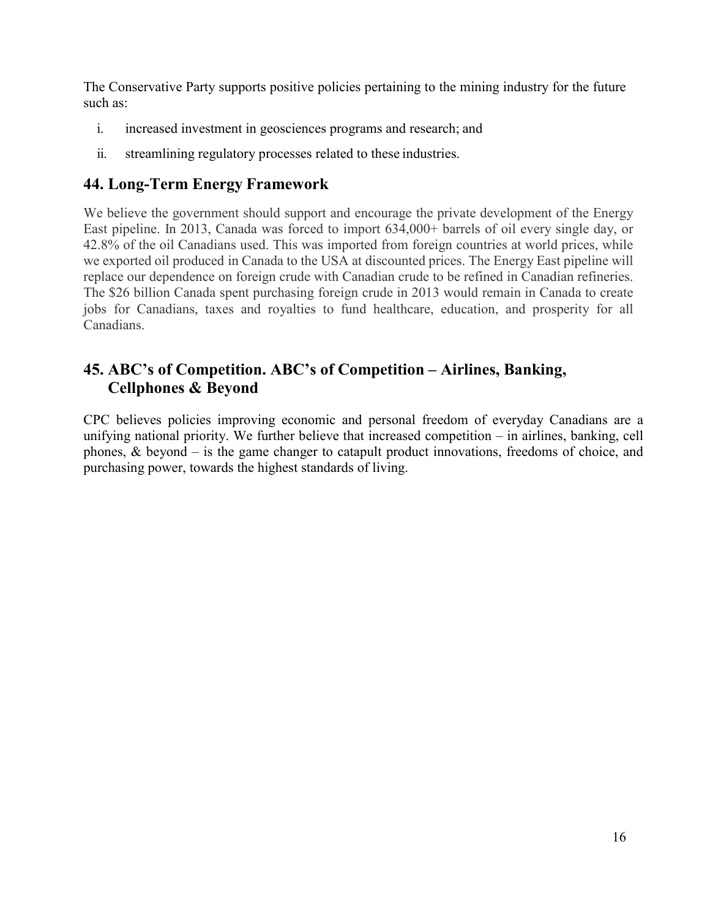The Conservative Party supports positive policies pertaining to the mining industry for the future such as:

i. increased investment in geosciences programs and research; and

ii. streamlining regulatory processes related to these industries.

## 44. Long-Term Energy Framework

We believe the government should support and encourage the private development of the Energy East pipeline. In 2013, Canada was forced to import 634,000+ barrels of oil every single day, or 42.8% of the oil Canadians used. This was imported from foreign countries at world prices, while we exported oil produced in Canada to the USA at discounted prices. The Energy East pipeline will replace our dependence on foreign crude with Canadian crude to be refined in Canadian refineries. The $26 billion Canada spent purchasing foreign crude in 2013 would remain in Canada to create jobs for Canadians, taxes and royalties to fund healthcare, education, and prosperity for all Canadians.

## 45. ABC's of Competition. ABC's of Competition – Airlines, Banking, Cellphones & Beyond

CPC believes policies improving economic and personal freedom of everyday Canadians are a unifying national priority. We further believe that increased competition – in airlines, banking, cell phones, & beyond – is the game changer to catapult product innovations, freedoms of choice, and purchasing power, towards the highest standards of living.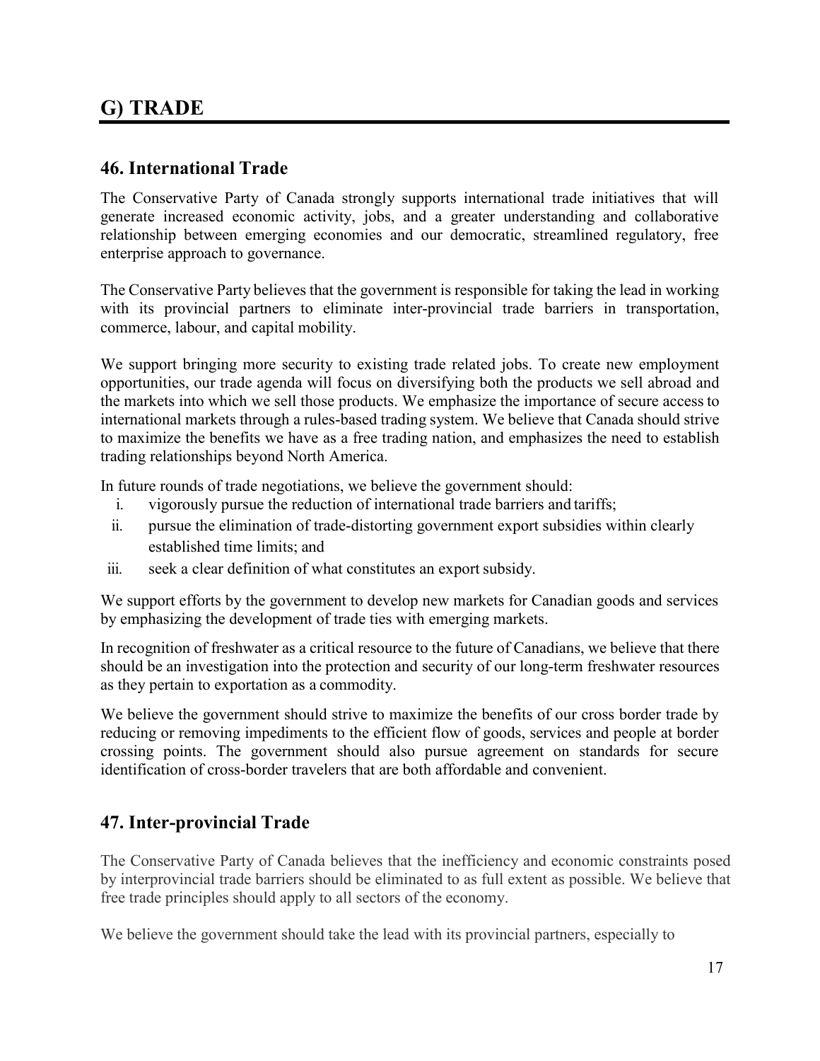# G) TRADE

## 46. International Trade

The Conservative Party of Canada strongly supports international trade initiatives that will generate increased economic activity, jobs, and a greater understanding and collaborative relationship between emerging economies and our democratic, streamlined regulatory, free enterprise approach to governance.

The Conservative Party believes that the government is responsible for taking the lead in working with its provincial partners to eliminate inter-provincial trade barriers in transportation, commerce, labour, and capital mobility.

We support bringing more security to existing trade related jobs. To create new employment opportunities, our trade agenda will focus on diversifying both the products we sell abroad and the markets into which we sell those products. We emphasize the importance of secure access to international markets through a rules-based trading system. We believe that Canada should strive to maximize the benefits we have as a free trading nation, and emphasizes the need to establish trading relationships beyond North America.

In future rounds of trade negotiations, we believe the government should:

i. vigorously pursue the reduction of international trade barriers and tariffs;
ii. pursue the elimination of trade-distorting government export subsidies within clearly established time limits; and
iii. seek a clear definition of what constitutes an export subsidy.

We support efforts by the government to develop new markets for Canadian goods and services by emphasizing the development of trade ties with emerging markets.

In recognition of freshwater as a critical resource to the future of Canadians, we believe that there should be an investigation into the protection and security of our long-term freshwater resources as they pertain to exportation as a commodity.

We believe the government should strive to maximize the benefits of our cross border trade by reducing or removing impediments to the efficient flow of goods, services and people at border crossing points. The government should also pursue agreement on standards for secure identification of cross-border travelers that are both affordable and convenient.

## 47. Inter-provincial Trade

The Conservative Party of Canada believes that the inefficiency and economic constraints posed by interprovincial trade barriers should be eliminated to as full extent as possible. We believe that free trade principles should apply to all sectors of the economy.

We believe the government should take the lead with its provincial partners, especially to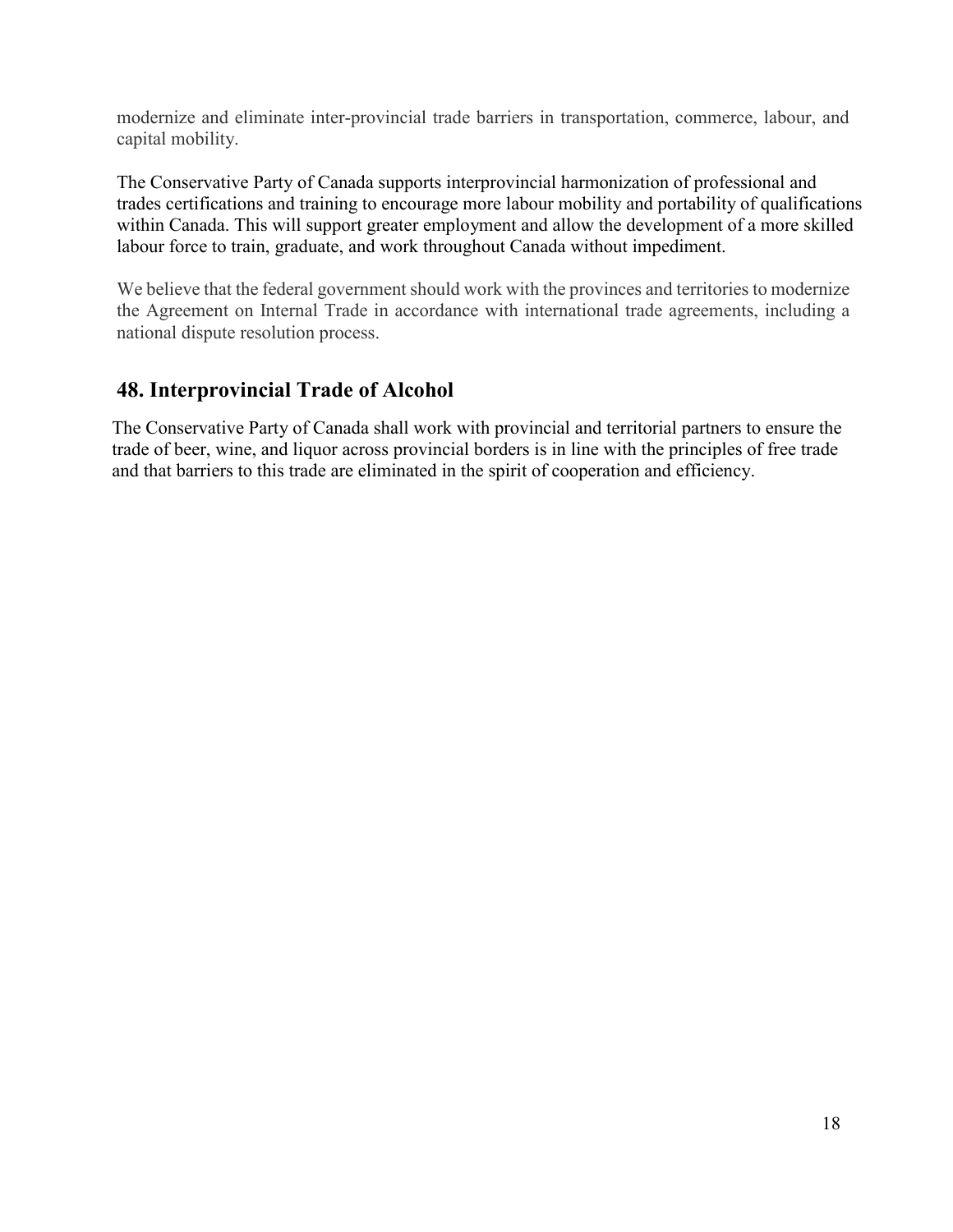modernize and eliminate inter-provincial trade barriers in transportation, commerce, labour, and capital mobility.

The Conservative Party of Canada supports interprovincial harmonization of professional and trades certifications and training to encourage more labour mobility and portability of qualifications within Canada. This will support greater employment and allow the development of a more skilled labour force to train, graduate, and work throughout Canada without impediment.

We believe that the federal government should work with the provinces and territories to modernize the Agreement on Internal Trade in accordance with international trade agreements, including a national dispute resolution process.

## 48. Interprovincial Trade of Alcohol

The Conservative Party of Canada shall work with provincial and territorial partners to ensure the trade of beer, wine, and liquor across provincial borders is in line with the principles of free trade and that barriers to this trade are eliminated in the spirit of cooperation and efficiency.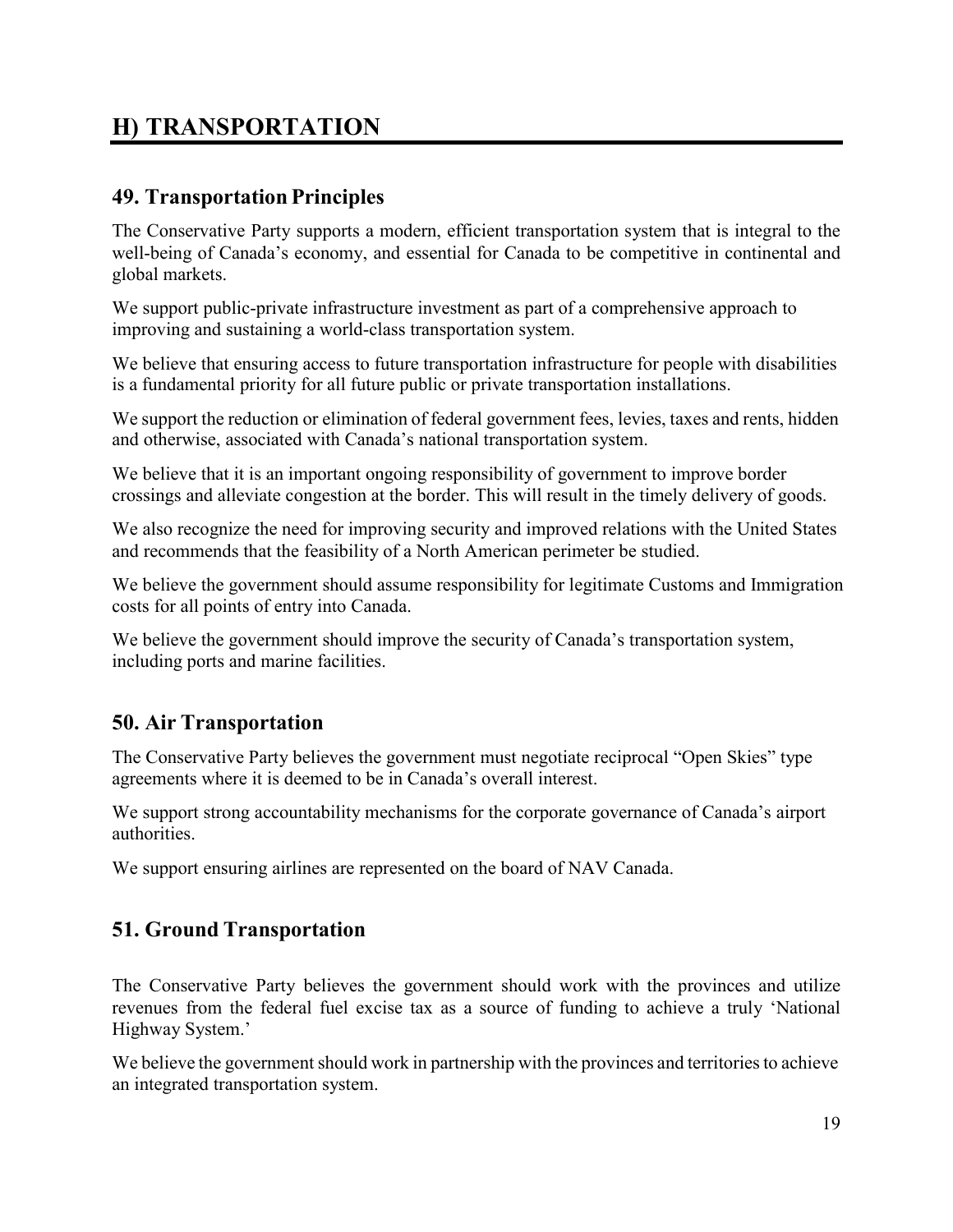# H) TRANSPORTATION

## 49. Transportation Principles

The Conservative Party supports a modern, efficient transportation system that is integral to the well-being of Canada's economy, and essential for Canada to be competitive in continental and global markets.

We support public-private infrastructure investment as part of a comprehensive approach to improving and sustaining a world-class transportation system.

We believe that ensuring access to future transportation infrastructure for people with disabilities is a fundamental priority for all future public or private transportation installations.

We support the reduction or elimination of federal government fees, levies, taxes and rents, hidden and otherwise, associated with Canada's national transportation system.

We believe that it is an important ongoing responsibility of government to improve border crossings and alleviate congestion at the border. This will result in the timely delivery of goods.

We also recognize the need for improving security and improved relations with the United States and recommends that the feasibility of a North American perimeter be studied.

We believe the government should assume responsibility for legitimate Customs and Immigration costs for all points of entry into Canada.

We believe the government should improve the security of Canada's transportation system, including ports and marine facilities.

## 50. Air Transportation

The Conservative Party believes the government must negotiate reciprocal "Open Skies" type agreements where it is deemed to be in Canada's overall interest.

We support strong accountability mechanisms for the corporate governance of Canada's airport authorities.

We support ensuring airlines are represented on the board of NAV Canada.

## 51. Ground Transportation

The Conservative Party believes the government should work with the provinces and utilize revenues from the federal fuel excise tax as a source of funding to achieve a truly 'National Highway System.'

We believe the government should work in partnership with the provinces and territories to achieve an integrated transportation system.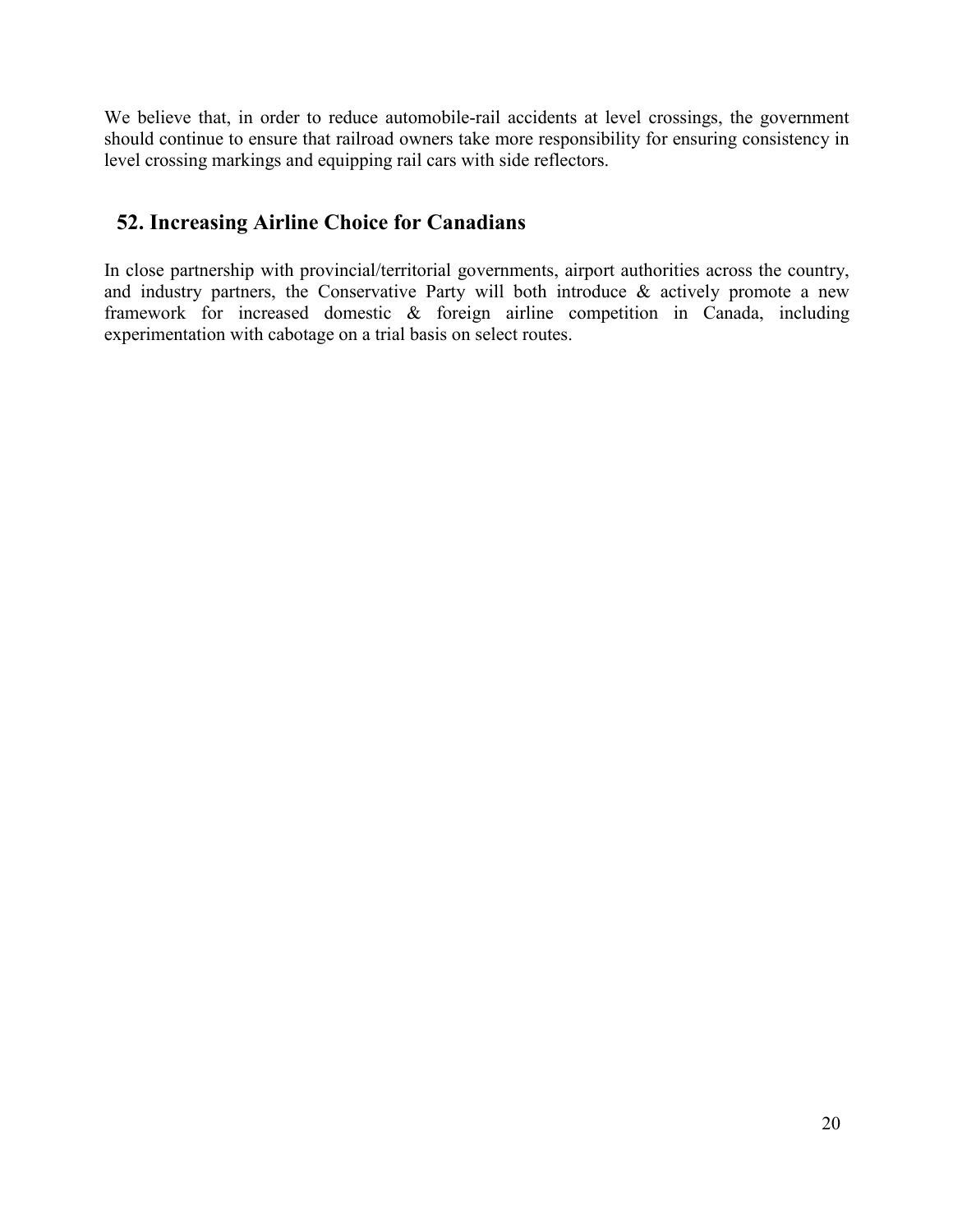We believe that, in order to reduce automobile-rail accidents at level crossings, the government should continue to ensure that railroad owners take more responsibility for ensuring consistency in level crossing markings and equipping rail cars with side reflectors.

## 52. Increasing Airline Choice for Canadians

In close partnership with provincial/territorial governments, airport authorities across the country, and industry partners, the Conservative Party will both introduce & actively promote a new framework for increased domestic & foreign airline competition in Canada, including experimentation with cabotage on a trial basis on select routes.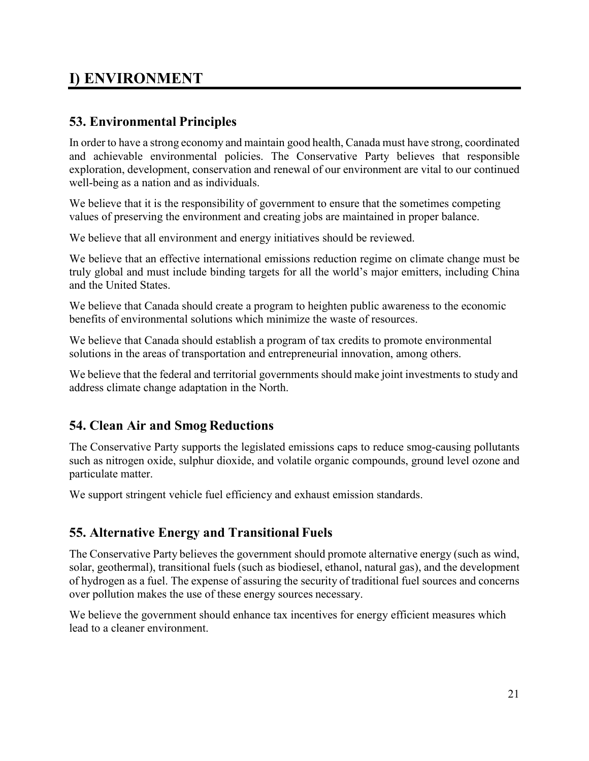# I) ENVIRONMENT

## 53. Environmental Principles

In order to have a strong economy and maintain good health, Canada must have strong, coordinated and achievable environmental policies. The Conservative Party believes that responsible exploration, development, conservation and renewal of our environment are vital to our continued well-being as a nation and as individuals.

We believe that it is the responsibility of government to ensure that the sometimes competing values of preserving the environment and creating jobs are maintained in proper balance.

We believe that all environment and energy initiatives should be reviewed.

We believe that an effective international emissions reduction regime on climate change must be truly global and must include binding targets for all the world's major emitters, including China and the United States.

We believe that Canada should create a program to heighten public awareness to the economic benefits of environmental solutions which minimize the waste of resources.

We believe that Canada should establish a program of tax credits to promote environmental solutions in the areas of transportation and entrepreneurial innovation, among others.

We believe that the federal and territorial governments should make joint investments to study and address climate change adaptation in the North.

## 54. Clean Air and Smog Reductions

The Conservative Party supports the legislated emissions caps to reduce smog-causing pollutants such as nitrogen oxide, sulphur dioxide, and volatile organic compounds, ground level ozone and particulate matter.

We support stringent vehicle fuel efficiency and exhaust emission standards.

## 55. Alternative Energy and Transitional Fuels

The Conservative Party believes the government should promote alternative energy (such as wind, solar, geothermal), transitional fuels (such as biodiesel, ethanol, natural gas), and the development of hydrogen as a fuel. The expense of assuring the security of traditional fuel sources and concerns over pollution makes the use of these energy sources necessary.

We believe the government should enhance tax incentives for energy efficient measures which lead to a cleaner environment.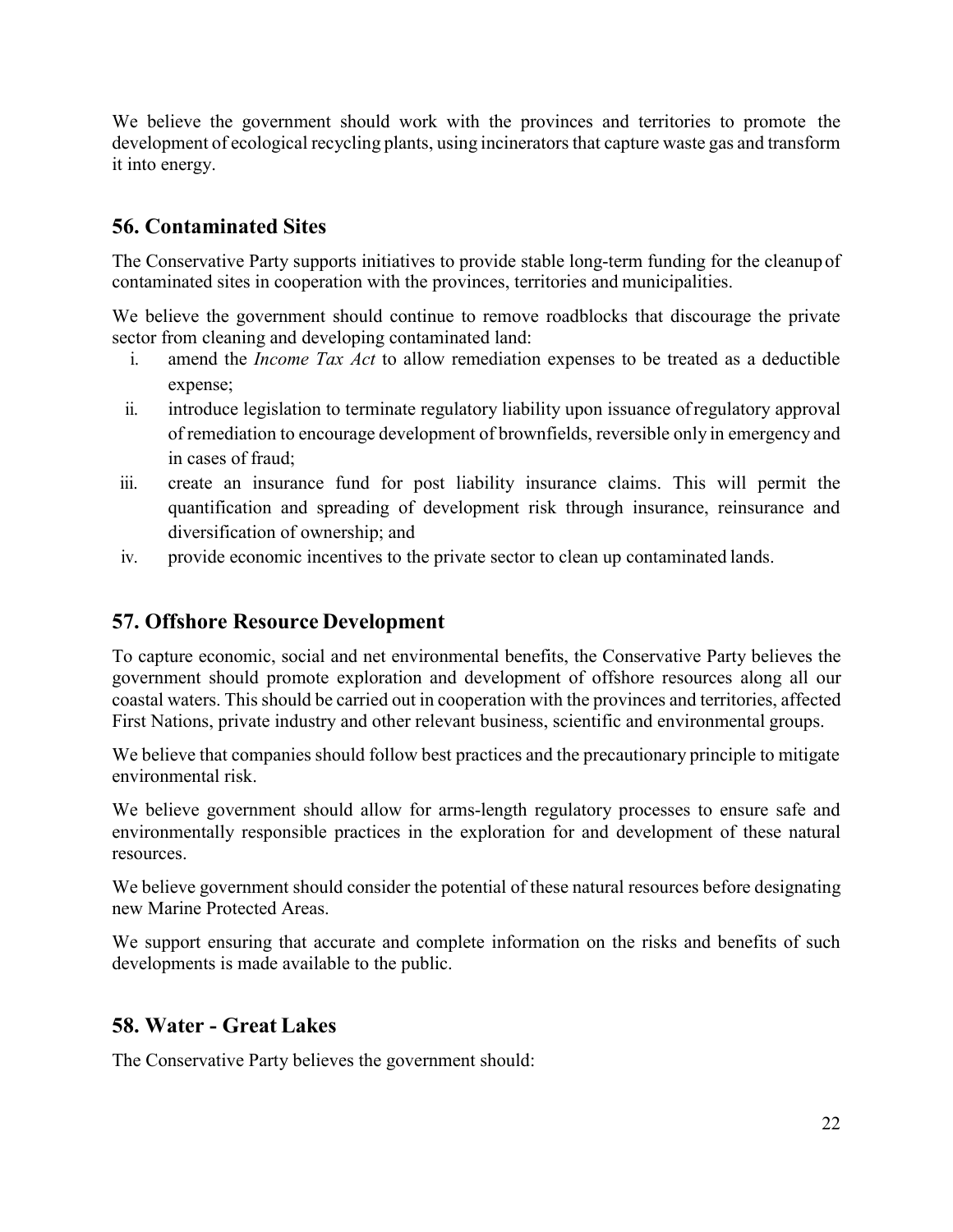We believe the government should work with the provinces and territories to promote the development of ecological recycling plants, using incinerators that capture waste gas and transform it into energy.

## 56. Contaminated Sites

The Conservative Party supports initiatives to provide stable long-term funding for the cleanup of contaminated sites in cooperation with the provinces, territories and municipalities.

We believe the government should continue to remove roadblocks that discourage the private sector from cleaning and developing contaminated land:

i. amend the *Income Tax Act* to allow remediation expenses to be treated as a deductible expense;
ii. introduce legislation to terminate regulatory liability upon issuance of regulatory approval of remediation to encourage development of brownfields, reversible only in emergency and in cases of fraud;
iii. create an insurance fund for post liability insurance claims. This will permit the quantification and spreading of development risk through insurance, reinsurance and diversification of ownership; and
iv. provide economic incentives to the private sector to clean up contaminated lands.

## 57. Offshore Resource Development

To capture economic, social and net environmental benefits, the Conservative Party believes the government should promote exploration and development of offshore resources along all our coastal waters. This should be carried out in cooperation with the provinces and territories, affected First Nations, private industry and other relevant business, scientific and environmental groups.

We believe that companies should follow best practices and the precautionary principle to mitigate environmental risk.

We believe government should allow for arms-length regulatory processes to ensure safe and environmentally responsible practices in the exploration for and development of these natural resources.

We believe government should consider the potential of these natural resources before designating new Marine Protected Areas.

We support ensuring that accurate and complete information on the risks and benefits of such developments is made available to the public.

## 58. Water - Great Lakes

The Conservative Party believes the government should: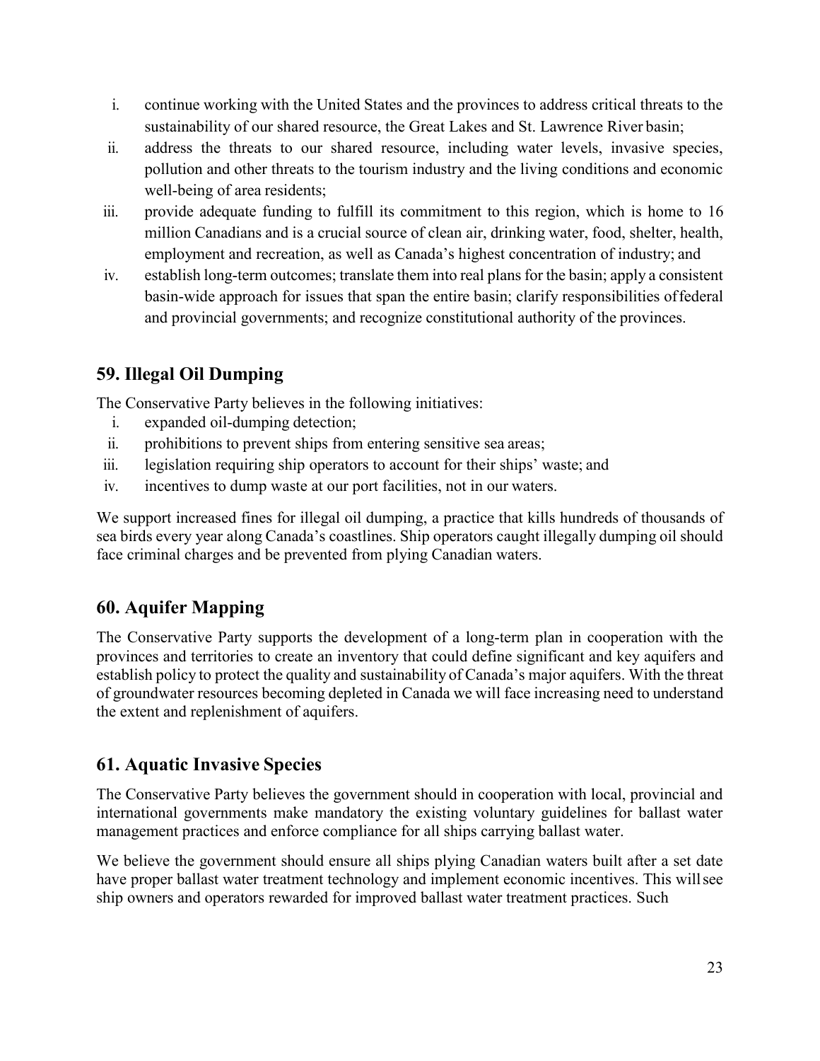i. continue working with the United States and the provinces to address critical threats to the sustainability of our shared resource, the Great Lakes and St. Lawrence River basin;
ii. address the threats to our shared resource, including water levels, invasive species, pollution and other threats to the tourism industry and the living conditions and economic well-being of area residents;
iii. provide adequate funding to fulfill its commitment to this region, which is home to 16 million Canadians and is a crucial source of clean air, drinking water, food, shelter, health, employment and recreation, as well as Canada's highest concentration of industry; and
iv. establish long-term outcomes; translate them into real plans for the basin; apply a consistent basin-wide approach for issues that span the entire basin; clarify responsibilities of federal and provincial governments; and recognize constitutional authority of the provinces.

## 59. Illegal Oil Dumping

The Conservative Party believes in the following initiatives:

i. expanded oil-dumping detection;
ii. prohibitions to prevent ships from entering sensitive sea areas;
iii. legislation requiring ship operators to account for their ships' waste; and
iv. incentives to dump waste at our port facilities, not in our waters.

We support increased fines for illegal oil dumping, a practice that kills hundreds of thousands of sea birds every year along Canada's coastlines. Ship operators caught illegally dumping oil should face criminal charges and be prevented from plying Canadian waters.

## 60. Aquifer Mapping

The Conservative Party supports the development of a long-term plan in cooperation with the provinces and territories to create an inventory that could define significant and key aquifers and establish policy to protect the quality and sustainability of Canada's major aquifers. With the threat of groundwater resources becoming depleted in Canada we will face increasing need to understand the extent and replenishment of aquifers.

## 61. Aquatic Invasive Species

The Conservative Party believes the government should in cooperation with local, provincial and international governments make mandatory the existing voluntary guidelines for ballast water management practices and enforce compliance for all ships carrying ballast water.

We believe the government should ensure all ships plying Canadian waters built after a set date have proper ballast water treatment technology and implement economic incentives. This will see ship owners and operators rewarded for improved ballast water treatment practices. Such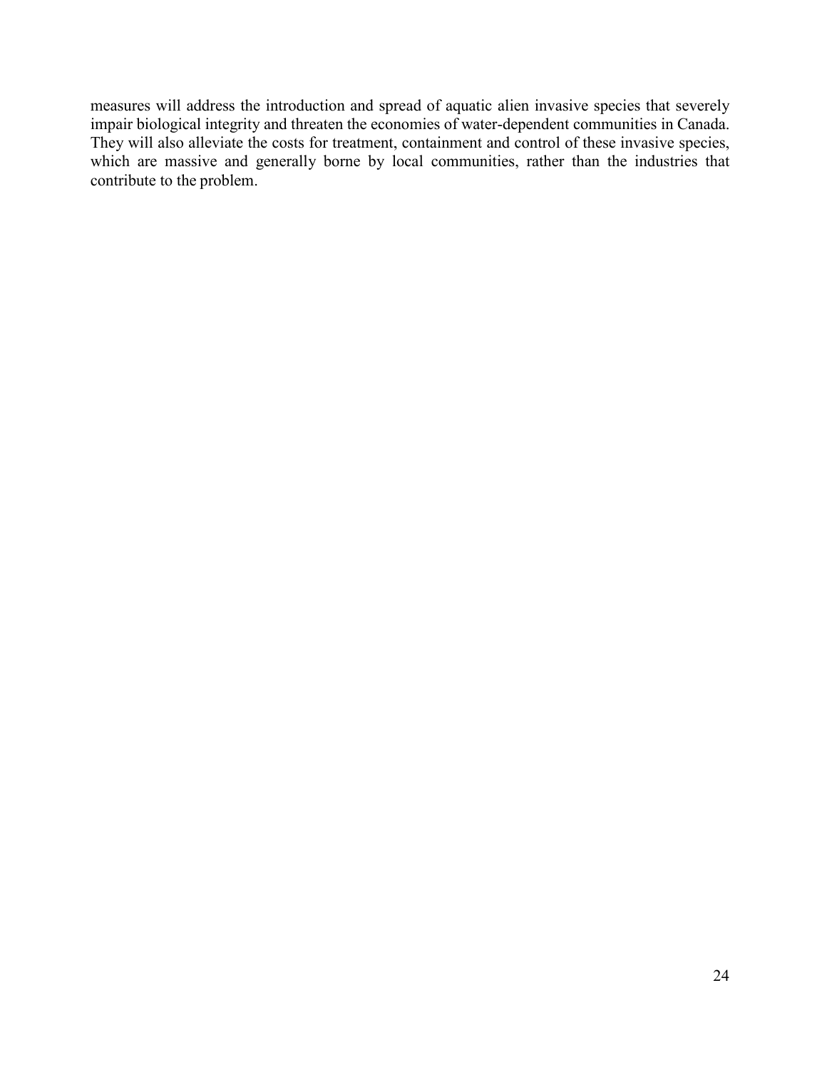measures will address the introduction and spread of aquatic alien invasive species that severely impair biological integrity and threaten the economies of water-dependent communities in Canada. They will also alleviate the costs for treatment, containment and control of these invasive species, which are massive and generally borne by local communities, rather than the industries that contribute to the problem.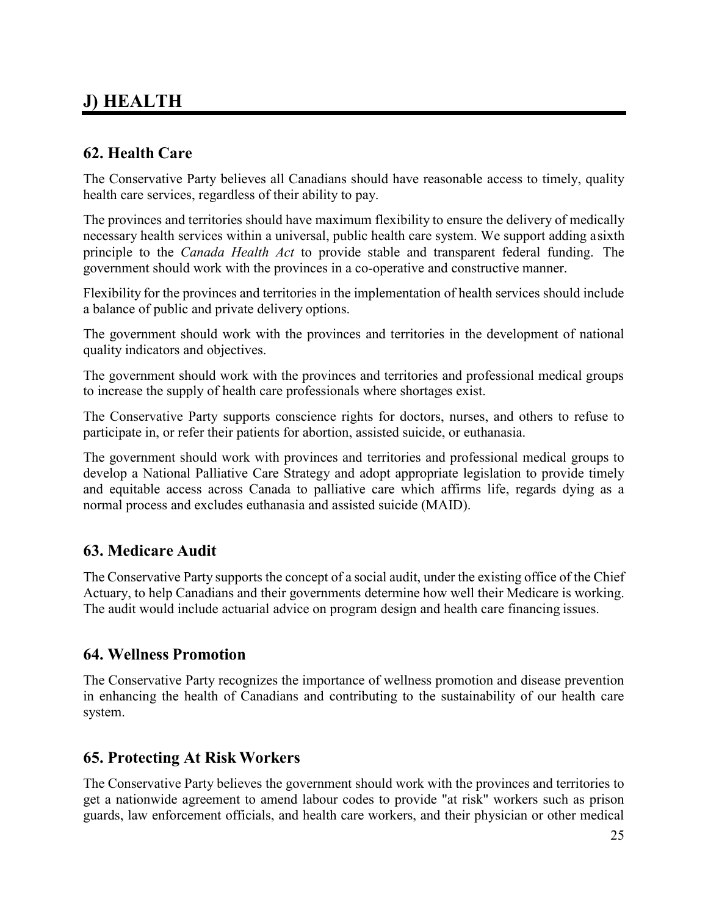## J) HEALTH

### 62. Health Care

The Conservative Party believes all Canadians should have reasonable access to timely, quality health care services, regardless of their ability to pay.

The provinces and territories should have maximum flexibility to ensure the delivery of medically necessary health services within a universal, public health care system. We support adding a sixth principle to the *Canada Health Act* to provide stable and transparent federal funding. The government should work with the provinces in a co-operative and constructive manner.

Flexibility for the provinces and territories in the implementation of health services should include a balance of public and private delivery options.

The government should work with the provinces and territories in the development of national quality indicators and objectives.

The government should work with the provinces and territories and professional medical groups to increase the supply of health care professionals where shortages exist.

The Conservative Party supports conscience rights for doctors, nurses, and others to refuse to participate in, or refer their patients for abortion, assisted suicide, or euthanasia.

The government should work with provinces and territories and professional medical groups to develop a National Palliative Care Strategy and adopt appropriate legislation to provide timely and equitable access across Canada to palliative care which affirms life, regards dying as a normal process and excludes euthanasia and assisted suicide (MAID).

### 63. Medicare Audit

The Conservative Party supports the concept of a social audit, under the existing office of the Chief Actuary, to help Canadians and their governments determine how well their Medicare is working. The audit would include actuarial advice on program design and health care financing issues.

### 64. Wellness Promotion

The Conservative Party recognizes the importance of wellness promotion and disease prevention in enhancing the health of Canadians and contributing to the sustainability of our health care system.

### 65. Protecting At Risk Workers

The Conservative Party believes the government should work with the provinces and territories to get a nationwide agreement to amend labour codes to provide "at risk" workers such as prison guards, law enforcement officials, and health care workers, and their physician or other medical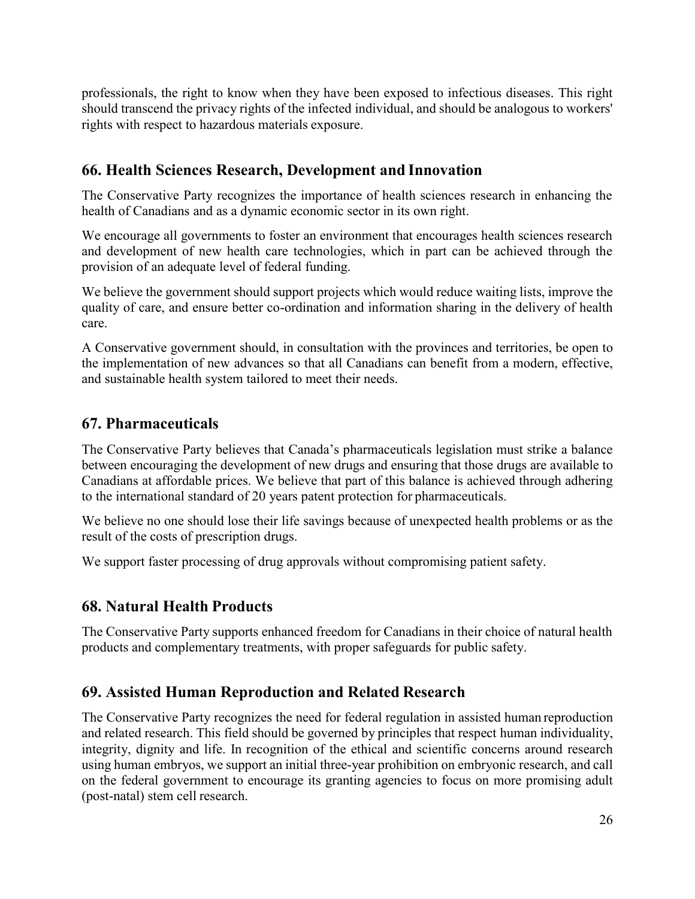professionals, the right to know when they have been exposed to infectious diseases. This right should transcend the privacy rights of the infected individual, and should be analogous to workers' rights with respect to hazardous materials exposure.

## 66. Health Sciences Research, Development and Innovation

The Conservative Party recognizes the importance of health sciences research in enhancing the health of Canadians and as a dynamic economic sector in its own right.

We encourage all governments to foster an environment that encourages health sciences research and development of new health care technologies, which in part can be achieved through the provision of an adequate level of federal funding.

We believe the government should support projects which would reduce waiting lists, improve the quality of care, and ensure better co-ordination and information sharing in the delivery of health care.

A Conservative government should, in consultation with the provinces and territories, be open to the implementation of new advances so that all Canadians can benefit from a modern, effective, and sustainable health system tailored to meet their needs.

## 67. Pharmaceuticals

The Conservative Party believes that Canada's pharmaceuticals legislation must strike a balance between encouraging the development of new drugs and ensuring that those drugs are available to Canadians at affordable prices. We believe that part of this balance is achieved through adhering to the international standard of 20 years patent protection for pharmaceuticals.

We believe no one should lose their life savings because of unexpected health problems or as the result of the costs of prescription drugs.

We support faster processing of drug approvals without compromising patient safety.

## 68. Natural Health Products

The Conservative Party supports enhanced freedom for Canadians in their choice of natural health products and complementary treatments, with proper safeguards for public safety.

## 69. Assisted Human Reproduction and Related Research

The Conservative Party recognizes the need for federal regulation in assisted human reproduction and related research. This field should be governed by principles that respect human individuality, integrity, dignity and life. In recognition of the ethical and scientific concerns around research using human embryos, we support an initial three-year prohibition on embryonic research, and call on the federal government to encourage its granting agencies to focus on more promising adult (post-natal) stem cell research.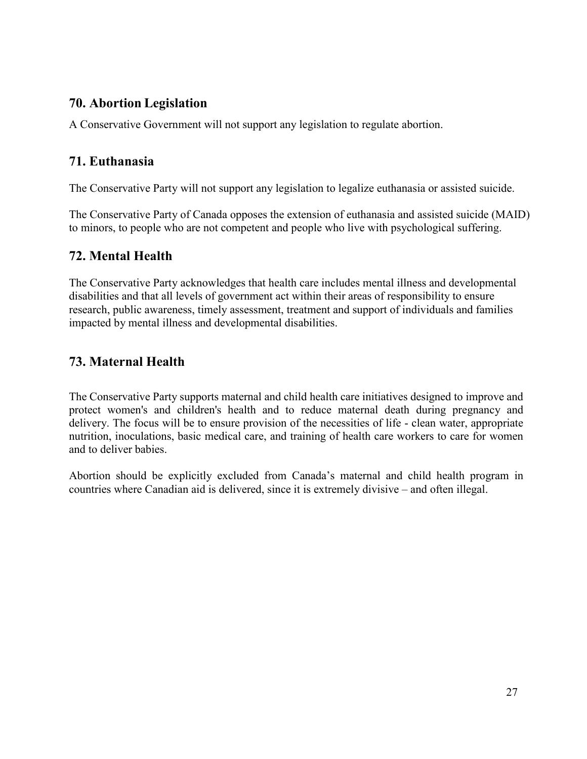## 70. Abortion Legislation

A Conservative Government will not support any legislation to regulate abortion.

## 71. Euthanasia

The Conservative Party will not support any legislation to legalize euthanasia or assisted suicide.

The Conservative Party of Canada opposes the extension of euthanasia and assisted suicide (MAID) to minors, to people who are not competent and people who live with psychological suffering.

## 72. Mental Health

The Conservative Party acknowledges that health care includes mental illness and developmental disabilities and that all levels of government act within their areas of responsibility to ensure research, public awareness, timely assessment, treatment and support of individuals and families impacted by mental illness and developmental disabilities.

## 73. Maternal Health

The Conservative Party supports maternal and child health care initiatives designed to improve and protect women's and children's health and to reduce maternal death during pregnancy and delivery. The focus will be to ensure provision of the necessities of life - clean water, appropriate nutrition, inoculations, basic medical care, and training of health care workers to care for women and to deliver babies.

Abortion should be explicitly excluded from Canada's maternal and child health program in countries where Canadian aid is delivered, since it is extremely divisive – and often illegal.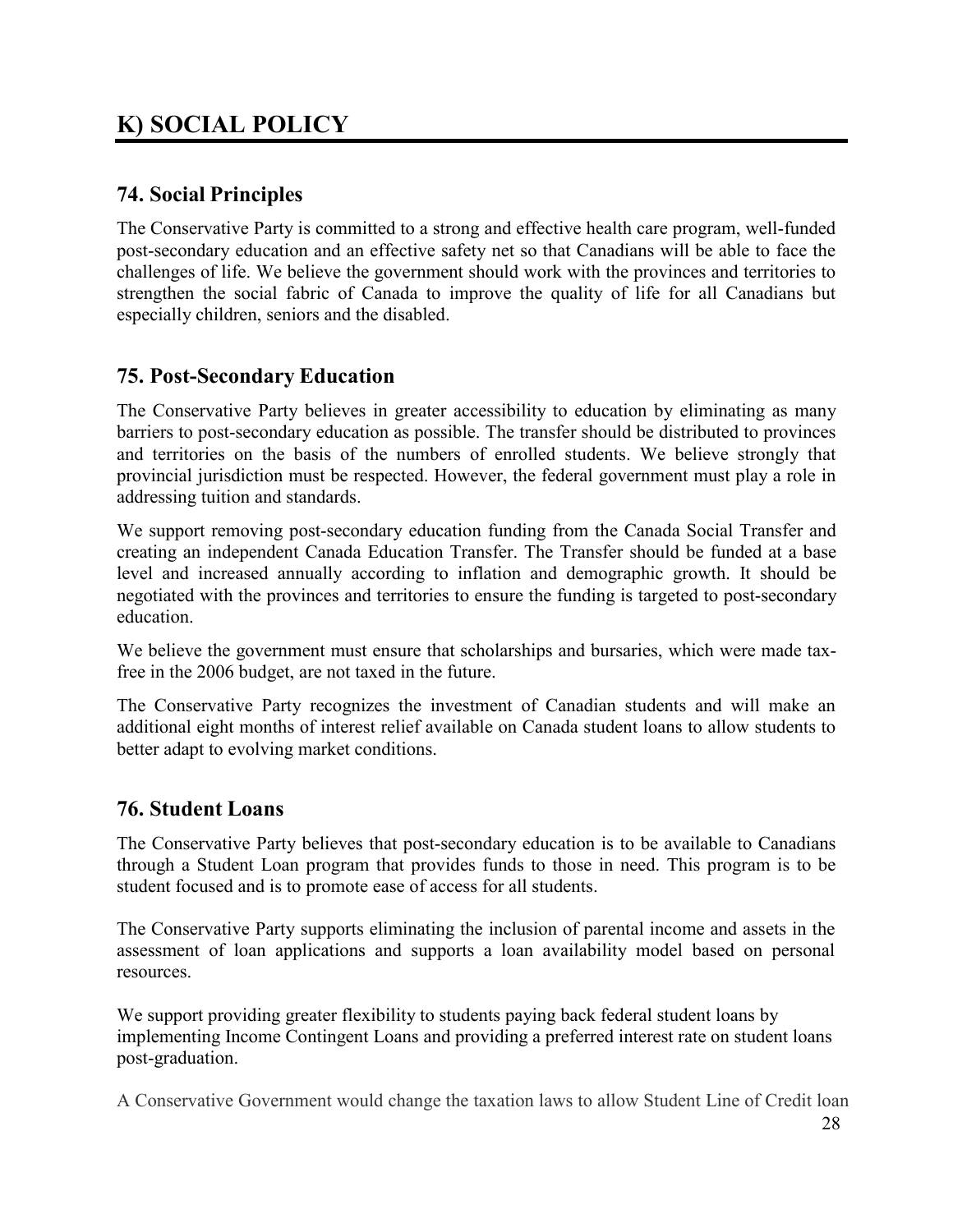# K) SOCIAL POLICY

## 74. Social Principles

The Conservative Party is committed to a strong and effective health care program, well-funded post-secondary education and an effective safety net so that Canadians will be able to face the challenges of life. We believe the government should work with the provinces and territories to strengthen the social fabric of Canada to improve the quality of life for all Canadians but especially children, seniors and the disabled.

## 75. Post-Secondary Education

The Conservative Party believes in greater accessibility to education by eliminating as many barriers to post-secondary education as possible. The transfer should be distributed to provinces and territories on the basis of the numbers of enrolled students. We believe strongly that provincial jurisdiction must be respected. However, the federal government must play a role in addressing tuition and standards.

We support removing post-secondary education funding from the Canada Social Transfer and creating an independent Canada Education Transfer. The Transfer should be funded at a base level and increased annually according to inflation and demographic growth. It should be negotiated with the provinces and territories to ensure the funding is targeted to post-secondary education.

We believe the government must ensure that scholarships and bursaries, which were made tax-free in the 2006 budget, are not taxed in the future.

The Conservative Party recognizes the investment of Canadian students and will make an additional eight months of interest relief available on Canada student loans to allow students to better adapt to evolving market conditions.

## 76. Student Loans

The Conservative Party believes that post-secondary education is to be available to Canadians through a Student Loan program that provides funds to those in need. This program is to be student focused and is to promote ease of access for all students.

The Conservative Party supports eliminating the inclusion of parental income and assets in the assessment of loan applications and supports a loan availability model based on personal resources.

We support providing greater flexibility to students paying back federal student loans by implementing Income Contingent Loans and providing a preferred interest rate on student loans post-graduation.

A Conservative Government would change the taxation laws to allow Student Line of Credit loan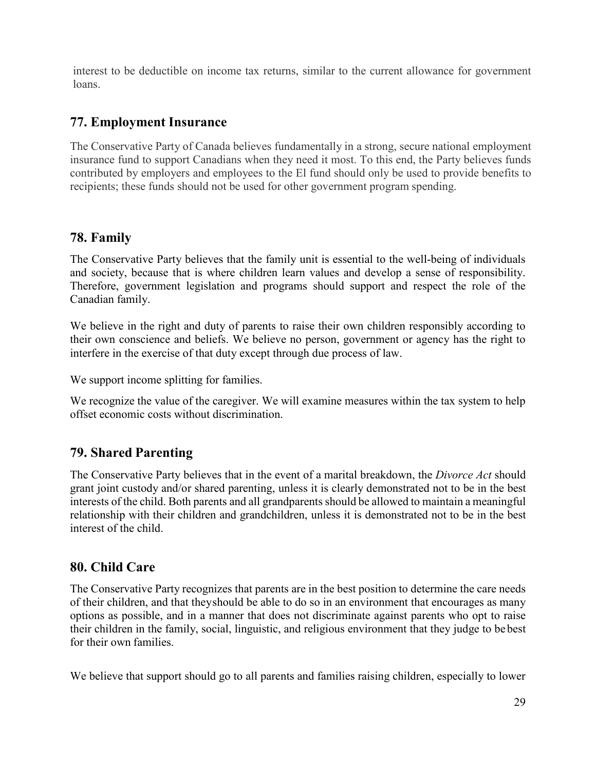interest to be deductible on income tax returns, similar to the current allowance for government loans.

## 77. Employment Insurance

The Conservative Party of Canada believes fundamentally in a strong, secure national employment insurance fund to support Canadians when they need it most. To this end, the Party believes funds contributed by employers and employees to the El fund should only be used to provide benefits to recipients; these funds should not be used for other government program spending.

## 78. Family

The Conservative Party believes that the family unit is essential to the well-being of individuals and society, because that is where children learn values and develop a sense of responsibility. Therefore, government legislation and programs should support and respect the role of the Canadian family.

We believe in the right and duty of parents to raise their own children responsibly according to their own conscience and beliefs. We believe no person, government or agency has the right to interfere in the exercise of that duty except through due process of law.

We support income splitting for families.

We recognize the value of the caregiver. We will examine measures within the tax system to help offset economic costs without discrimination.

## 79. Shared Parenting

The Conservative Party believes that in the event of a marital breakdown, the *Divorce Act* should grant joint custody and/or shared parenting, unless it is clearly demonstrated not to be in the best interests of the child. Both parents and all grandparents should be allowed to maintain a meaningful relationship with their children and grandchildren, unless it is demonstrated not to be in the best interest of the child.

## 80. Child Care

The Conservative Party recognizes that parents are in the best position to determine the care needs of their children, and that theyshould be able to do so in an environment that encourages as many options as possible, and in a manner that does not discriminate against parents who opt to raise their children in the family, social, linguistic, and religious environment that they judge to be best for their own families.

We believe that support should go to all parents and families raising children, especially to lower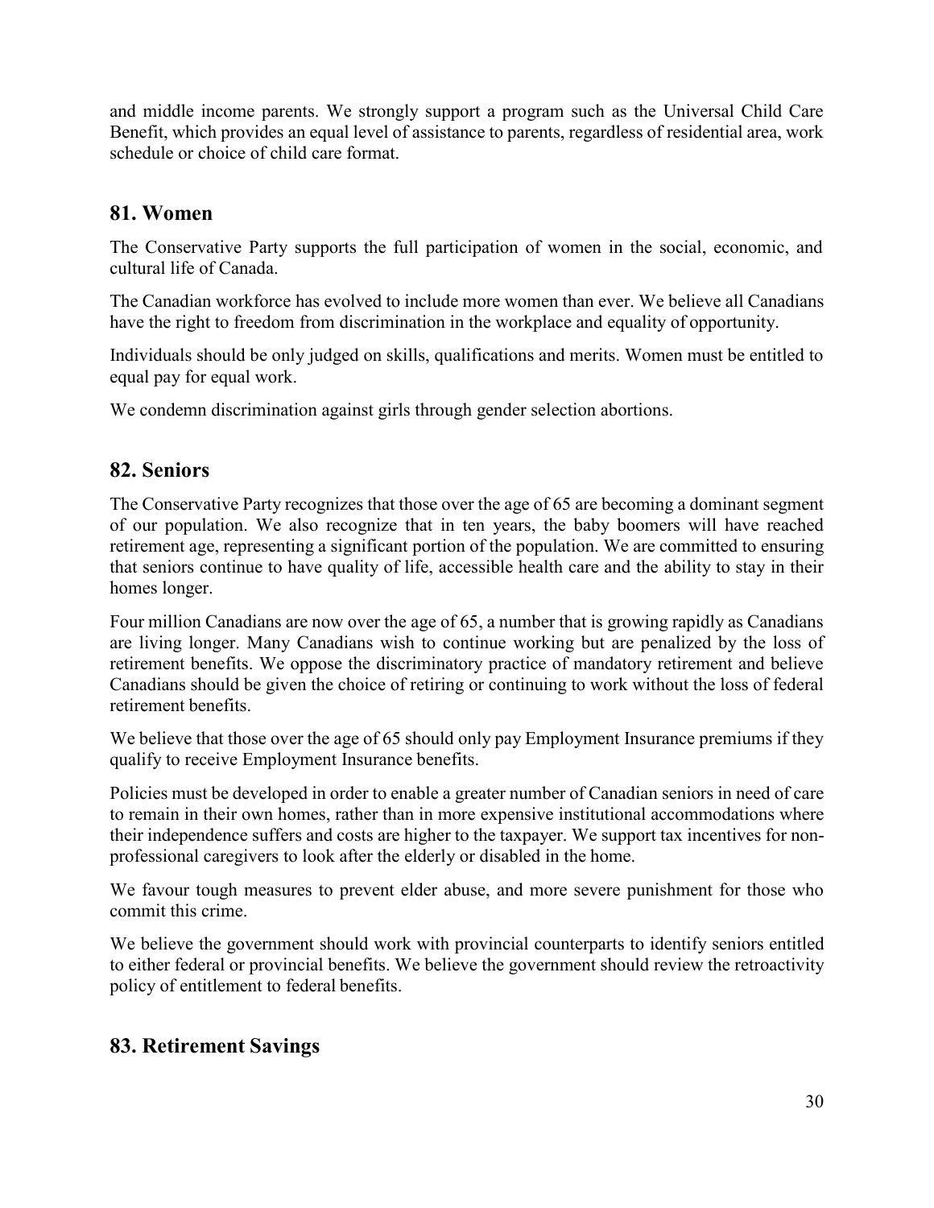and middle income parents. We strongly support a program such as the Universal Child Care Benefit, which provides an equal level of assistance to parents, regardless of residential area, work schedule or choice of child care format.

## 81. Women

The Conservative Party supports the full participation of women in the social, economic, and cultural life of Canada.

The Canadian workforce has evolved to include more women than ever. We believe all Canadians have the right to freedom from discrimination in the workplace and equality of opportunity.

Individuals should be only judged on skills, qualifications and merits. Women must be entitled to equal pay for equal work.

We condemn discrimination against girls through gender selection abortions.

## 82. Seniors

The Conservative Party recognizes that those over the age of 65 are becoming a dominant segment of our population. We also recognize that in ten years, the baby boomers will have reached retirement age, representing a significant portion of the population. We are committed to ensuring that seniors continue to have quality of life, accessible health care and the ability to stay in their homes longer.

Four million Canadians are now over the age of 65, a number that is growing rapidly as Canadians are living longer. Many Canadians wish to continue working but are penalized by the loss of retirement benefits. We oppose the discriminatory practice of mandatory retirement and believe Canadians should be given the choice of retiring or continuing to work without the loss of federal retirement benefits.

We believe that those over the age of 65 should only pay Employment Insurance premiums if they qualify to receive Employment Insurance benefits.

Policies must be developed in order to enable a greater number of Canadian seniors in need of care to remain in their own homes, rather than in more expensive institutional accommodations where their independence suffers and costs are higher to the taxpayer. We support tax incentives for non-professional caregivers to look after the elderly or disabled in the home.

We favour tough measures to prevent elder abuse, and more severe punishment for those who commit this crime.

We believe the government should work with provincial counterparts to identify seniors entitled to either federal or provincial benefits. We believe the government should review the retroactivity policy of entitlement to federal benefits.

## 83. Retirement Savings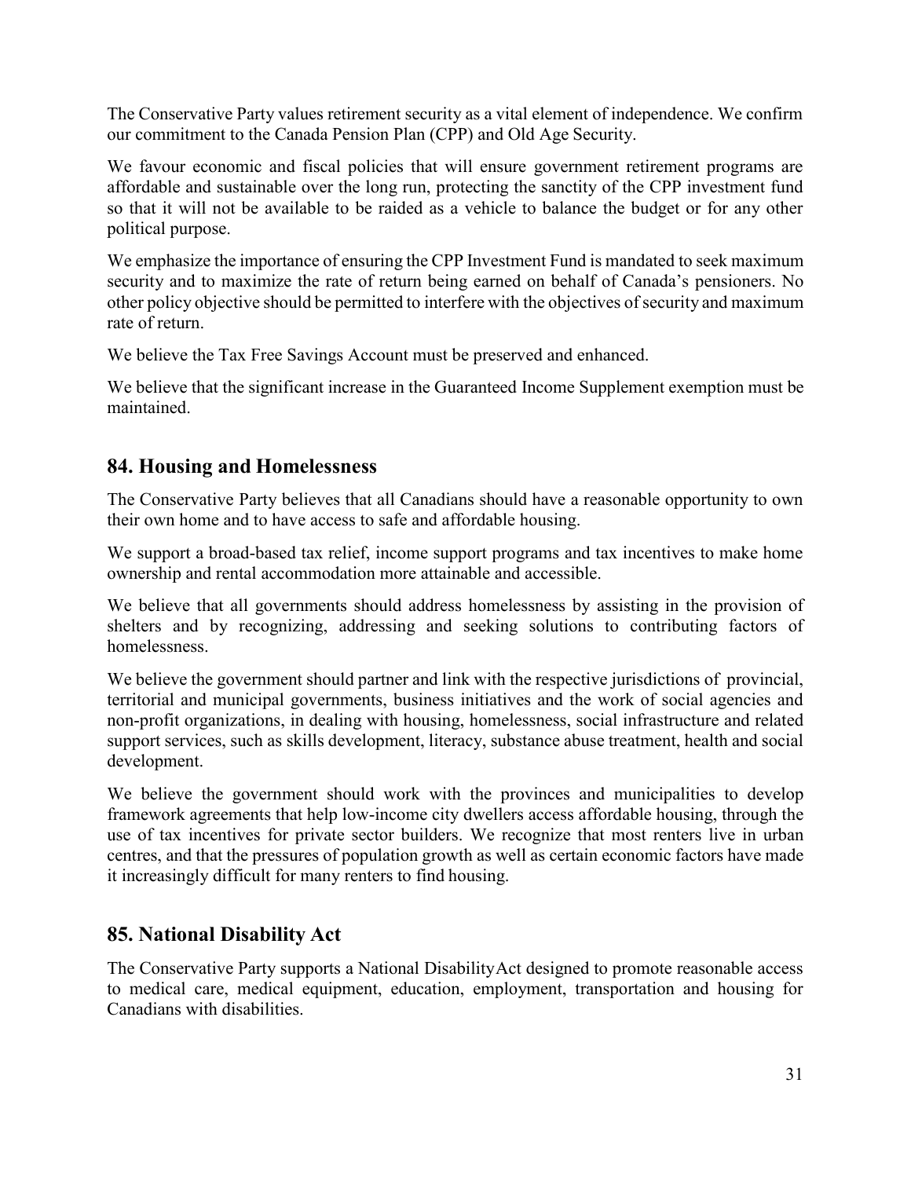The Conservative Party values retirement security as a vital element of independence. We confirm our commitment to the Canada Pension Plan (CPP) and Old Age Security.

We favour economic and fiscal policies that will ensure government retirement programs are affordable and sustainable over the long run, protecting the sanctity of the CPP investment fund so that it will not be available to be raided as a vehicle to balance the budget or for any other political purpose.

We emphasize the importance of ensuring the CPP Investment Fund is mandated to seek maximum security and to maximize the rate of return being earned on behalf of Canada's pensioners. No other policy objective should be permitted to interfere with the objectives of security and maximum rate of return.

We believe the Tax Free Savings Account must be preserved and enhanced.

We believe that the significant increase in the Guaranteed Income Supplement exemption must be maintained.

## 84. Housing and Homelessness

The Conservative Party believes that all Canadians should have a reasonable opportunity to own their own home and to have access to safe and affordable housing.

We support a broad-based tax relief, income support programs and tax incentives to make home ownership and rental accommodation more attainable and accessible.

We believe that all governments should address homelessness by assisting in the provision of shelters and by recognizing, addressing and seeking solutions to contributing factors of homelessness.

We believe the government should partner and link with the respective jurisdictions of provincial, territorial and municipal governments, business initiatives and the work of social agencies and non-profit organizations, in dealing with housing, homelessness, social infrastructure and related support services, such as skills development, literacy, substance abuse treatment, health and social development.

We believe the government should work with the provinces and municipalities to develop framework agreements that help low-income city dwellers access affordable housing, through the use of tax incentives for private sector builders. We recognize that most renters live in urban centres, and that the pressures of population growth as well as certain economic factors have made it increasingly difficult for many renters to find housing.

## 85. National Disability Act

The Conservative Party supports a National DisabilityAct designed to promote reasonable access to medical care, medical equipment, education, employment, transportation and housing for Canadians with disabilities.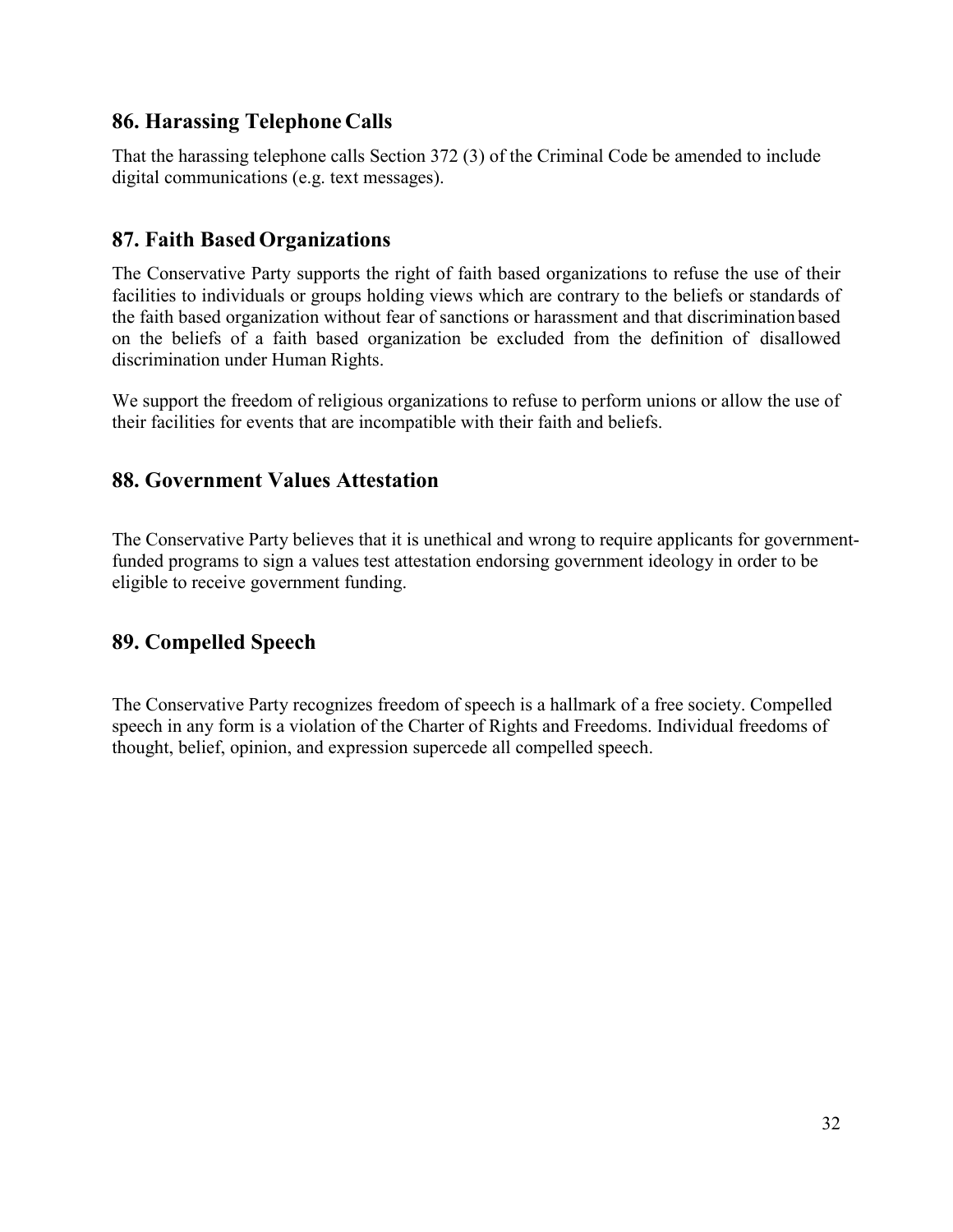## 86. Harassing Telephone Calls

That the harassing telephone calls Section 372 (3) of the Criminal Code be amended to include digital communications (e.g. text messages).

## 87. Faith Based Organizations

The Conservative Party supports the right of faith based organizations to refuse the use of their facilities to individuals or groups holding views which are contrary to the beliefs or standards of the faith based organization without fear of sanctions or harassment and that discrimination based on the beliefs of a faith based organization be excluded from the definition of disallowed discrimination under Human Rights.

We support the freedom of religious organizations to refuse to perform unions or allow the use of their facilities for events that are incompatible with their faith and beliefs.

## 88. Government Values Attestation

The Conservative Party believes that it is unethical and wrong to require applicants for government-funded programs to sign a values test attestation endorsing government ideology in order to be eligible to receive government funding.

## 89. Compelled Speech

The Conservative Party recognizes freedom of speech is a hallmark of a free society. Compelled speech in any form is a violation of the Charter of Rights and Freedoms. Individual freedoms of thought, belief, opinion, and expression supercede all compelled speech.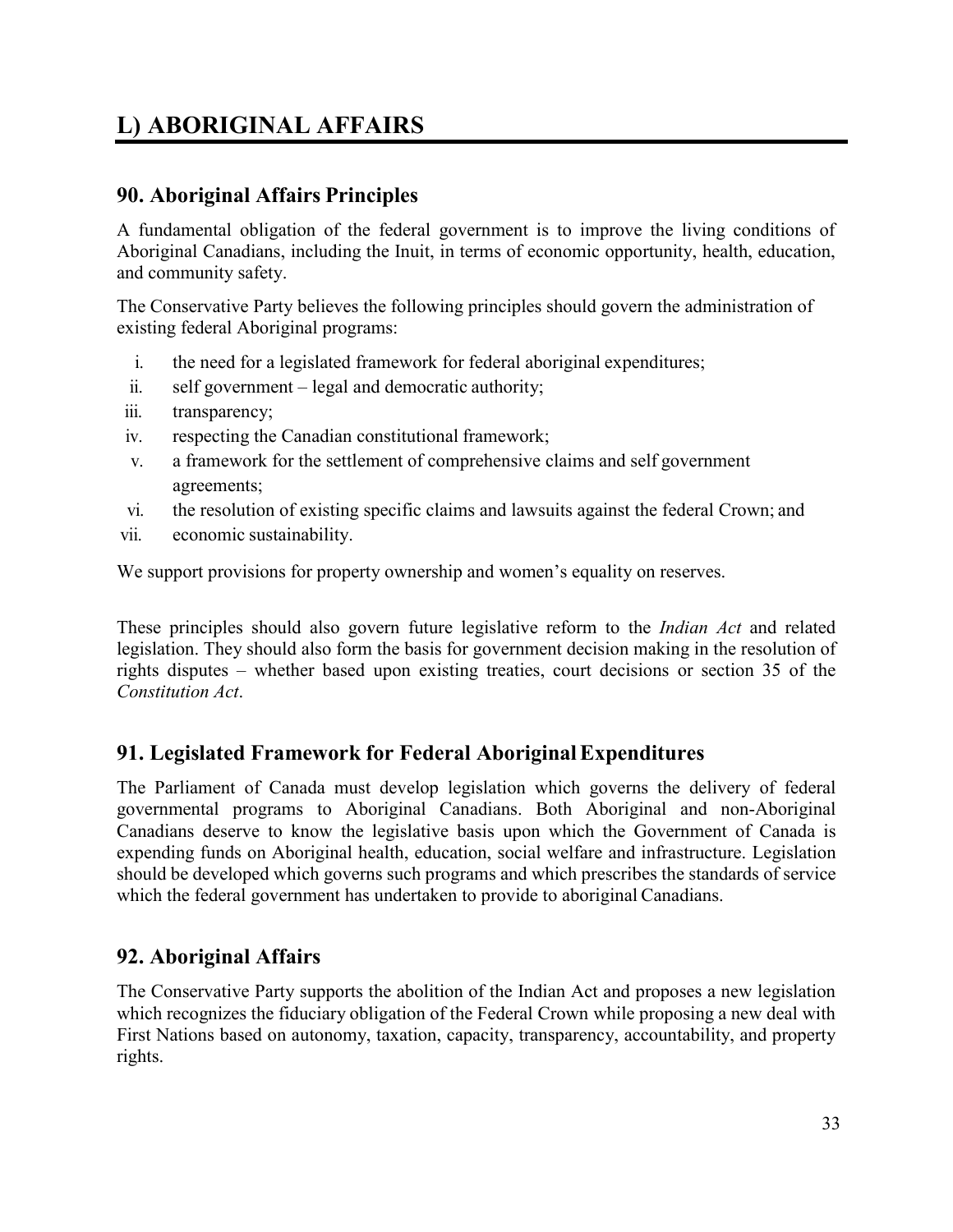# L) ABORIGINAL AFFAIRS

## 90. Aboriginal Affairs Principles

A fundamental obligation of the federal government is to improve the living conditions of Aboriginal Canadians, including the Inuit, in terms of economic opportunity, health, education, and community safety.

The Conservative Party believes the following principles should govern the administration of existing federal Aboriginal programs:

i. the need for a legislated framework for federal aboriginal expenditures;
ii. self government – legal and democratic authority;
iii. transparency;
iv. respecting the Canadian constitutional framework;
v. a framework for the settlement of comprehensive claims and self government agreements;
vi. the resolution of existing specific claims and lawsuits against the federal Crown; and
vii. economic sustainability.

We support provisions for property ownership and women's equality on reserves.

These principles should also govern future legislative reform to the *Indian Act* and related legislation. They should also form the basis for government decision making in the resolution of rights disputes – whether based upon existing treaties, court decisions or section 35 of the *Constitution Act*.

## 91. Legislated Framework for Federal Aboriginal Expenditures

The Parliament of Canada must develop legislation which governs the delivery of federal governmental programs to Aboriginal Canadians. Both Aboriginal and non-Aboriginal Canadians deserve to know the legislative basis upon which the Government of Canada is expending funds on Aboriginal health, education, social welfare and infrastructure. Legislation should be developed which governs such programs and which prescribes the standards of service which the federal government has undertaken to provide to aboriginal Canadians.

## 92. Aboriginal Affairs

The Conservative Party supports the abolition of the Indian Act and proposes a new legislation which recognizes the fiduciary obligation of the Federal Crown while proposing a new deal with First Nations based on autonomy, taxation, capacity, transparency, accountability, and property rights.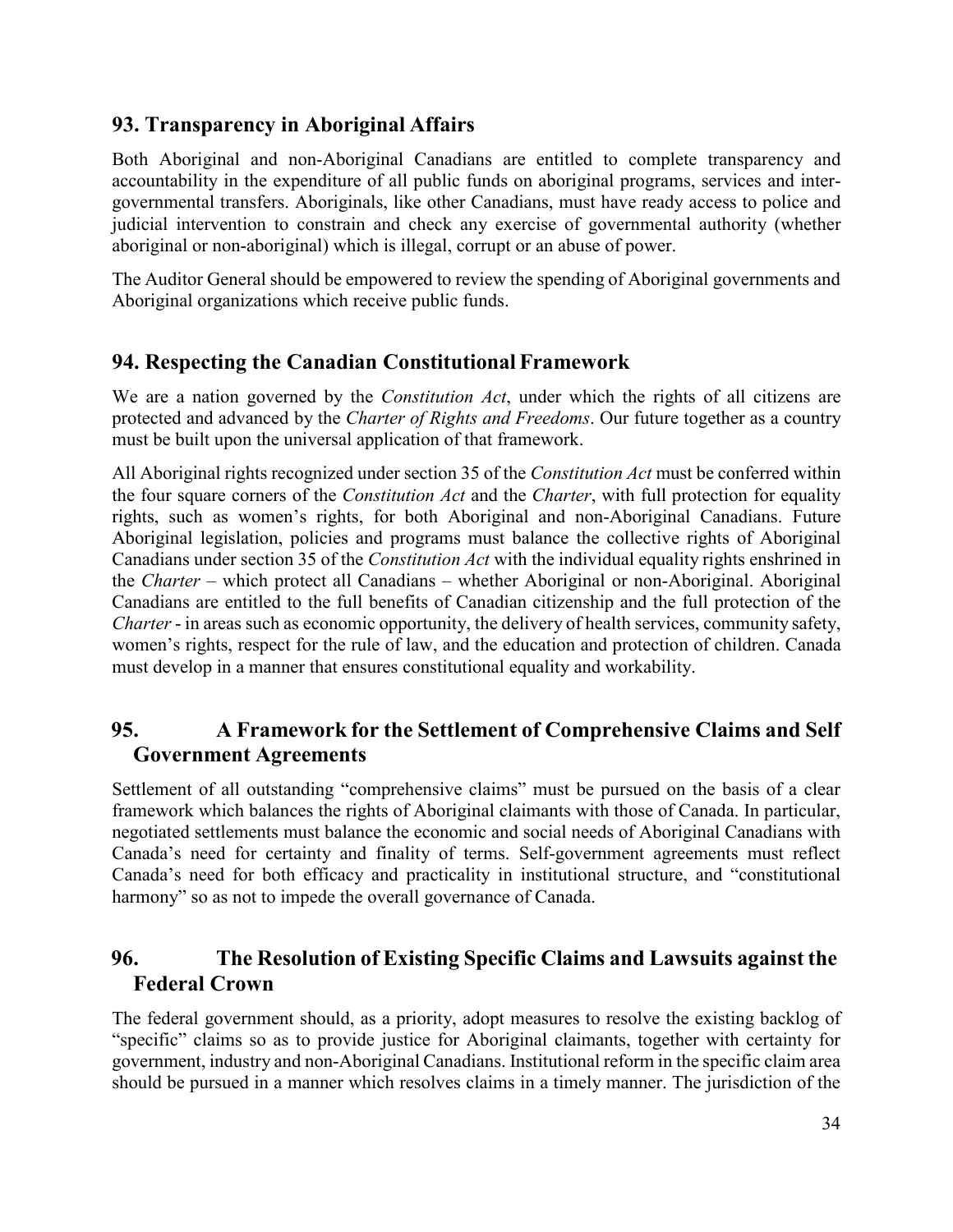## 93. Transparency in Aboriginal Affairs

Both Aboriginal and non-Aboriginal Canadians are entitled to complete transparency and accountability in the expenditure of all public funds on aboriginal programs, services and inter-governmental transfers. Aboriginals, like other Canadians, must have ready access to police and judicial intervention to constrain and check any exercise of governmental authority (whether aboriginal or non-aboriginal) which is illegal, corrupt or an abuse of power.

The Auditor General should be empowered to review the spending of Aboriginal governments and Aboriginal organizations which receive public funds.

## 94. Respecting the Canadian Constitutional Framework

We are a nation governed by the *Constitution Act*, under which the rights of all citizens are protected and advanced by the *Charter of Rights and Freedoms*. Our future together as a country must be built upon the universal application of that framework.

All Aboriginal rights recognized under section 35 of the *Constitution Act* must be conferred within the four square corners of the *Constitution Act* and the *Charter*, with full protection for equality rights, such as women's rights, for both Aboriginal and non-Aboriginal Canadians. Future Aboriginal legislation, policies and programs must balance the collective rights of Aboriginal Canadians under section 35 of the *Constitution Act* with the individual equality rights enshrined in the *Charter* – which protect all Canadians – whether Aboriginal or non-Aboriginal. Aboriginal Canadians are entitled to the full benefits of Canadian citizenship and the full protection of the *Charter* - in areas such as economic opportunity, the delivery of health services, community safety, women's rights, respect for the rule of law, and the education and protection of children. Canada must develop in a manner that ensures constitutional equality and workability.

## 95. A Framework for the Settlement of Comprehensive Claims and Self Government Agreements

Settlement of all outstanding "comprehensive claims" must be pursued on the basis of a clear framework which balances the rights of Aboriginal claimants with those of Canada. In particular, negotiated settlements must balance the economic and social needs of Aboriginal Canadians with Canada's need for certainty and finality of terms. Self-government agreements must reflect Canada's need for both efficacy and practicality in institutional structure, and "constitutional harmony" so as not to impede the overall governance of Canada.

## 96. The Resolution of Existing Specific Claims and Lawsuits against the Federal Crown

The federal government should, as a priority, adopt measures to resolve the existing backlog of "specific" claims so as to provide justice for Aboriginal claimants, together with certainty for government, industry and non-Aboriginal Canadians. Institutional reform in the specific claim area should be pursued in a manner which resolves claims in a timely manner. The jurisdiction of the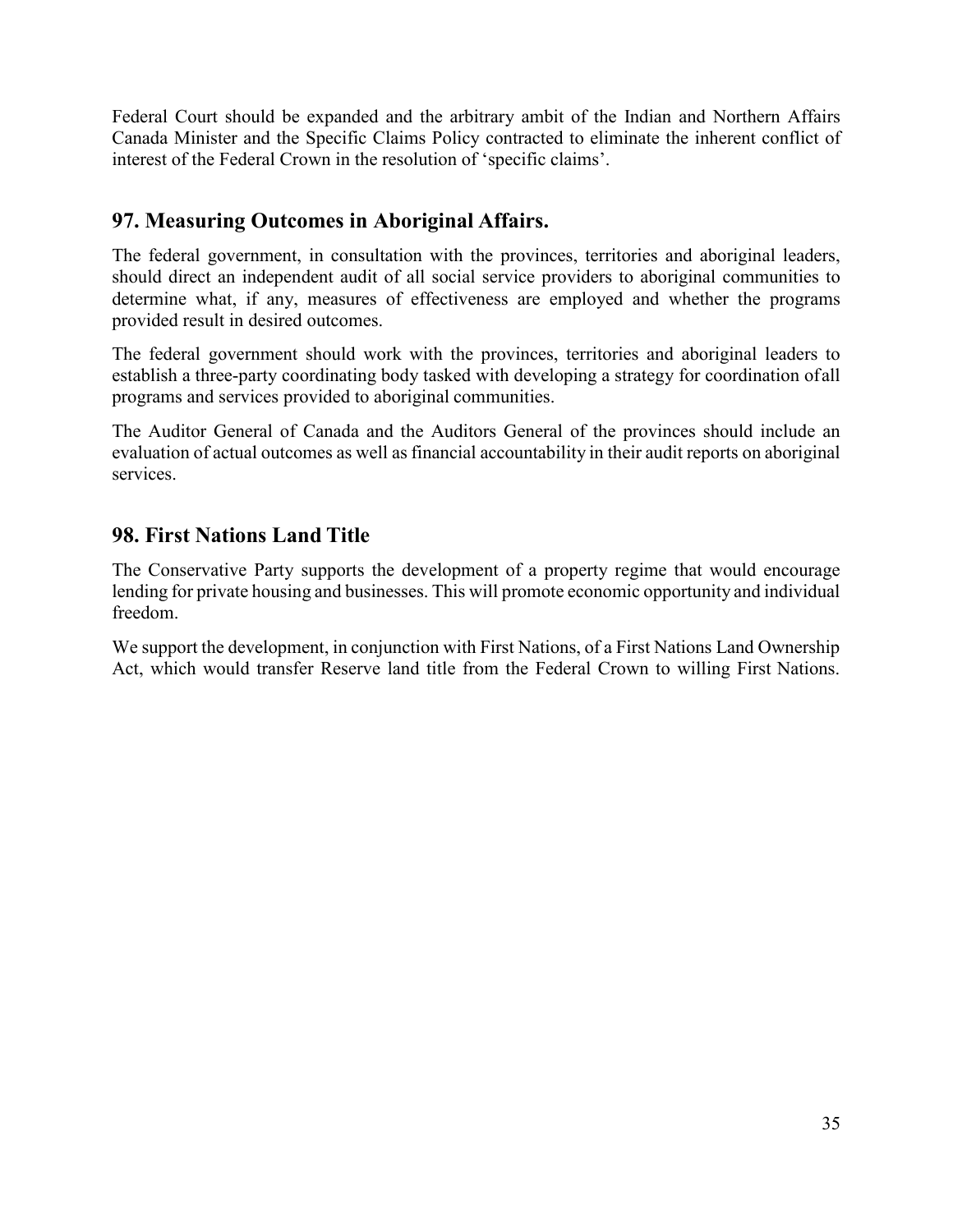Federal Court should be expanded and the arbitrary ambit of the Indian and Northern Affairs Canada Minister and the Specific Claims Policy contracted to eliminate the inherent conflict of interest of the Federal Crown in the resolution of 'specific claims'.

## 97. Measuring Outcomes in Aboriginal Affairs.

The federal government, in consultation with the provinces, territories and aboriginal leaders, should direct an independent audit of all social service providers to aboriginal communities to determine what, if any, measures of effectiveness are employed and whether the programs provided result in desired outcomes.

The federal government should work with the provinces, territories and aboriginal leaders to establish a three-party coordinating body tasked with developing a strategy for coordination ofall programs and services provided to aboriginal communities.

The Auditor General of Canada and the Auditors General of the provinces should include an evaluation of actual outcomes as well as financial accountability in their audit reports on aboriginal services.

## 98. First Nations Land Title

The Conservative Party supports the development of a property regime that would encourage lending for private housing and businesses. This will promote economic opportunity and individual freedom.

We support the development, in conjunction with First Nations, of a First Nations Land Ownership Act, which would transfer Reserve land title from the Federal Crown to willing First Nations.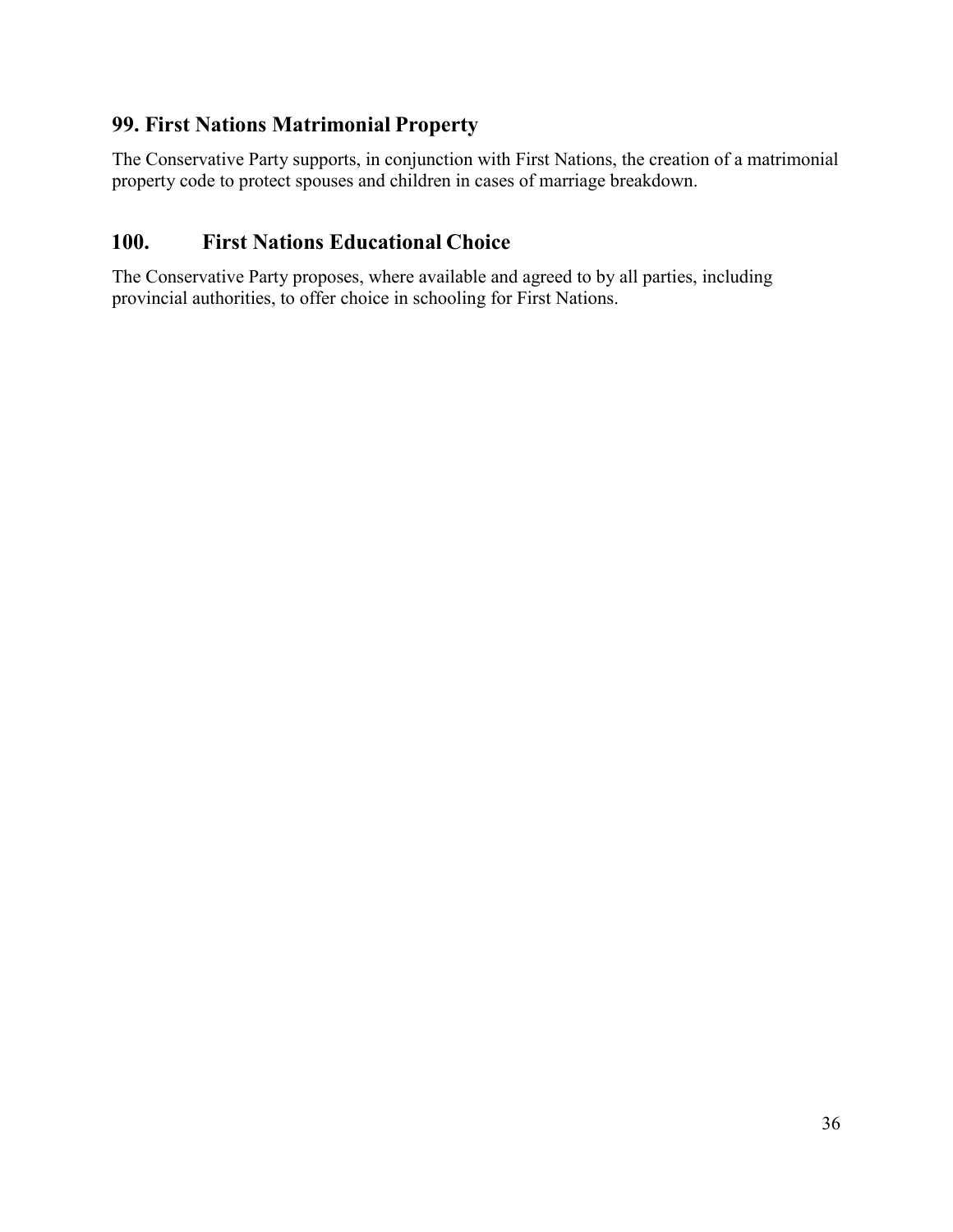## 99. First Nations Matrimonial Property

The Conservative Party supports, in conjunction with First Nations, the creation of a matrimonial property code to protect spouses and children in cases of marriage breakdown.

## 100. First Nations Educational Choice

The Conservative Party proposes, where available and agreed to by all parties, including provincial authorities, to offer choice in schooling for First Nations.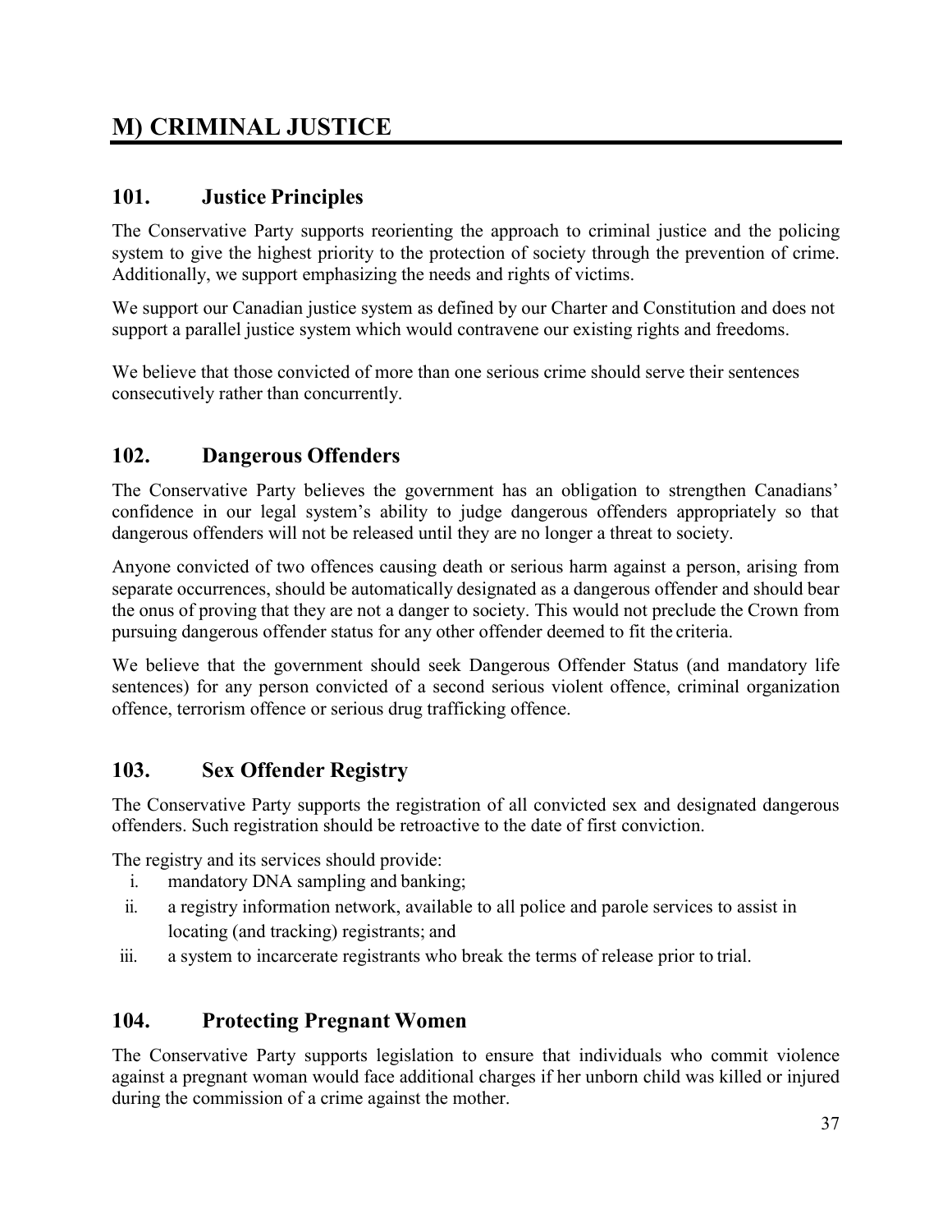# M) CRIMINAL JUSTICE

## 101. Justice Principles

The Conservative Party supports reorienting the approach to criminal justice and the policing system to give the highest priority to the protection of society through the prevention of crime. Additionally, we support emphasizing the needs and rights of victims.

We support our Canadian justice system as defined by our Charter and Constitution and does not support a parallel justice system which would contravene our existing rights and freedoms.

We believe that those convicted of more than one serious crime should serve their sentences consecutively rather than concurrently.

## 102. Dangerous Offenders

The Conservative Party believes the government has an obligation to strengthen Canadians' confidence in our legal system's ability to judge dangerous offenders appropriately so that dangerous offenders will not be released until they are no longer a threat to society.

Anyone convicted of two offences causing death or serious harm against a person, arising from separate occurrences, should be automatically designated as a dangerous offender and should bear the onus of proving that they are not a danger to society. This would not preclude the Crown from pursuing dangerous offender status for any other offender deemed to fit the criteria.

We believe that the government should seek Dangerous Offender Status (and mandatory life sentences) for any person convicted of a second serious violent offence, criminal organization offence, terrorism offence or serious drug trafficking offence.

## 103. Sex Offender Registry

The Conservative Party supports the registration of all convicted sex and designated dangerous offenders. Such registration should be retroactive to the date of first conviction.

The registry and its services should provide:

i. mandatory DNA sampling and banking;
ii. a registry information network, available to all police and parole services to assist in locating (and tracking) registrants; and
iii. a system to incarcerate registrants who break the terms of release prior to trial.

## 104. Protecting Pregnant Women

The Conservative Party supports legislation to ensure that individuals who commit violence against a pregnant woman would face additional charges if her unborn child was killed or injured during the commission of a crime against the mother.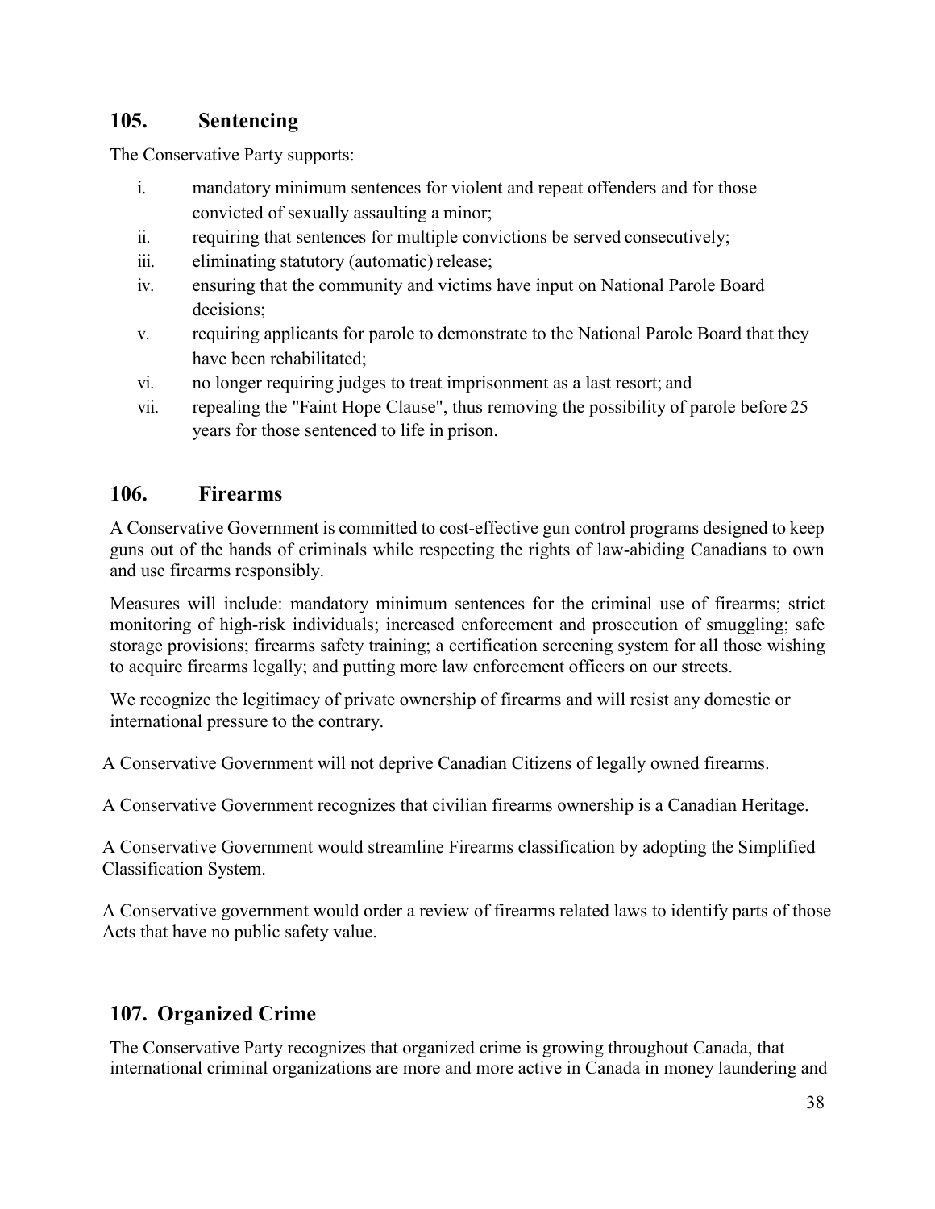## 105. Sentencing

The Conservative Party supports:

i. mandatory minimum sentences for violent and repeat offenders and for those convicted of sexually assaulting a minor;
ii. requiring that sentences for multiple convictions be served consecutively;
iii. eliminating statutory (automatic) release;
iv. ensuring that the community and victims have input on National Parole Board decisions;
v. requiring applicants for parole to demonstrate to the National Parole Board that they have been rehabilitated;
vi. no longer requiring judges to treat imprisonment as a last resort; and
vii. repealing the "Faint Hope Clause", thus removing the possibility of parole before 25 years for those sentenced to life in prison.

## 106. Firearms

A Conservative Government is committed to cost-effective gun control programs designed to keep guns out of the hands of criminals while respecting the rights of law-abiding Canadians to own and use firearms responsibly.

Measures will include: mandatory minimum sentences for the criminal use of firearms; strict monitoring of high-risk individuals; increased enforcement and prosecution of smuggling; safe storage provisions; firearms safety training; a certification screening system for all those wishing to acquire firearms legally; and putting more law enforcement officers on our streets.

We recognize the legitimacy of private ownership of firearms and will resist any domestic or international pressure to the contrary.

A Conservative Government will not deprive Canadian Citizens of legally owned firearms.

A Conservative Government recognizes that civilian firearms ownership is a Canadian Heritage.

A Conservative Government would streamline Firearms classification by adopting the Simplified Classification System.

A Conservative government would order a review of firearms related laws to identify parts of those Acts that have no public safety value.

## 107. Organized Crime

The Conservative Party recognizes that organized crime is growing throughout Canada, that international criminal organizations are more and more active in Canada in money laundering and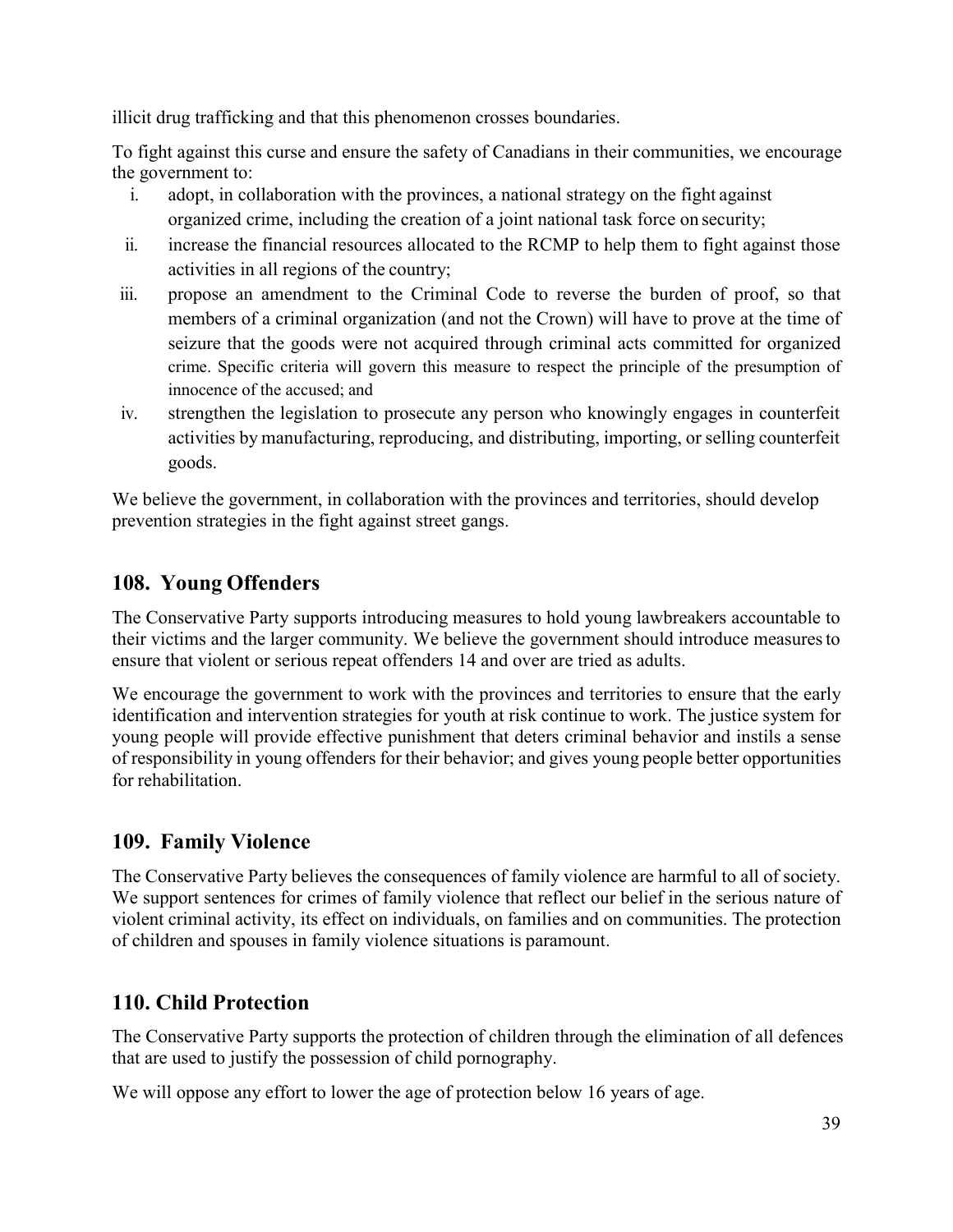illicit drug trafficking and that this phenomenon crosses boundaries.

To fight against this curse and ensure the safety of Canadians in their communities, we encourage the government to:

i. adopt, in collaboration with the provinces, a national strategy on the fight against organized crime, including the creation of a joint national task force on security;
ii. increase the financial resources allocated to the RCMP to help them to fight against those activities in all regions of the country;
iii. propose an amendment to the Criminal Code to reverse the burden of proof, so that members of a criminal organization (and not the Crown) will have to prove at the time of seizure that the goods were not acquired through criminal acts committed for organized crime. Specific criteria will govern this measure to respect the principle of the presumption of innocence of the accused; and
iv. strengthen the legislation to prosecute any person who knowingly engages in counterfeit activities by manufacturing, reproducing, and distributing, importing, or selling counterfeit goods.

We believe the government, in collaboration with the provinces and territories, should develop prevention strategies in the fight against street gangs.

## 108. Young Offenders

The Conservative Party supports introducing measures to hold young lawbreakers accountable to their victims and the larger community. We believe the government should introduce measures to ensure that violent or serious repeat offenders 14 and over are tried as adults.

We encourage the government to work with the provinces and territories to ensure that the early identification and intervention strategies for youth at risk continue to work. The justice system for young people will provide effective punishment that deters criminal behavior and instils a sense of responsibility in young offenders for their behavior; and gives young people better opportunities for rehabilitation.

## 109. Family Violence

The Conservative Party believes the consequences of family violence are harmful to all of society. We support sentences for crimes of family violence that reflect our belief in the serious nature of violent criminal activity, its effect on individuals, on families and on communities. The protection of children and spouses in family violence situations is paramount.

## 110. Child Protection

The Conservative Party supports the protection of children through the elimination of all defences that are used to justify the possession of child pornography.

We will oppose any effort to lower the age of protection below 16 years of age.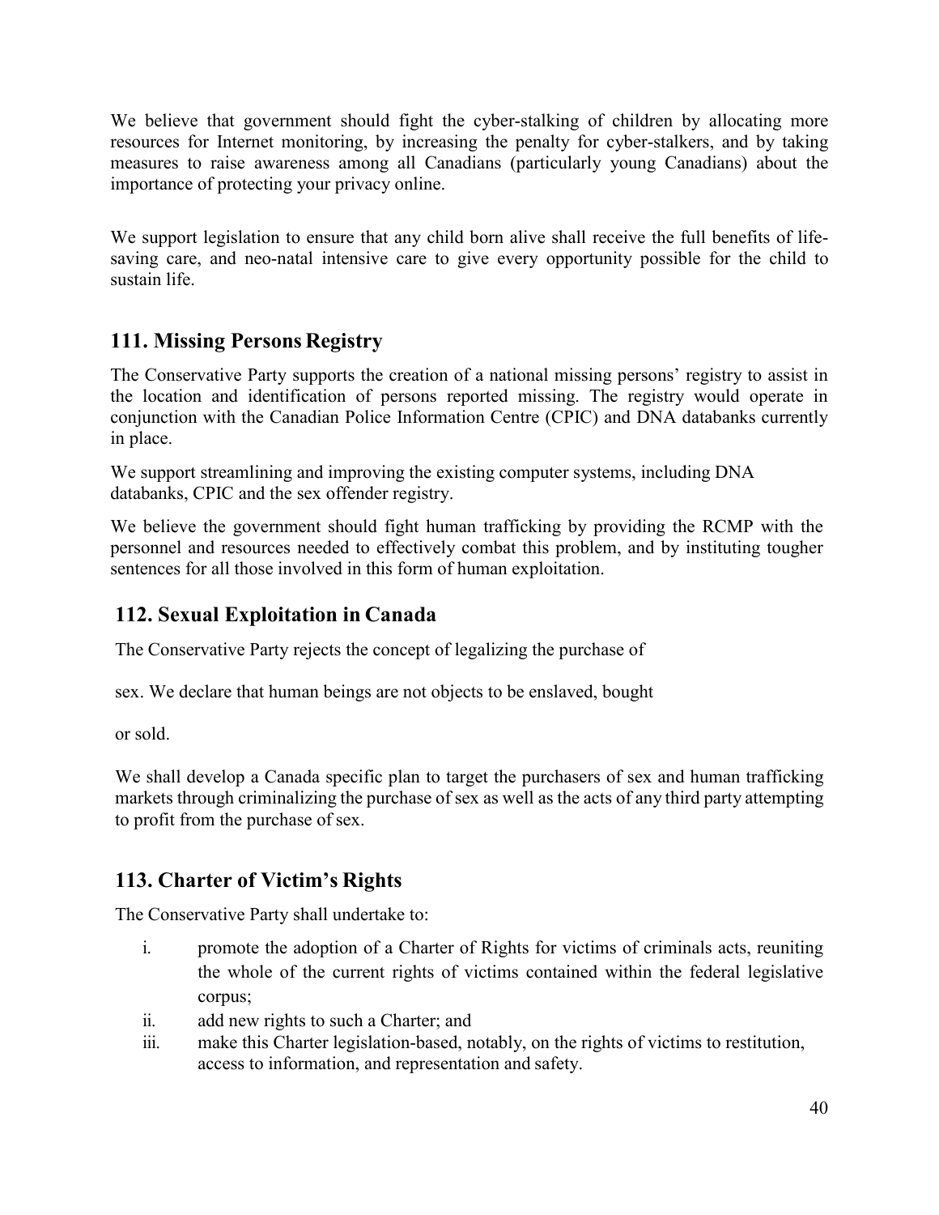We believe that government should fight the cyber-stalking of children by allocating more resources for Internet monitoring, by increasing the penalty for cyber-stalkers, and by taking measures to raise awareness among all Canadians (particularly young Canadians) about the importance of protecting your privacy online.

We support legislation to ensure that any child born alive shall receive the full benefits of life-saving care, and neo-natal intensive care to give every opportunity possible for the child to sustain life.

## 111. Missing Persons Registry

The Conservative Party supports the creation of a national missing persons' registry to assist in the location and identification of persons reported missing. The registry would operate in conjunction with the Canadian Police Information Centre (CPIC) and DNA databanks currently in place.

We support streamlining and improving the existing computer systems, including DNA databanks, CPIC and the sex offender registry.

We believe the government should fight human trafficking by providing the RCMP with the personnel and resources needed to effectively combat this problem, and by instituting tougher sentences for all those involved in this form of human exploitation.

## 112. Sexual Exploitation in Canada

The Conservative Party rejects the concept of legalizing the purchase of sex. We declare that human beings are not objects to be enslaved, bought or sold.

We shall develop a Canada specific plan to target the purchasers of sex and human trafficking markets through criminalizing the purchase of sex as well as the acts of any third party attempting to profit from the purchase of sex.

## 113. Charter of Victim's Rights

The Conservative Party shall undertake to:

i. promote the adoption of a Charter of Rights for victims of criminals acts, reuniting the whole of the current rights of victims contained within the federal legislative corpus;
ii. add new rights to such a Charter; and
iii. make this Charter legislation-based, notably, on the rights of victims to restitution, access to information, and representation and safety.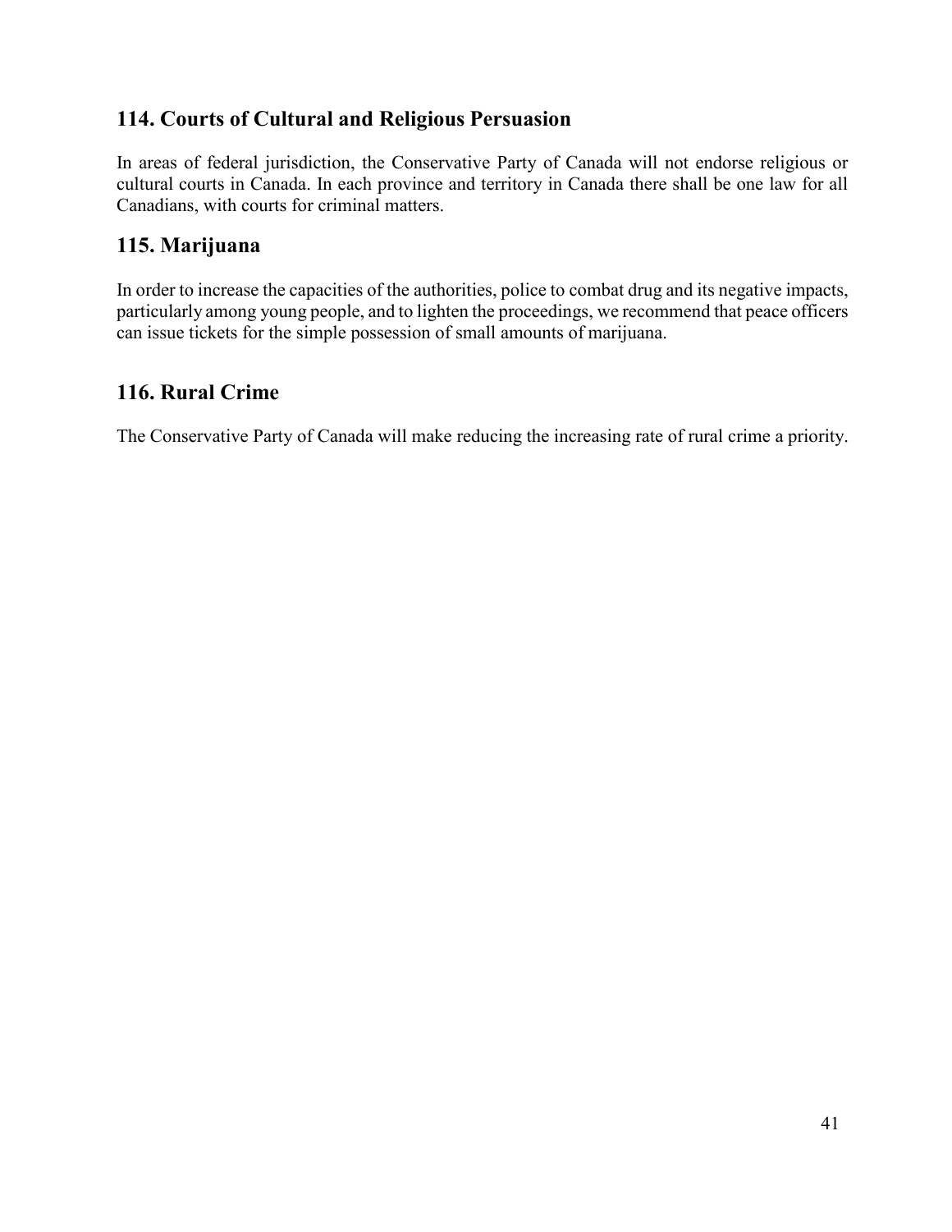## 114. Courts of Cultural and Religious Persuasion

In areas of federal jurisdiction, the Conservative Party of Canada will not endorse religious or cultural courts in Canada. In each province and territory in Canada there shall be one law for all Canadians, with courts for criminal matters.

## 115. Marijuana

In order to increase the capacities of the authorities, police to combat drug and its negative impacts, particularly among young people, and to lighten the proceedings, we recommend that peace officers can issue tickets for the simple possession of small amounts of marijuana.

## 116. Rural Crime

The Conservative Party of Canada will make reducing the increasing rate of rural crime a priority.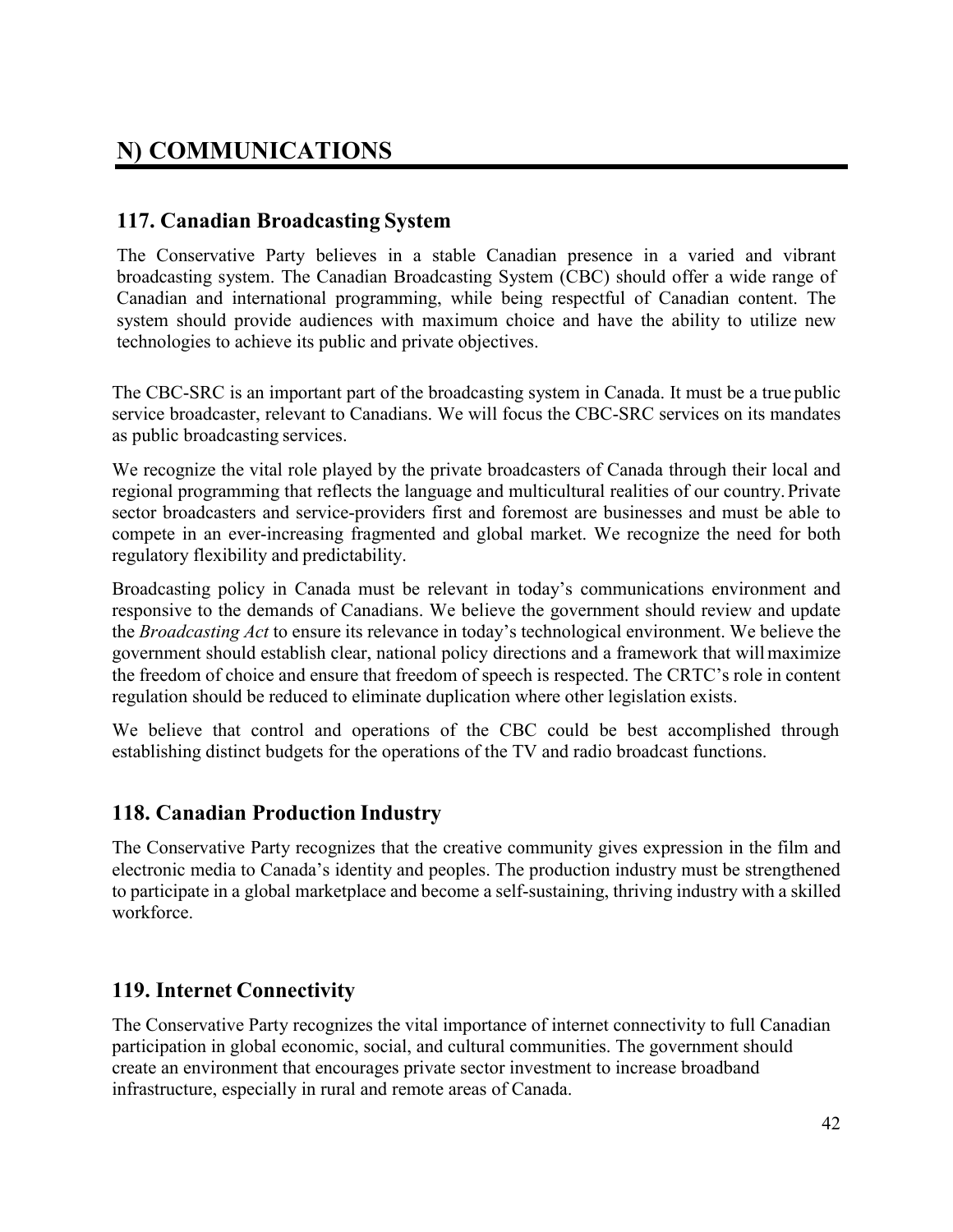## N) COMMUNICATIONS

### 117. Canadian Broadcasting System

The Conservative Party believes in a stable Canadian presence in a varied and vibrant broadcasting system. The Canadian Broadcasting System (CBC) should offer a wide range of Canadian and international programming, while being respectful of Canadian content. The system should provide audiences with maximum choice and have the ability to utilize new technologies to achieve its public and private objectives.

The CBC-SRC is an important part of the broadcasting system in Canada. It must be a true public service broadcaster, relevant to Canadians. We will focus the CBC-SRC services on its mandates as public broadcasting services.

We recognize the vital role played by the private broadcasters of Canada through their local and regional programming that reflects the language and multicultural realities of our country. Private sector broadcasters and service-providers first and foremost are businesses and must be able to compete in an ever-increasing fragmented and global market. We recognize the need for both regulatory flexibility and predictability.

Broadcasting policy in Canada must be relevant in today's communications environment and responsive to the demands of Canadians. We believe the government should review and update the *Broadcasting Act* to ensure its relevance in today's technological environment. We believe the government should establish clear, national policy directions and a framework that will maximize the freedom of choice and ensure that freedom of speech is respected. The CRTC's role in content regulation should be reduced to eliminate duplication where other legislation exists.

We believe that control and operations of the CBC could be best accomplished through establishing distinct budgets for the operations of the TV and radio broadcast functions.

### 118. Canadian Production Industry

The Conservative Party recognizes that the creative community gives expression in the film and electronic media to Canada's identity and peoples. The production industry must be strengthened to participate in a global marketplace and become a self-sustaining, thriving industry with a skilled workforce.

### 119. Internet Connectivity

The Conservative Party recognizes the vital importance of internet connectivity to full Canadian participation in global economic, social, and cultural communities. The government should create an environment that encourages private sector investment to increase broadband infrastructure, especially in rural and remote areas of Canada.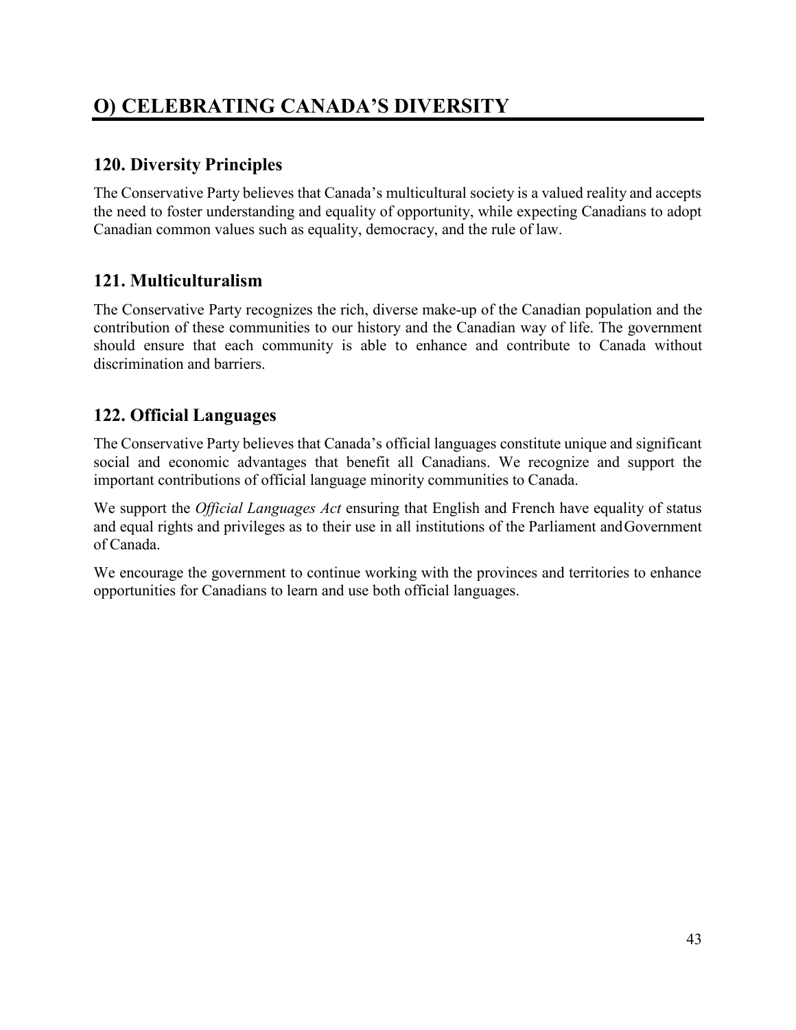# O) CELEBRATING CANADA'S DIVERSITY

## 120. Diversity Principles

The Conservative Party believes that Canada's multicultural society is a valued reality and accepts the need to foster understanding and equality of opportunity, while expecting Canadians to adopt Canadian common values such as equality, democracy, and the rule of law.

## 121. Multiculturalism

The Conservative Party recognizes the rich, diverse make-up of the Canadian population and the contribution of these communities to our history and the Canadian way of life. The government should ensure that each community is able to enhance and contribute to Canada without discrimination and barriers.

## 122. Official Languages

The Conservative Party believes that Canada's official languages constitute unique and significant social and economic advantages that benefit all Canadians. We recognize and support the important contributions of official language minority communities to Canada.

We support the *Official Languages Act* ensuring that English and French have equality of status and equal rights and privileges as to their use in all institutions of the Parliament and Government of Canada.

We encourage the government to continue working with the provinces and territories to enhance opportunities for Canadians to learn and use both official languages.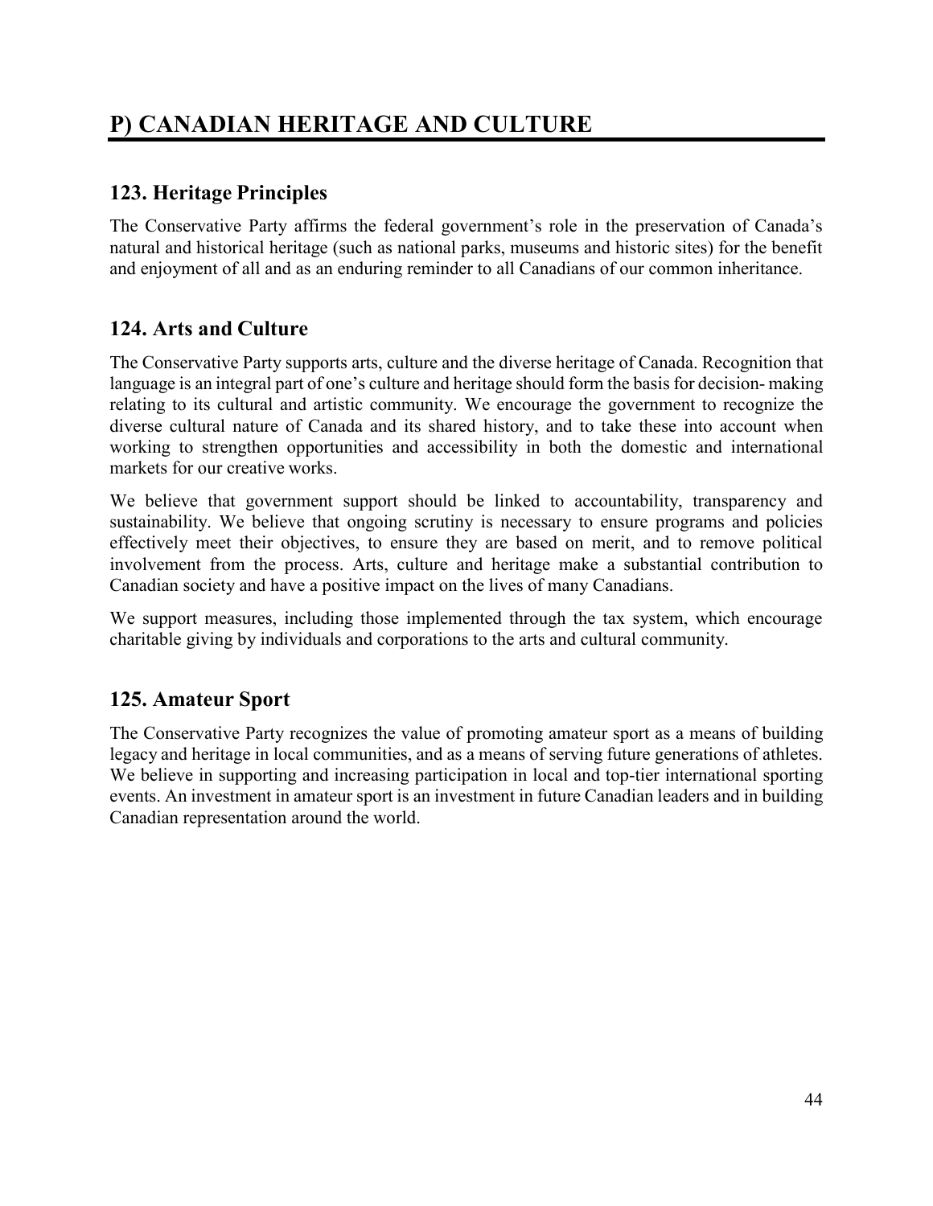# P) CANADIAN HERITAGE AND CULTURE

## 123. Heritage Principles

The Conservative Party affirms the federal government's role in the preservation of Canada's natural and historical heritage (such as national parks, museums and historic sites) for the benefit and enjoyment of all and as an enduring reminder to all Canadians of our common inheritance.

## 124. Arts and Culture

The Conservative Party supports arts, culture and the diverse heritage of Canada. Recognition that language is an integral part of one's culture and heritage should form the basis for decision- making relating to its cultural and artistic community. We encourage the government to recognize the diverse cultural nature of Canada and its shared history, and to take these into account when working to strengthen opportunities and accessibility in both the domestic and international markets for our creative works.

We believe that government support should be linked to accountability, transparency and sustainability. We believe that ongoing scrutiny is necessary to ensure programs and policies effectively meet their objectives, to ensure they are based on merit, and to remove political involvement from the process. Arts, culture and heritage make a substantial contribution to Canadian society and have a positive impact on the lives of many Canadians.

We support measures, including those implemented through the tax system, which encourage charitable giving by individuals and corporations to the arts and cultural community.

## 125. Amateur Sport

The Conservative Party recognizes the value of promoting amateur sport as a means of building legacy and heritage in local communities, and as a means of serving future generations of athletes. We believe in supporting and increasing participation in local and top-tier international sporting events. An investment in amateur sport is an investment in future Canadian leaders and in building Canadian representation around the world.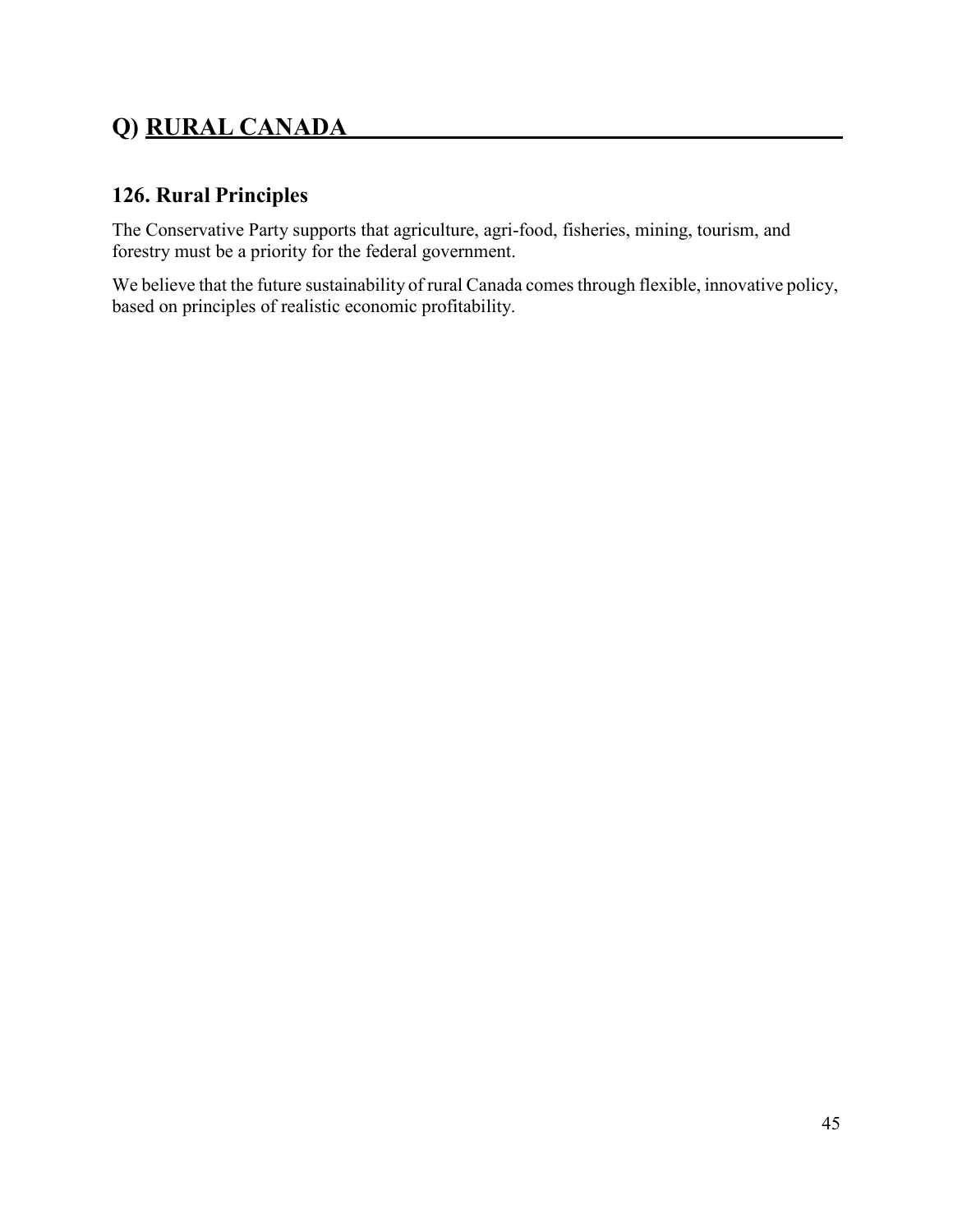# Q) RURAL CANADA

## 126. Rural Principles

The Conservative Party supports that agriculture, agri-food, fisheries, mining, tourism, and forestry must be a priority for the federal government.

We believe that the future sustainability of rural Canada comes through flexible, innovative policy, based on principles of realistic economic profitability.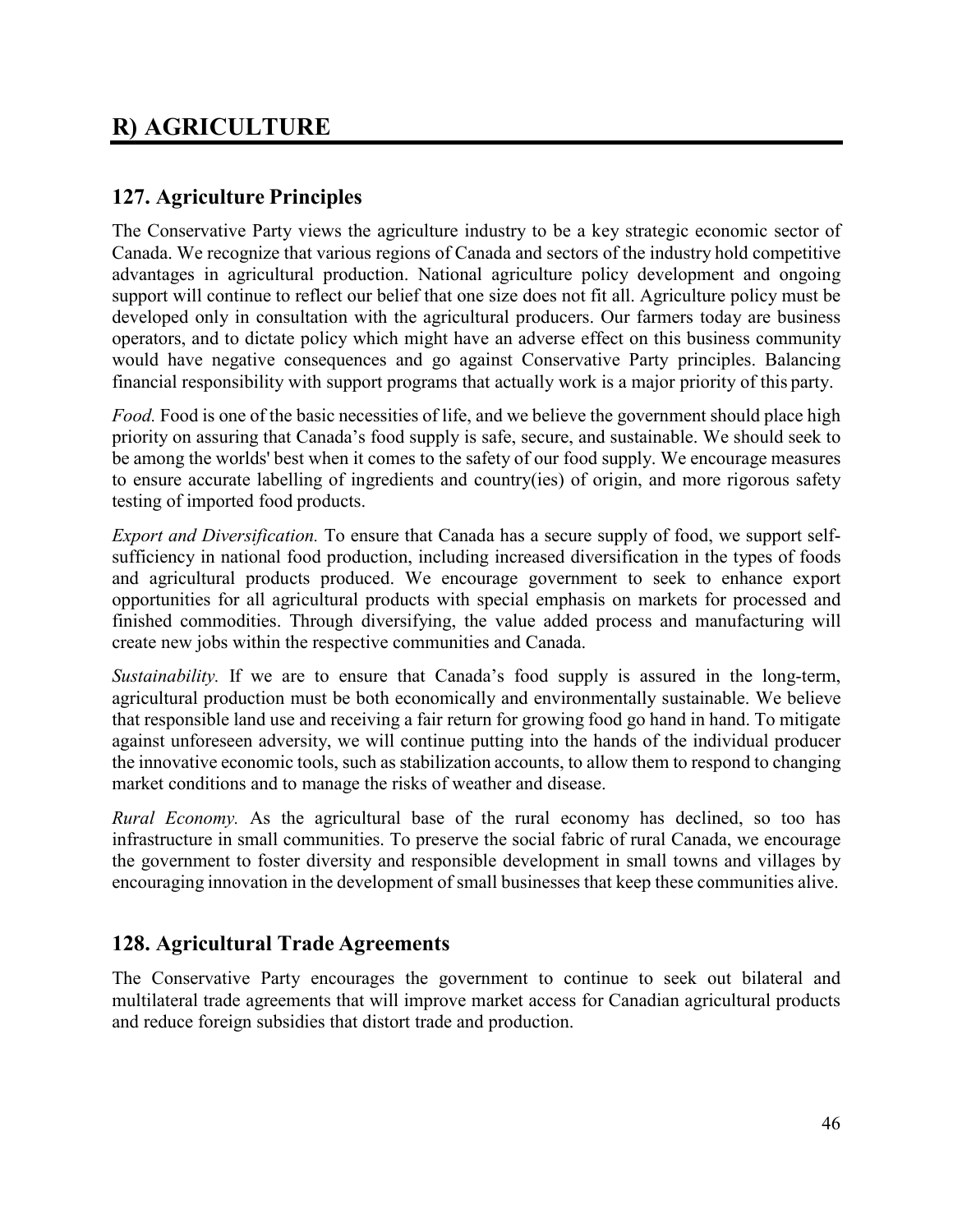# R) AGRICULTURE

## 127. Agriculture Principles

The Conservative Party views the agriculture industry to be a key strategic economic sector of Canada. We recognize that various regions of Canada and sectors of the industry hold competitive advantages in agricultural production. National agriculture policy development and ongoing support will continue to reflect our belief that one size does not fit all. Agriculture policy must be developed only in consultation with the agricultural producers. Our farmers today are business operators, and to dictate policy which might have an adverse effect on this business community would have negative consequences and go against Conservative Party principles. Balancing financial responsibility with support programs that actually work is a major priority of this party.

*Food.* Food is one of the basic necessities of life, and we believe the government should place high priority on assuring that Canada's food supply is safe, secure, and sustainable. We should seek to be among the worlds' best when it comes to the safety of our food supply. We encourage measures to ensure accurate labelling of ingredients and country(ies) of origin, and more rigorous safety testing of imported food products.

*Export and Diversification.* To ensure that Canada has a secure supply of food, we support self-sufficiency in national food production, including increased diversification in the types of foods and agricultural products produced. We encourage government to seek to enhance export opportunities for all agricultural products with special emphasis on markets for processed and finished commodities. Through diversifying, the value added process and manufacturing will create new jobs within the respective communities and Canada.

*Sustainability.* If we are to ensure that Canada's food supply is assured in the long-term, agricultural production must be both economically and environmentally sustainable. We believe that responsible land use and receiving a fair return for growing food go hand in hand. To mitigate against unforeseen adversity, we will continue putting into the hands of the individual producer the innovative economic tools, such as stabilization accounts, to allow them to respond to changing market conditions and to manage the risks of weather and disease.

*Rural Economy.* As the agricultural base of the rural economy has declined, so too has infrastructure in small communities. To preserve the social fabric of rural Canada, we encourage the government to foster diversity and responsible development in small towns and villages by encouraging innovation in the development of small businesses that keep these communities alive.

## 128. Agricultural Trade Agreements

The Conservative Party encourages the government to continue to seek out bilateral and multilateral trade agreements that will improve market access for Canadian agricultural products and reduce foreign subsidies that distort trade and production.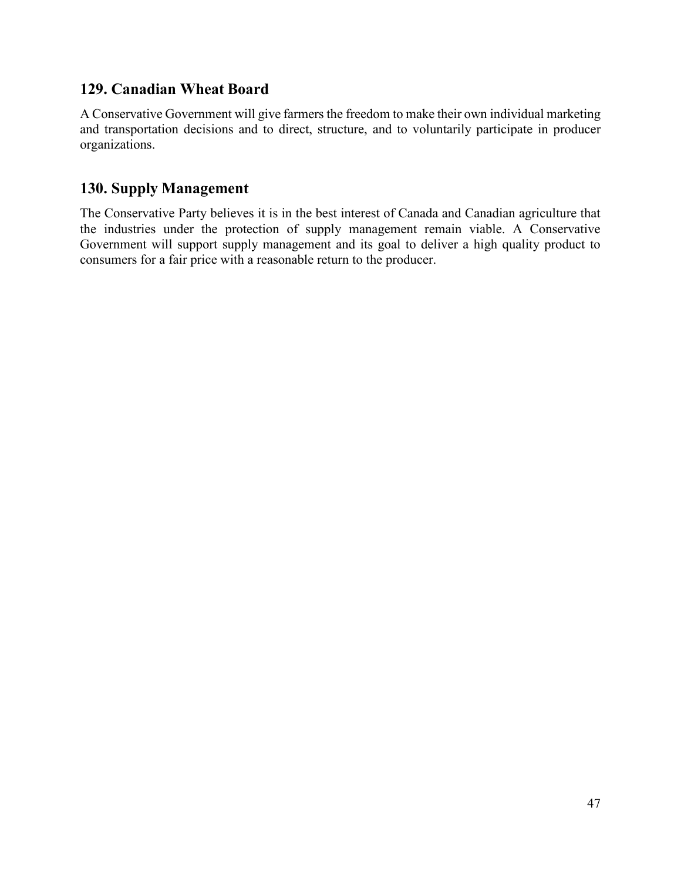## 129. Canadian Wheat Board

A Conservative Government will give farmers the freedom to make their own individual marketing and transportation decisions and to direct, structure, and to voluntarily participate in producer organizations.

## 130. Supply Management

The Conservative Party believes it is in the best interest of Canada and Canadian agriculture that the industries under the protection of supply management remain viable. A Conservative Government will support supply management and its goal to deliver a high quality product to consumers for a fair price with a reasonable return to the producer.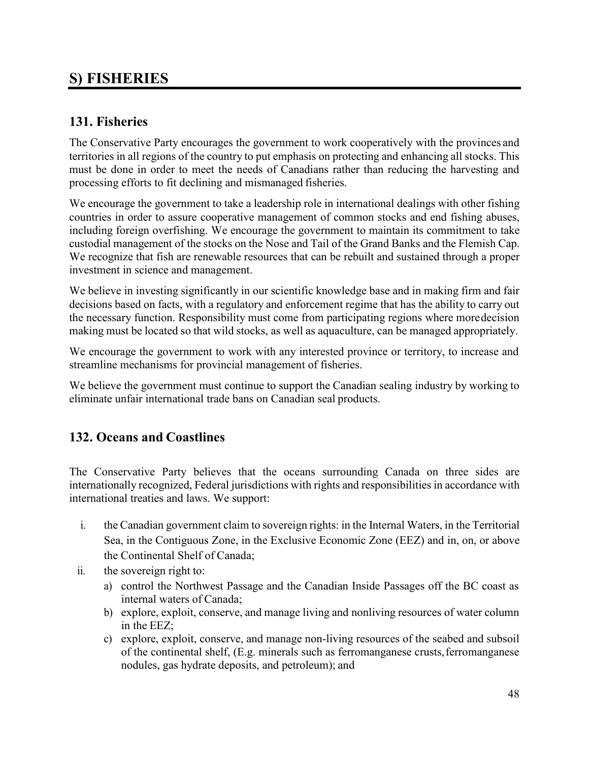# S) FISHERIES

## 131. Fisheries

The Conservative Party encourages the government to work cooperatively with the provinces and territories in all regions of the country to put emphasis on protecting and enhancing all stocks. This must be done in order to meet the needs of Canadians rather than reducing the harvesting and processing efforts to fit declining and mismanaged fisheries.

We encourage the government to take a leadership role in international dealings with other fishing countries in order to assure cooperative management of common stocks and end fishing abuses, including foreign overfishing. We encourage the government to maintain its commitment to take custodial management of the stocks on the Nose and Tail of the Grand Banks and the Flemish Cap. We recognize that fish are renewable resources that can be rebuilt and sustained through a proper investment in science and management.

We believe in investing significantly in our scientific knowledge base and in making firm and fair decisions based on facts, with a regulatory and enforcement regime that has the ability to carry out the necessary function. Responsibility must come from participating regions where more decision making must be located so that wild stocks, as well as aquaculture, can be managed appropriately.

We encourage the government to work with any interested province or territory, to increase and streamline mechanisms for provincial management of fisheries.

We believe the government must continue to support the Canadian sealing industry by working to eliminate unfair international trade bans on Canadian seal products.

## 132. Oceans and Coastlines

The Conservative Party believes that the oceans surrounding Canada on three sides are internationally recognized, Federal jurisdictions with rights and responsibilities in accordance with international treaties and laws. We support:

i. the Canadian government claim to sovereign rights: in the Internal Waters, in the Territorial Sea, in the Contiguous Zone, in the Exclusive Economic Zone (EEZ) and in, on, or above the Continental Shelf of Canada;

ii. the sovereign right to:
   a) control the Northwest Passage and the Canadian Inside Passages off the BC coast as internal waters of Canada;
   b) explore, exploit, conserve, and manage living and nonliving resources of water column in the EEZ;
   c) explore, exploit, conserve, and manage non-living resources of the seabed and subsoil of the continental shelf, (E.g. minerals such as ferromanganese crusts, ferromanganese nodules, gas hydrate deposits, and petroleum); and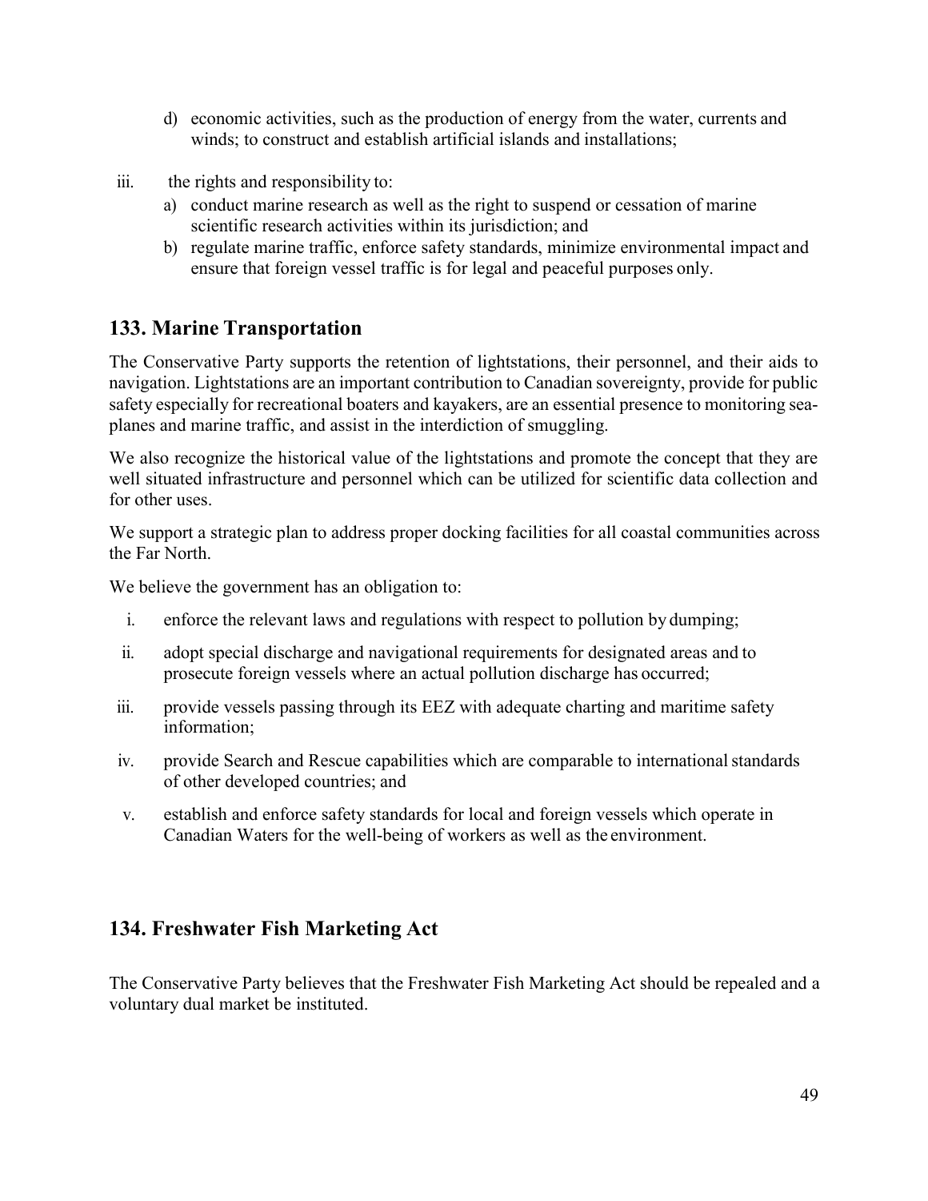d) economic activities, such as the production of energy from the water, currents and winds; to construct and establish artificial islands and installations;

iii. the rights and responsibility to:

a) conduct marine research as well as the right to suspend or cessation of marine scientific research activities within its jurisdiction; and
b) regulate marine traffic, enforce safety standards, minimize environmental impact and ensure that foreign vessel traffic is for legal and peaceful purposes only.

## 133. Marine Transportation

The Conservative Party supports the retention of lightstations, their personnel, and their aids to navigation. Lightstations are an important contribution to Canadian sovereignty, provide for public safety especially for recreational boaters and kayakers, are an essential presence to monitoring sea-planes and marine traffic, and assist in the interdiction of smuggling.

We also recognize the historical value of the lightstations and promote the concept that they are well situated infrastructure and personnel which can be utilized for scientific data collection and for other uses.

We support a strategic plan to address proper docking facilities for all coastal communities across the Far North.

We believe the government has an obligation to:

i. enforce the relevant laws and regulations with respect to pollution by dumping;
ii. adopt special discharge and navigational requirements for designated areas and to prosecute foreign vessels where an actual pollution discharge has occurred;
iii. provide vessels passing through its EEZ with adequate charting and maritime safety information;
iv. provide Search and Rescue capabilities which are comparable to international standards of other developed countries; and
v. establish and enforce safety standards for local and foreign vessels which operate in Canadian Waters for the well-being of workers as well as the environment.

## 134. Freshwater Fish Marketing Act

The Conservative Party believes that the Freshwater Fish Marketing Act should be repealed and a voluntary dual market be instituted.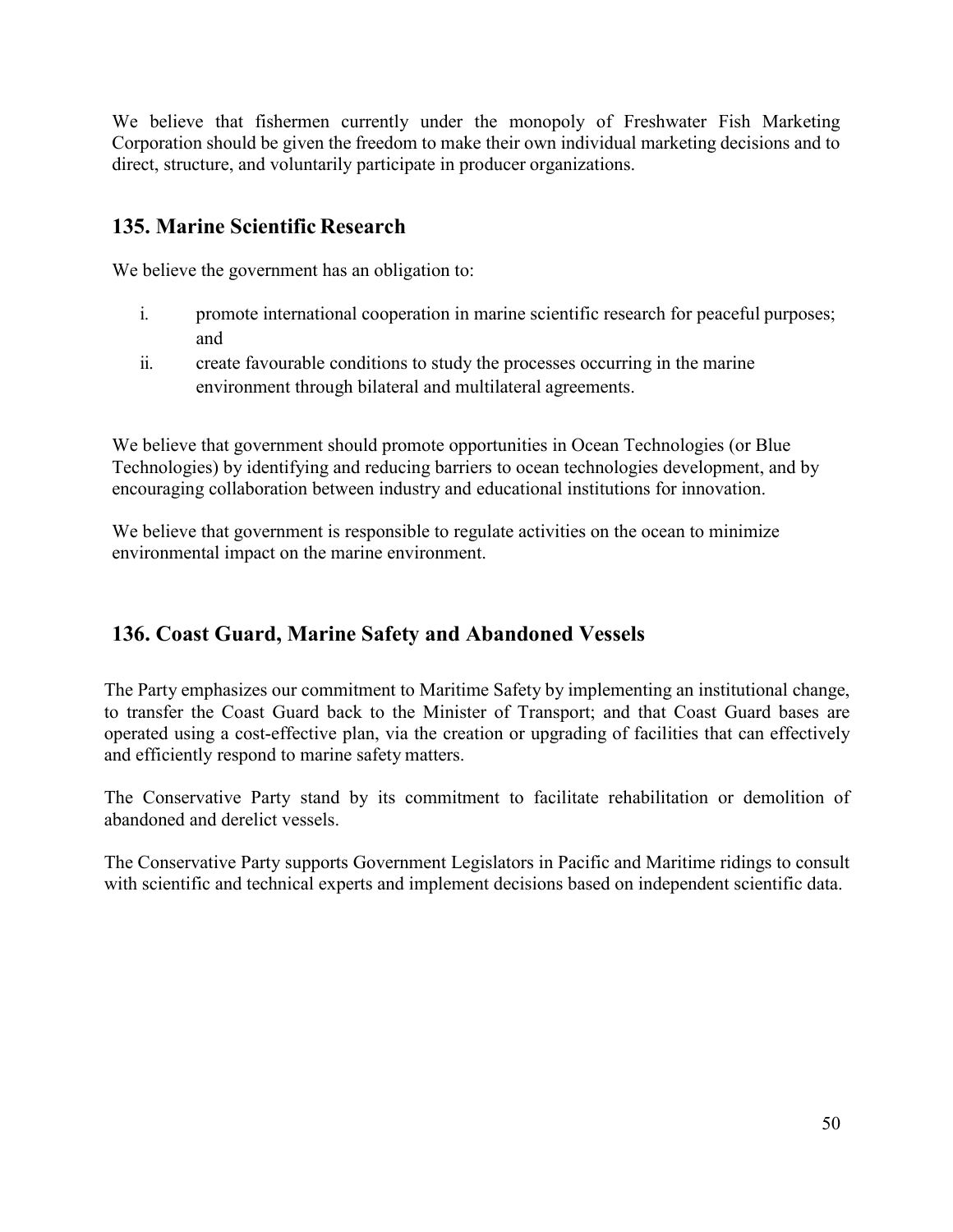We believe that fishermen currently under the monopoly of Freshwater Fish Marketing Corporation should be given the freedom to make their own individual marketing decisions and to direct, structure, and voluntarily participate in producer organizations.

## 135. Marine Scientific Research

We believe the government has an obligation to:

i. promote international cooperation in marine scientific research for peaceful purposes; and
ii. create favourable conditions to study the processes occurring in the marine environment through bilateral and multilateral agreements.

We believe that government should promote opportunities in Ocean Technologies (or Blue Technologies) by identifying and reducing barriers to ocean technologies development, and by encouraging collaboration between industry and educational institutions for innovation.

We believe that government is responsible to regulate activities on the ocean to minimize environmental impact on the marine environment.

## 136. Coast Guard, Marine Safety and Abandoned Vessels

The Party emphasizes our commitment to Maritime Safety by implementing an institutional change, to transfer the Coast Guard back to the Minister of Transport; and that Coast Guard bases are operated using a cost-effective plan, via the creation or upgrading of facilities that can effectively and efficiently respond to marine safety matters.

The Conservative Party stand by its commitment to facilitate rehabilitation or demolition of abandoned and derelict vessels.

The Conservative Party supports Government Legislators in Pacific and Maritime ridings to consult with scientific and technical experts and implement decisions based on independent scientific data.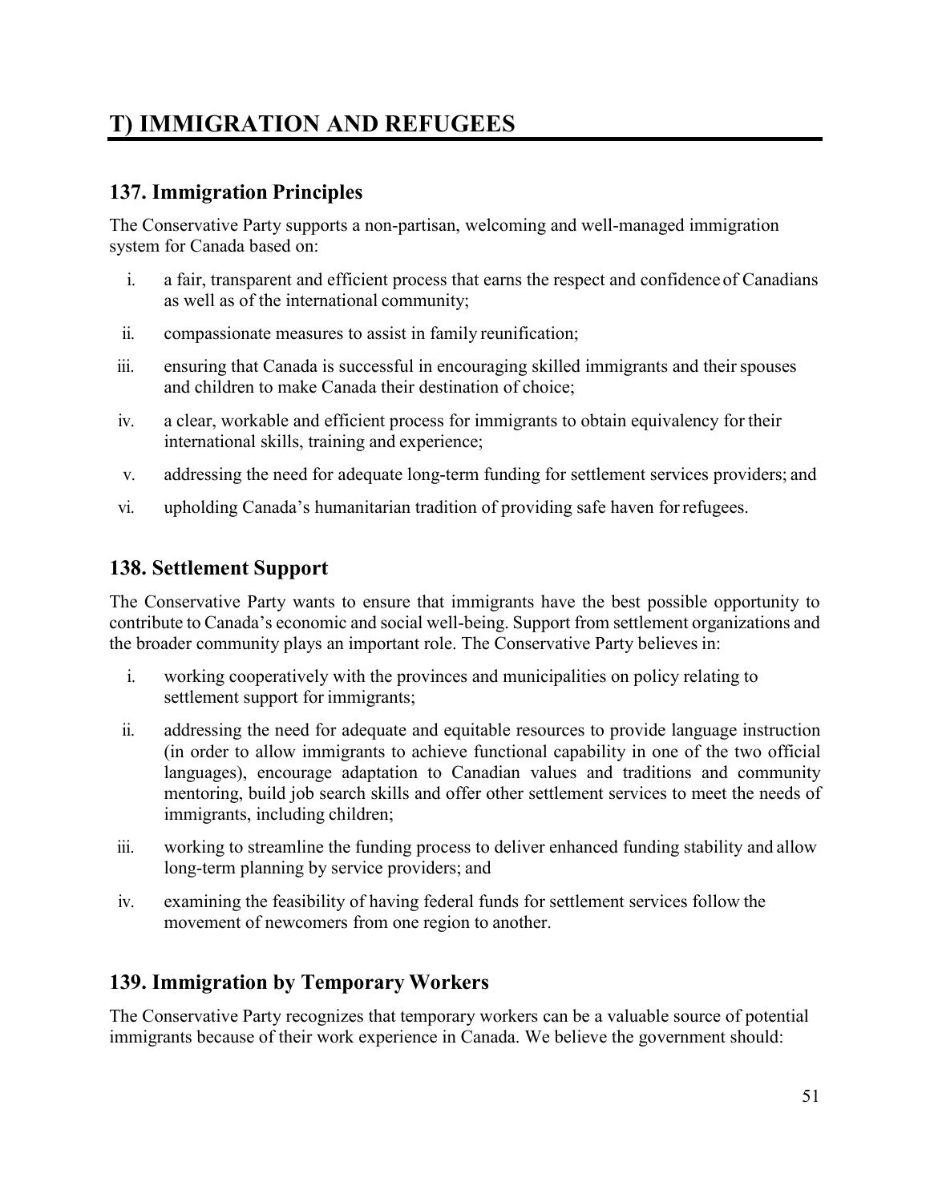## T) IMMIGRATION AND REFUGEES

### 137. Immigration Principles

The Conservative Party supports a non-partisan, welcoming and well-managed immigration system for Canada based on:

i. a fair, transparent and efficient process that earns the respect and confidence of Canadians as well as of the international community;

ii. compassionate measures to assist in family reunification;

iii. ensuring that Canada is successful in encouraging skilled immigrants and their spouses and children to make Canada their destination of choice;

iv. a clear, workable and efficient process for immigrants to obtain equivalency for their international skills, training and experience;

v. addressing the need for adequate long-term funding for settlement services providers; and

vi. upholding Canada's humanitarian tradition of providing safe haven for refugees.

### 138. Settlement Support

The Conservative Party wants to ensure that immigrants have the best possible opportunity to contribute to Canada's economic and social well-being. Support from settlement organizations and the broader community plays an important role. The Conservative Party believes in:

i. working cooperatively with the provinces and municipalities on policy relating to settlement support for immigrants;

ii. addressing the need for adequate and equitable resources to provide language instruction (in order to allow immigrants to achieve functional capability in one of the two official languages), encourage adaptation to Canadian values and traditions and community mentoring, build job search skills and offer other settlement services to meet the needs of immigrants, including children;

iii. working to streamline the funding process to deliver enhanced funding stability and allow long-term planning by service providers; and

iv. examining the feasibility of having federal funds for settlement services follow the movement of newcomers from one region to another.

### 139. Immigration by Temporary Workers

The Conservative Party recognizes that temporary workers can be a valuable source of potential immigrants because of their work experience in Canada. We believe the government should: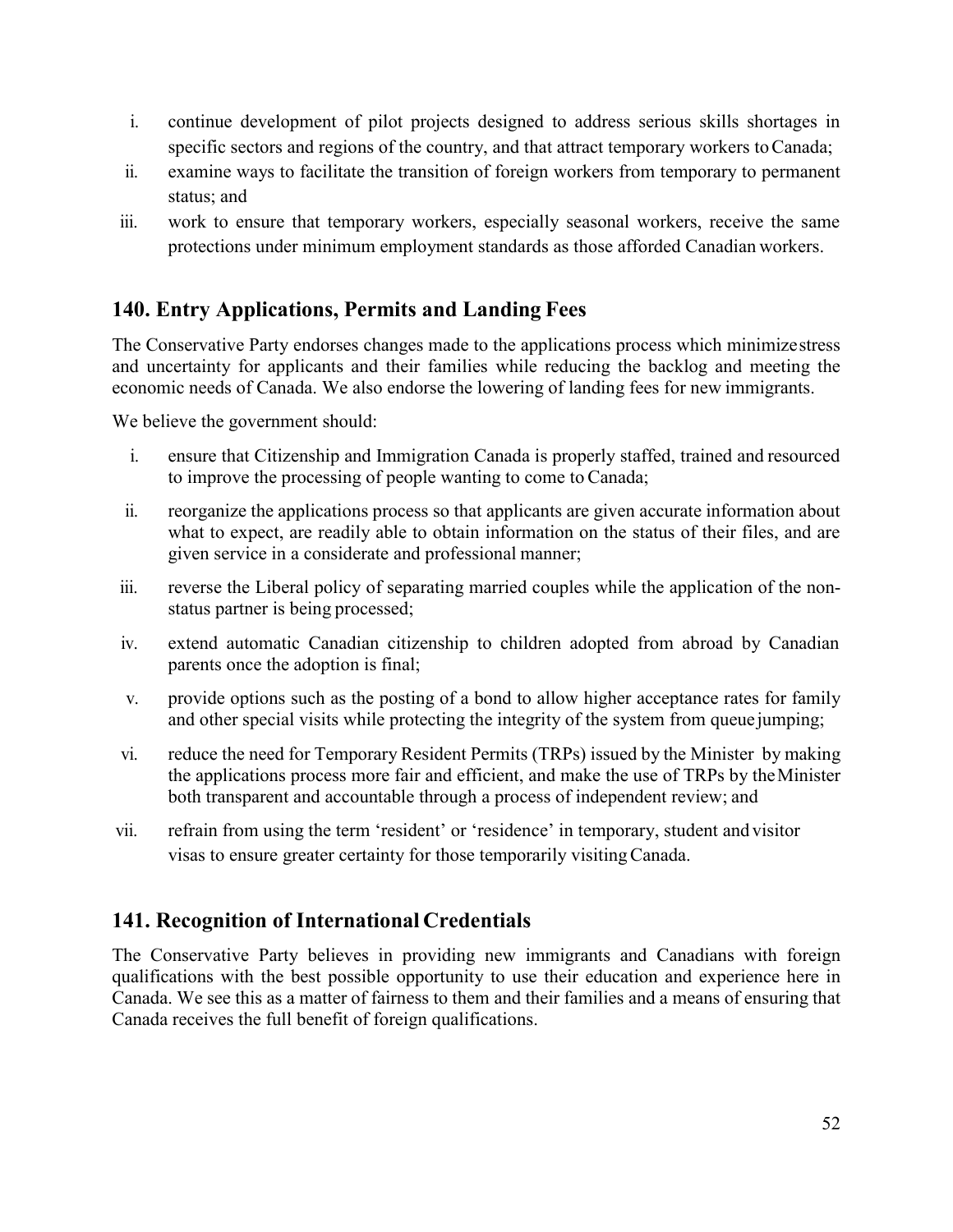i. continue development of pilot projects designed to address serious skills shortages in specific sectors and regions of the country, and that attract temporary workers to Canada;
ii. examine ways to facilitate the transition of foreign workers from temporary to permanent status; and
iii. work to ensure that temporary workers, especially seasonal workers, receive the same protections under minimum employment standards as those afforded Canadian workers.

## 140. Entry Applications, Permits and Landing Fees

The Conservative Party endorses changes made to the applications process which minimize stress and uncertainty for applicants and their families while reducing the backlog and meeting the economic needs of Canada. We also endorse the lowering of landing fees for new immigrants.

We believe the government should:

i. ensure that Citizenship and Immigration Canada is properly staffed, trained and resourced to improve the processing of people wanting to come to Canada;
ii. reorganize the applications process so that applicants are given accurate information about what to expect, are readily able to obtain information on the status of their files, and are given service in a considerate and professional manner;
iii. reverse the Liberal policy of separating married couples while the application of the non-status partner is being processed;
iv. extend automatic Canadian citizenship to children adopted from abroad by Canadian parents once the adoption is final;
v. provide options such as the posting of a bond to allow higher acceptance rates for family and other special visits while protecting the integrity of the system from queue jumping;
vi. reduce the need for Temporary Resident Permits (TRPs) issued by the Minister by making the applications process more fair and efficient, and make the use of TRPs by the Minister both transparent and accountable through a process of independent review; and
vii. refrain from using the term 'resident' or 'residence' in temporary, student and visitor visas to ensure greater certainty for those temporarily visiting Canada.

## 141. Recognition of International Credentials

The Conservative Party believes in providing new immigrants and Canadians with foreign qualifications with the best possible opportunity to use their education and experience here in Canada. We see this as a matter of fairness to them and their families and a means of ensuring that Canada receives the full benefit of foreign qualifications.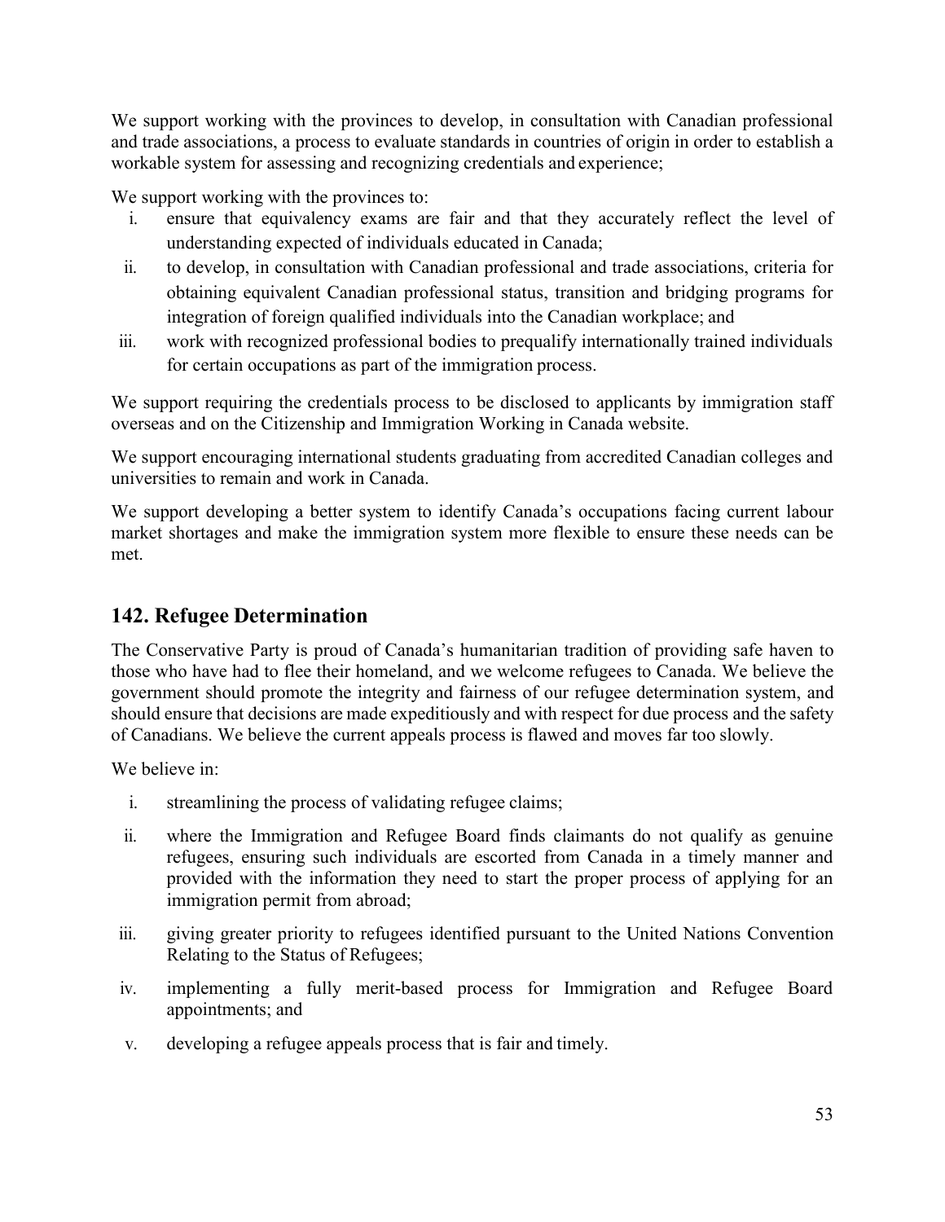We support working with the provinces to develop, in consultation with Canadian professional and trade associations, a process to evaluate standards in countries of origin in order to establish a workable system for assessing and recognizing credentials and experience;

We support working with the provinces to:

i. ensure that equivalency exams are fair and that they accurately reflect the level of understanding expected of individuals educated in Canada;
ii. to develop, in consultation with Canadian professional and trade associations, criteria for obtaining equivalent Canadian professional status, transition and bridging programs for integration of foreign qualified individuals into the Canadian workplace; and
iii. work with recognized professional bodies to prequalify internationally trained individuals for certain occupations as part of the immigration process.

We support requiring the credentials process to be disclosed to applicants by immigration staff overseas and on the Citizenship and Immigration Working in Canada website.

We support encouraging international students graduating from accredited Canadian colleges and universities to remain and work in Canada.

We support developing a better system to identify Canada's occupations facing current labour market shortages and make the immigration system more flexible to ensure these needs can be met.

## 142. Refugee Determination

The Conservative Party is proud of Canada's humanitarian tradition of providing safe haven to those who have had to flee their homeland, and we welcome refugees to Canada. We believe the government should promote the integrity and fairness of our refugee determination system, and should ensure that decisions are made expeditiously and with respect for due process and the safety of Canadians. We believe the current appeals process is flawed and moves far too slowly.

We believe in:

i. streamlining the process of validating refugee claims;
ii. where the Immigration and Refugee Board finds claimants do not qualify as genuine refugees, ensuring such individuals are escorted from Canada in a timely manner and provided with the information they need to start the proper process of applying for an immigration permit from abroad;
iii. giving greater priority to refugees identified pursuant to the United Nations Convention Relating to the Status of Refugees;
iv. implementing a fully merit-based process for Immigration and Refugee Board appointments; and
v. developing a refugee appeals process that is fair and timely.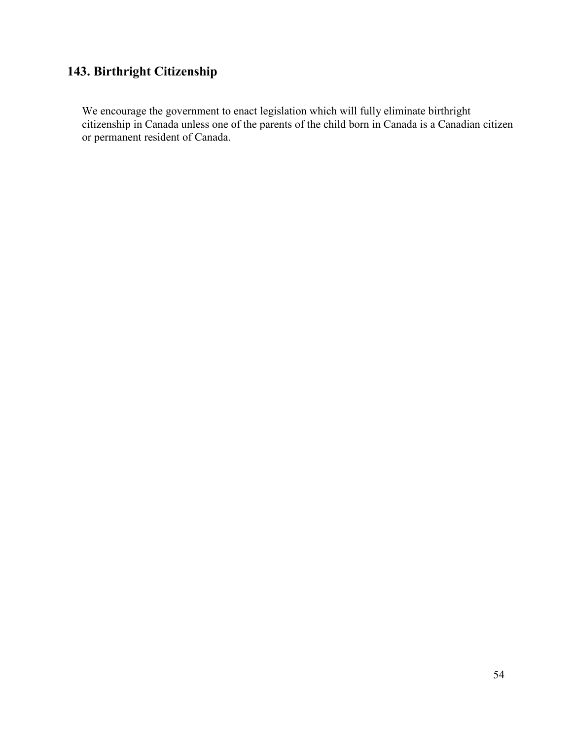## 143. Birthright Citizenship

We encourage the government to enact legislation which will fully eliminate birthright citizenship in Canada unless one of the parents of the child born in Canada is a Canadian citizen or permanent resident of Canada.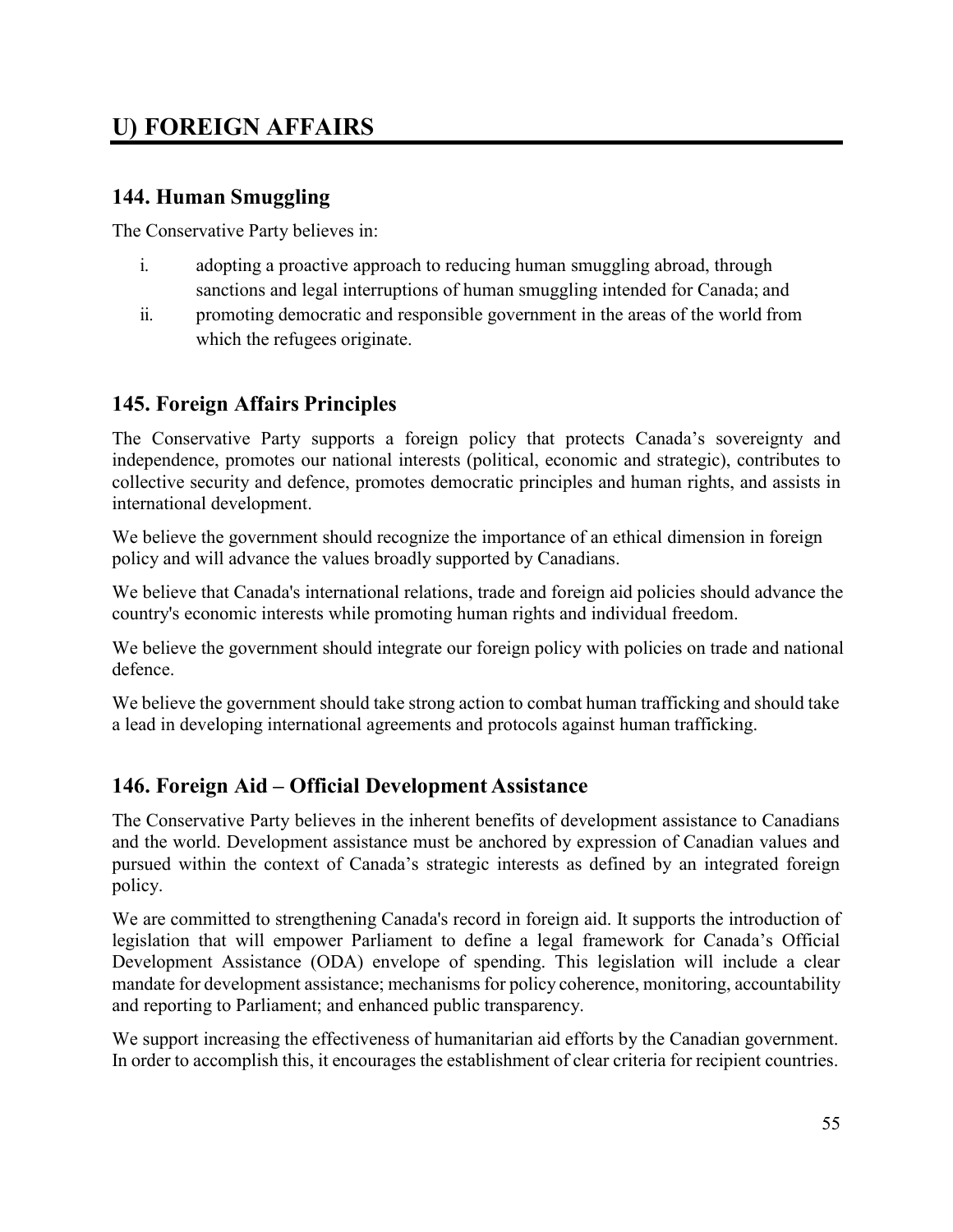# U) FOREIGN AFFAIRS

## 144. Human Smuggling

The Conservative Party believes in:

i. adopting a proactive approach to reducing human smuggling abroad, through sanctions and legal interruptions of human smuggling intended for Canada; and
ii. promoting democratic and responsible government in the areas of the world from which the refugees originate.

## 145. Foreign Affairs Principles

The Conservative Party supports a foreign policy that protects Canada's sovereignty and independence, promotes our national interests (political, economic and strategic), contributes to collective security and defence, promotes democratic principles and human rights, and assists in international development.

We believe the government should recognize the importance of an ethical dimension in foreign policy and will advance the values broadly supported by Canadians.

We believe that Canada's international relations, trade and foreign aid policies should advance the country's economic interests while promoting human rights and individual freedom.

We believe the government should integrate our foreign policy with policies on trade and national defence.

We believe the government should take strong action to combat human trafficking and should take a lead in developing international agreements and protocols against human trafficking.

## 146. Foreign Aid – Official Development Assistance

The Conservative Party believes in the inherent benefits of development assistance to Canadians and the world. Development assistance must be anchored by expression of Canadian values and pursued within the context of Canada's strategic interests as defined by an integrated foreign policy.

We are committed to strengthening Canada's record in foreign aid. It supports the introduction of legislation that will empower Parliament to define a legal framework for Canada's Official Development Assistance (ODA) envelope of spending. This legislation will include a clear mandate for development assistance; mechanisms for policy coherence, monitoring, accountability and reporting to Parliament; and enhanced public transparency.

We support increasing the effectiveness of humanitarian aid efforts by the Canadian government. In order to accomplish this, it encourages the establishment of clear criteria for recipient countries.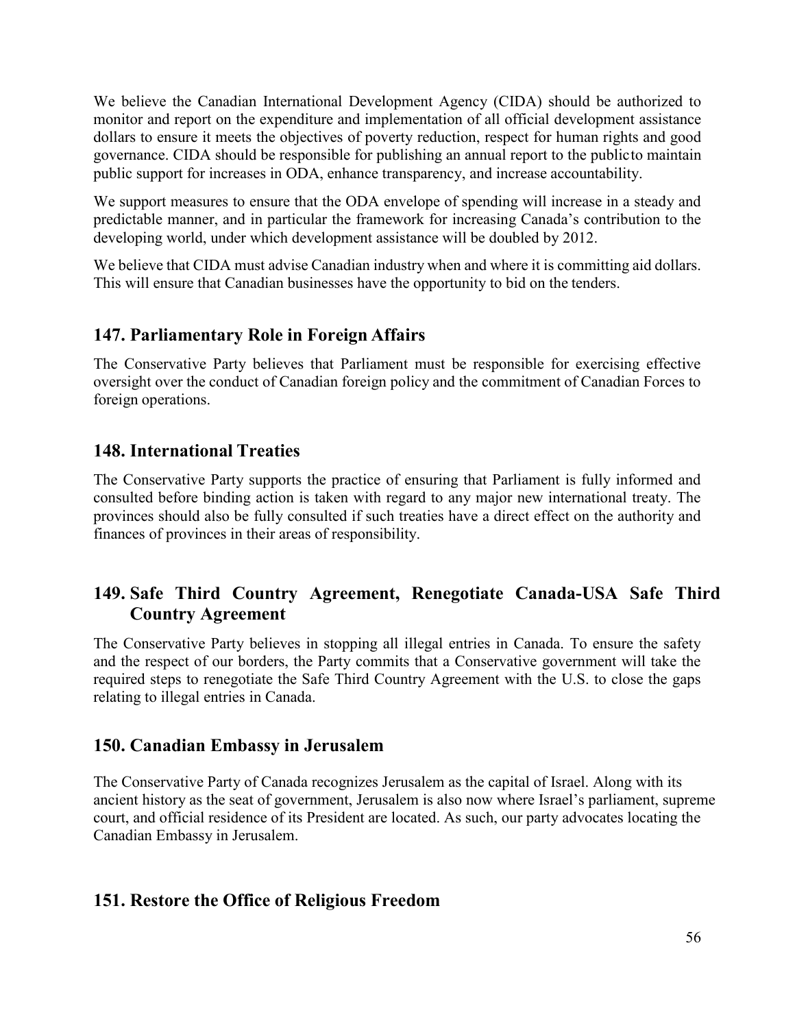We believe the Canadian International Development Agency (CIDA) should be authorized to monitor and report on the expenditure and implementation of all official development assistance dollars to ensure it meets the objectives of poverty reduction, respect for human rights and good governance. CIDA should be responsible for publishing an annual report to the public to maintain public support for increases in ODA, enhance transparency, and increase accountability.

We support measures to ensure that the ODA envelope of spending will increase in a steady and predictable manner, and in particular the framework for increasing Canada's contribution to the developing world, under which development assistance will be doubled by 2012.

We believe that CIDA must advise Canadian industry when and where it is committing aid dollars. This will ensure that Canadian businesses have the opportunity to bid on the tenders.

## 147. Parliamentary Role in Foreign Affairs

The Conservative Party believes that Parliament must be responsible for exercising effective oversight over the conduct of Canadian foreign policy and the commitment of Canadian Forces to foreign operations.

## 148. International Treaties

The Conservative Party supports the practice of ensuring that Parliament is fully informed and consulted before binding action is taken with regard to any major new international treaty. The provinces should also be fully consulted if such treaties have a direct effect on the authority and finances of provinces in their areas of responsibility.

## 149. Safe Third Country Agreement, Renegotiate Canada-USA Safe Third Country Agreement

The Conservative Party believes in stopping all illegal entries in Canada. To ensure the safety and the respect of our borders, the Party commits that a Conservative government will take the required steps to renegotiate the Safe Third Country Agreement with the U.S. to close the gaps relating to illegal entries in Canada.

## 150. Canadian Embassy in Jerusalem

The Conservative Party of Canada recognizes Jerusalem as the capital of Israel. Along with its ancient history as the seat of government, Jerusalem is also now where Israel's parliament, supreme court, and official residence of its President are located. As such, our party advocates locating the Canadian Embassy in Jerusalem.

## 151. Restore the Office of Religious Freedom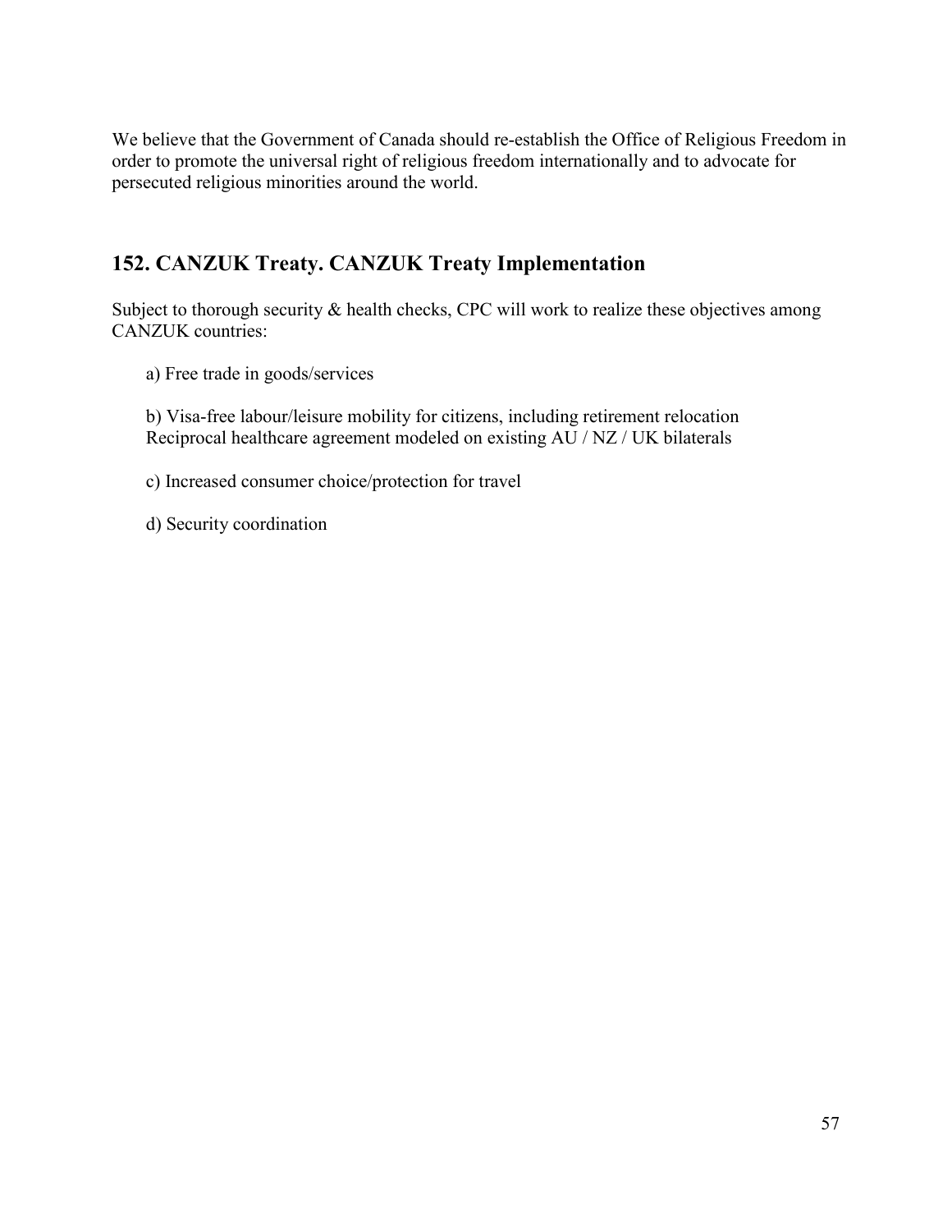We believe that the Government of Canada should re-establish the Office of Religious Freedom in order to promote the universal right of religious freedom internationally and to advocate for persecuted religious minorities around the world.

## 152. CANZUK Treaty. CANZUK Treaty Implementation

Subject to thorough security & health checks, CPC will work to realize these objectives among CANZUK countries:

a) Free trade in goods/services

b) Visa-free labour/leisure mobility for citizens, including retirement relocation
Reciprocal healthcare agreement modeled on existing AU / NZ / UK bilaterals

c) Increased consumer choice/protection for travel

d) Security coordination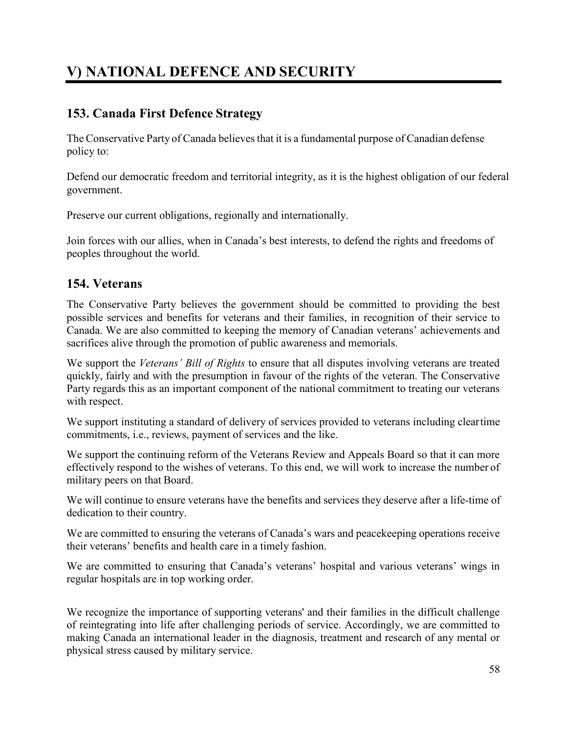# V) NATIONAL DEFENCE AND SECURITY

## 153. Canada First Defence Strategy

The Conservative Party of Canada believes that it is a fundamental purpose of Canadian defense policy to:

Defend our democratic freedom and territorial integrity, as it is the highest obligation of our federal government.

Preserve our current obligations, regionally and internationally.

Join forces with our allies, when in Canada's best interests, to defend the rights and freedoms of peoples throughout the world.

## 154. Veterans

The Conservative Party believes the government should be committed to providing the best possible services and benefits for veterans and their families, in recognition of their service to Canada. We are also committed to keeping the memory of Canadian veterans' achievements and sacrifices alive through the promotion of public awareness and memorials.

We support the *Veterans' Bill of Rights* to ensure that all disputes involving veterans are treated quickly, fairly and with the presumption in favour of the rights of the veteran. The Conservative Party regards this as an important component of the national commitment to treating our veterans with respect.

We support instituting a standard of delivery of services provided to veterans including clear time commitments, i.e., reviews, payment of services and the like.

We support the continuing reform of the Veterans Review and Appeals Board so that it can more effectively respond to the wishes of veterans. To this end, we will work to increase the number of military peers on that Board.

We will continue to ensure veterans have the benefits and services they deserve after a life-time of dedication to their country.

We are committed to ensuring the veterans of Canada's wars and peacekeeping operations receive their veterans' benefits and health care in a timely fashion.

We are committed to ensuring that Canada's veterans' hospital and various veterans' wings in regular hospitals are in top working order.

We recognize the importance of supporting veterans' and their families in the difficult challenge of reintegrating into life after challenging periods of service. Accordingly, we are committed to making Canada an international leader in the diagnosis, treatment and research of any mental or physical stress caused by military service.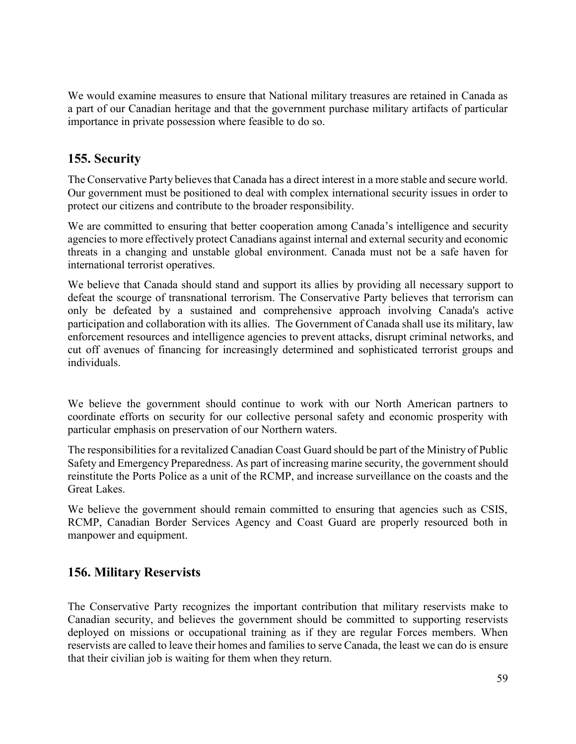We would examine measures to ensure that National military treasures are retained in Canada as a part of our Canadian heritage and that the government purchase military artifacts of particular importance in private possession where feasible to do so.

## 155. Security

The Conservative Party believes that Canada has a direct interest in a more stable and secure world. Our government must be positioned to deal with complex international security issues in order to protect our citizens and contribute to the broader responsibility.

We are committed to ensuring that better cooperation among Canada's intelligence and security agencies to more effectively protect Canadians against internal and external security and economic threats in a changing and unstable global environment. Canada must not be a safe haven for international terrorist operatives.

We believe that Canada should stand and support its allies by providing all necessary support to defeat the scourge of transnational terrorism. The Conservative Party believes that terrorism can only be defeated by a sustained and comprehensive approach involving Canada's active participation and collaboration with its allies. The Government of Canada shall use its military, law enforcement resources and intelligence agencies to prevent attacks, disrupt criminal networks, and cut off avenues of financing for increasingly determined and sophisticated terrorist groups and individuals.

We believe the government should continue to work with our North American partners to coordinate efforts on security for our collective personal safety and economic prosperity with particular emphasis on preservation of our Northern waters.

The responsibilities for a revitalized Canadian Coast Guard should be part of the Ministry of Public Safety and Emergency Preparedness. As part of increasing marine security, the government should reinstitute the Ports Police as a unit of the RCMP, and increase surveillance on the coasts and the Great Lakes.

We believe the government should remain committed to ensuring that agencies such as CSIS, RCMP, Canadian Border Services Agency and Coast Guard are properly resourced both in manpower and equipment.

## 156. Military Reservists

The Conservative Party recognizes the important contribution that military reservists make to Canadian security, and believes the government should be committed to supporting reservists deployed on missions or occupational training as if they are regular Forces members. When reservists are called to leave their homes and families to serve Canada, the least we can do is ensure that their civilian job is waiting for them when they return.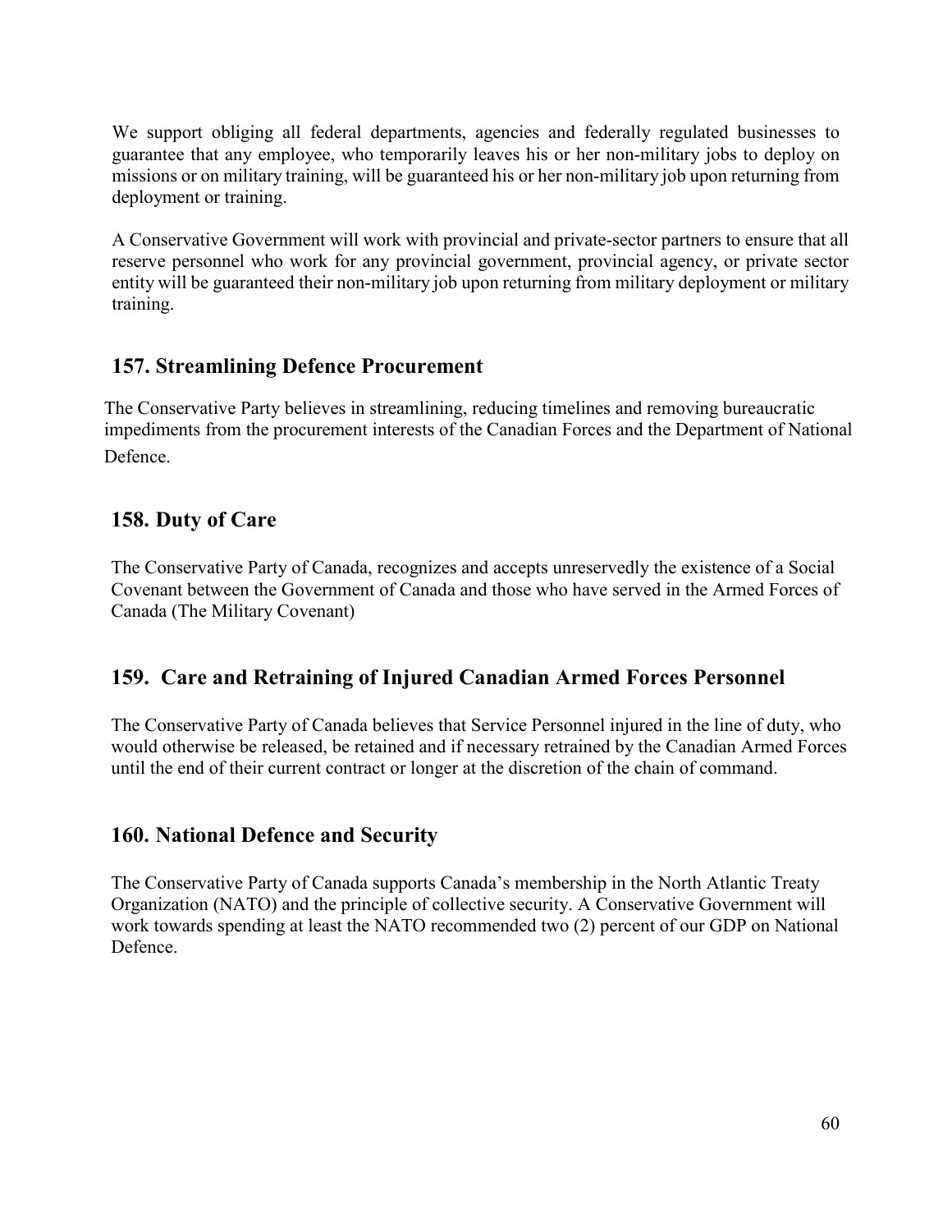We support obliging all federal departments, agencies and federally regulated businesses to guarantee that any employee, who temporarily leaves his or her non-military jobs to deploy on missions or on military training, will be guaranteed his or her non-military job upon returning from deployment or training.

A Conservative Government will work with provincial and private-sector partners to ensure that all reserve personnel who work for any provincial government, provincial agency, or private sector entity will be guaranteed their non-military job upon returning from military deployment or military training.

## 157. Streamlining Defence Procurement

The Conservative Party believes in streamlining, reducing timelines and removing bureaucratic impediments from the procurement interests of the Canadian Forces and the Department of National Defence.

## 158. Duty of Care

The Conservative Party of Canada, recognizes and accepts unreservedly the existence of a Social Covenant between the Government of Canada and those who have served in the Armed Forces of Canada (The Military Covenant)

## 159. Care and Retraining of Injured Canadian Armed Forces Personnel

The Conservative Party of Canada believes that Service Personnel injured in the line of duty, who would otherwise be released, be retained and if necessary retrained by the Canadian Armed Forces until the end of their current contract or longer at the discretion of the chain of command.

## 160. National Defence and Security

The Conservative Party of Canada supports Canada's membership in the North Atlantic Treaty Organization (NATO) and the principle of collective security. A Conservative Government will work towards spending at least the NATO recommended two (2) percent of our GDP on National Defence.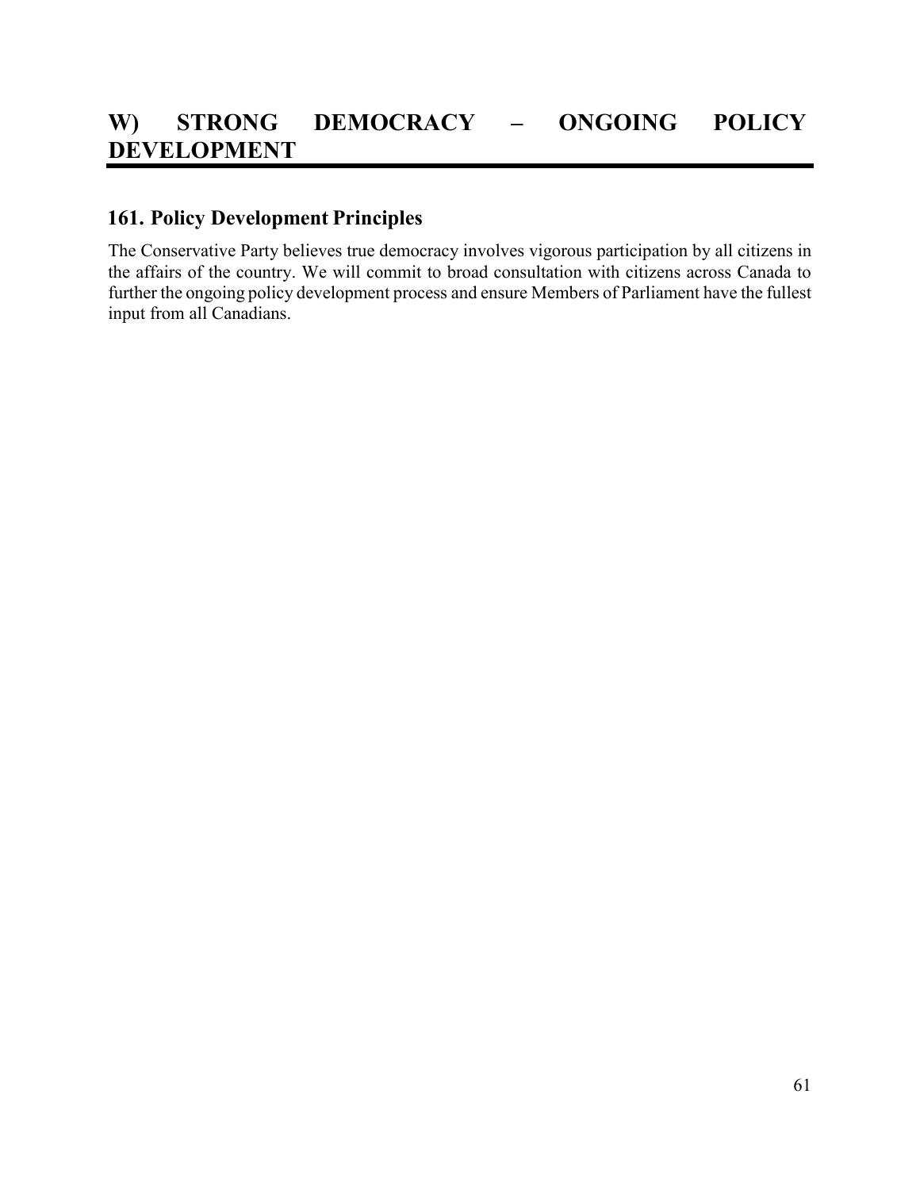# W) STRONG DEMOCRACY – ONGOING POLICY DEVELOPMENT

## 161. Policy Development Principles

The Conservative Party believes true democracy involves vigorous participation by all citizens in the affairs of the country. We will commit to broad consultation with citizens across Canada to further the ongoing policy development process and ensure Members of Parliament have the fullest input from all Canadians.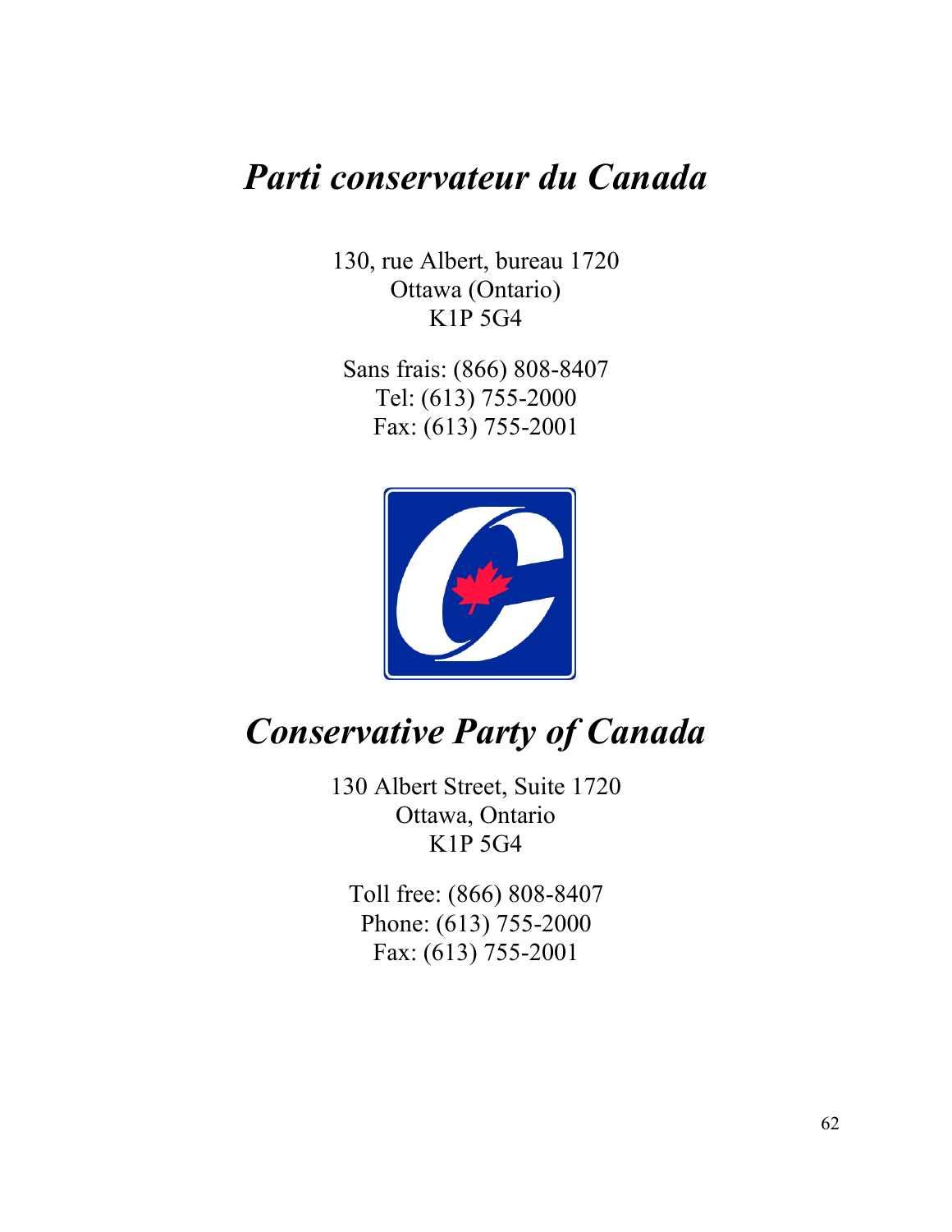# *Parti conservateur du Canada*

130, rue Albert, bureau 1720
Ottawa (Ontario)
K1P 5G4

Sans frais: (866) 808-8407
Tel: (613) 755-2000
Fax: (613) 755-2001

# *Conservative Party of Canada*

130 Albert Street, Suite 1720
Ottawa, Ontario
K1P 5G4

Toll free: (866) 808-8407
Phone: (613) 755-2000
Fax: (613) 755-2001